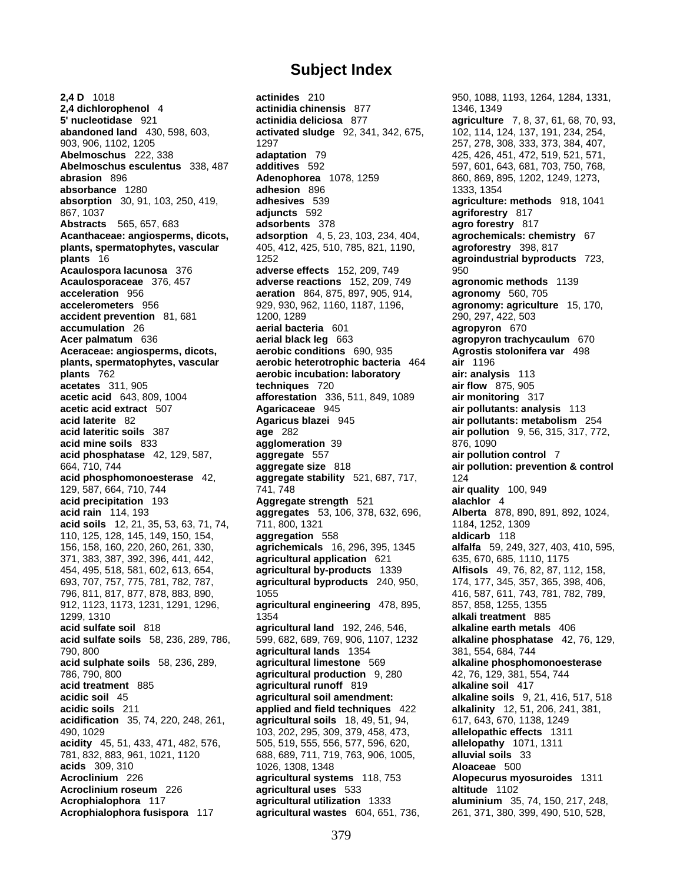# Subject Index

**2,4 D** 1018
**2,4 dichlorophenol** 4
**5' nucleotidase** 921
**abandoned land** 430, 598, 603, 903, 906, 1102, 1205
**Abelmoschus** 222, 338
**Abelmoschus esculentus** 338, 487
**abrasion** 896
**absorbance** 1280
**absorption** 30, 91, 103, 250, 419, 867, 1037
**Abstracts** 565, 657, 683
**Acanthaceae: angiosperms, dicots, plants, spermatophytes, vascular plants** 16
**Acaulospora lacunosa** 376
**Acaulosporaceae** 376, 457
**acceleration** 956
**accelerometers** 956
**accident prevention** 81, 681
**accumulation** 26
**Acer palmatum** 636
**Aceraceae: angiosperms, dicots, plants, spermatophytes, vascular plants** 762
**acetates** 311, 905
**acetic acid** 643, 809, 1004
**acetic acid extract** 507
**acid laterite** 82
**acid lateritic soils** 387
**acid mine soils** 833
**acid phosphatase** 42, 129, 587, 664, 710, 744
**acid phosphomonoesterase** 42, 129, 587, 664, 710, 744
**acid precipitation** 193
**acid rain** 114, 193
**acid soils** 12, 21, 35, 53, 63, 71, 74, 110, 125, 128, 145, 149, 150, 154, 156, 158, 160, 220, 260, 261, 330, 371, 383, 387, 392, 396, 441, 442, 454, 495, 518, 581, 602, 613, 654, 693, 707, 757, 775, 781, 782, 787, 796, 811, 817, 877, 878, 883, 890, 912, 1123, 1173, 1231, 1291, 1296, 1299, 1310
**acid sulfate soil** 818
**acid sulfate soils** 58, 236, 289, 786, 790, 800
**acid sulphate soils** 58, 236, 289, 786, 790, 800
**acid treatment** 885
**acidic soil** 45
**acidic soils** 211
**acidification** 35, 74, 220, 248, 261, 490, 1029
**acidity** 45, 51, 433, 471, 482, 576, 781, 832, 883, 961, 1021, 1120
**acids** 309, 310
**Acroclinium** 226
**Acroclinium roseum** 226
**Acrophialophora** 117
**Acrophialophora fusispora** 117
**actinides** 210
**actinidia chinensis** 877
**actinidia deliciosa** 877
**activated sludge** 92, 341, 342, 675, 1297
**adaptation** 79
**additives** 592
**Adenophorea** 1078, 1259
**adhesion** 896
**adhesives** 539
**adjuncts** 592
**adsorbents** 378
**adsorption** 4, 5, 23, 103, 234, 404, 405, 412, 425, 510, 785, 821, 1190, 1252
**adverse effects** 152, 209, 749
**adverse reactions** 152, 209, 749
**aeration** 864, 875, 897, 905, 914, 929, 930, 962, 1160, 1187, 1196, 1200, 1289
**aerial bacteria** 601
**aerial black leg** 663
**aerobic conditions** 690, 935
**aerobic heterotrophic bacteria** 464
**aerobic incubation: laboratory techniques** 720
**afforestation** 336, 511, 849, 1089
**Agaricaceae** 945
**Agaricus blazei** 945
**age** 282
**agglomeration** 39
**aggregate** 557
**aggregate size** 818
**aggregate stability** 521, 687, 717, 741, 748
**Aggregate strength** 521
**aggregates** 53, 106, 378, 632, 696, 711, 800, 1321
**aggregation** 558
**agrichemicals** 16, 296, 395, 1345
**agricultural application** 621
**agricultural by-products** 1339
**agricultural byproducts** 240, 950, 1055
**agricultural engineering** 478, 895, 1354
**agricultural land** 192, 246, 546, 599, 682, 689, 769, 906, 1107, 1232
**agricultural lands** 1354
**agricultural limestone** 569
**agricultural production** 9, 280
**agricultural runoff** 819
**agricultural soil amendment: applied and field techniques** 422
**agricultural soils** 18, 49, 51, 94, 103, 202, 295, 309, 379, 458, 473, 505, 519, 555, 556, 577, 596, 620, 688, 689, 711, 719, 763, 906, 1005, 1026, 1308, 1348
**agricultural systems** 118, 753
**agricultural uses** 533
**agricultural utilization** 1333
**agricultural wastes** 604, 651, 736, 950, 1088, 1193, 1264, 1284, 1331, 1346, 1349
**agriculture** 7, 8, 37, 61, 68, 70, 93, 102, 114, 124, 137, 191, 234, 254, 257, 278, 308, 333, 373, 384, 407, 425, 426, 451, 472, 519, 521, 571, 597, 601, 643, 681, 703, 750, 768, 860, 869, 895, 1202, 1249, 1273, 1333, 1354
**agriculture: methods** 918, 1041
**agriforestry** 817
**agro forestry** 817
**agrochemicals: chemistry** 67
**agroforestry** 398, 817
**agroindustrial byproducts** 723, 950
**agronomic methods** 1139
**agronomy** 560, 705
**agronomy: agriculture** 15, 170, 290, 297, 422, 503
**agropyron** 670
**agropyron trachycaulum** 670
**Agrostis stolonifera var** 498
**air** 1196
**air: analysis** 113
**air flow** 875, 905
**air monitoring** 317
**air pollutants: analysis** 113
**air pollutants: metabolism** 254
**air pollution** 9, 56, 315, 317, 772, 876, 1090
**air pollution control** 7
**air pollution: prevention & control** 124
**air quality** 100, 949
**alachlor** 4
**Alberta** 878, 890, 891, 892, 1024, 1184, 1252, 1309
**aldicarb** 118
**alfalfa** 59, 249, 327, 403, 410, 595, 635, 670, 685, 1110, 1175
**Alfisols** 49, 76, 82, 87, 112, 158, 174, 177, 345, 357, 365, 398, 406, 416, 587, 611, 743, 781, 782, 789, 857, 858, 1255, 1355
**alkali treatment** 885
**alkaline earth metals** 406
**alkaline phosphatase** 42, 76, 129, 381, 554, 684, 744
**alkaline phosphomonoesterase** 42, 76, 129, 381, 554, 744
**alkaline soil** 417
**alkaline soils** 9, 21, 416, 517, 518
**alkalinity** 12, 51, 206, 241, 381, 617, 643, 670, 1138, 1249
**allelopathic effects** 1311
**allelopathy** 1071, 1311
**alluvial soils** 33
**Aloaceae** 500
**Alopecurus myosuroides** 1311
**altitude** 1102
**aluminium** 35, 74, 150, 217, 248, 261, 371, 380, 399, 490, 510, 528,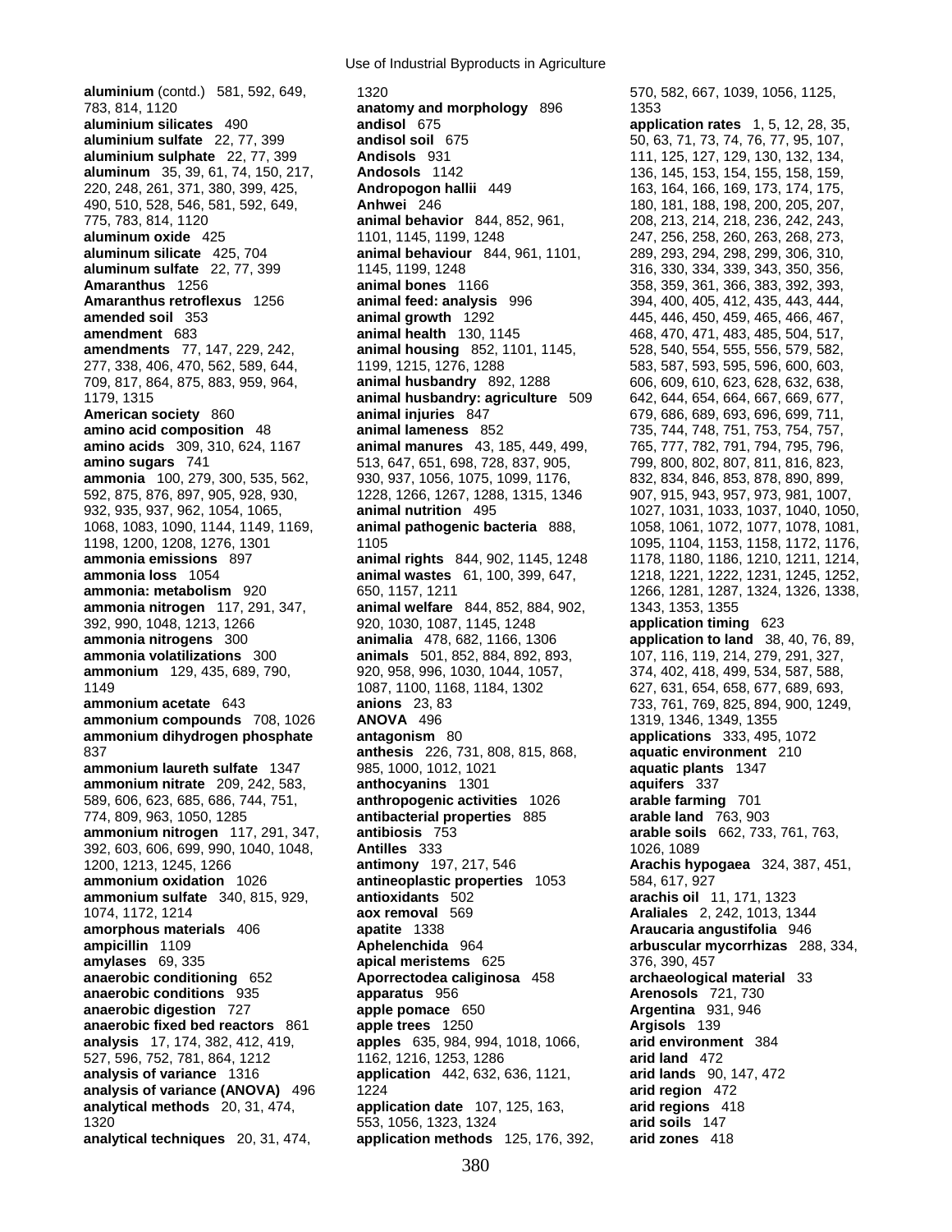**aluminium** (contd.) 581, 592, 649, 783, 814, 1120
**aluminium silicates** 490
**aluminium sulfate** 22, 77, 399
**aluminium sulphate** 22, 77, 399
**aluminum** 35, 39, 61, 74, 150, 217, 220, 248, 261, 371, 380, 399, 425, 490, 510, 528, 546, 581, 592, 649, 775, 783, 814, 1120
**aluminum oxide** 425
**aluminum silicate** 425, 704
**aluminum sulfate** 22, 77, 399
**Amaranthus** 1256
**Amaranthus retroflexus** 1256
**amended soil** 353
**amendment** 683
**amendments** 77, 147, 229, 242, 277, 338, 406, 470, 562, 589, 644, 709, 817, 864, 875, 883, 959, 964, 1179, 1315
**American society** 860
**amino acid composition** 48
**amino acids** 309, 310, 624, 1167
**amino sugars** 741
**ammonia** 100, 279, 300, 535, 562, 592, 875, 876, 897, 905, 928, 930, 932, 935, 937, 962, 1054, 1065, 1068, 1083, 1090, 1144, 1149, 1169, 1198, 1200, 1208, 1276, 1301
**ammonia emissions** 897
**ammonia loss** 1054
**ammonia: metabolism** 920
**ammonia nitrogen** 117, 291, 347, 392, 990, 1048, 1213, 1266
**ammonia nitrogens** 300
**ammonia volatilizations** 300
**ammonium** 129, 435, 689, 790, 1149
**ammonium acetate** 643
**ammonium compounds** 708, 1026
**ammonium dihydrogen phosphate** 837
**ammonium laureth sulfate** 1347
**ammonium nitrate** 209, 242, 583, 589, 606, 623, 685, 686, 744, 751, 774, 809, 963, 1050, 1285
**ammonium nitrogen** 117, 291, 347, 392, 603, 606, 699, 990, 1040, 1048, 1200, 1213, 1245, 1266
**ammonium oxidation** 1026
**ammonium sulfate** 340, 815, 929, 1074, 1172, 1214
**amorphous materials** 406
**ampicillin** 1109
**amylases** 69, 335
**anaerobic conditioning** 652
**anaerobic conditions** 935
**anaerobic digestion** 727
**anaerobic fixed bed reactors** 861
**analysis** 17, 174, 382, 412, 419, 527, 596, 752, 781, 864, 1212
**analysis of variance** 1316
**analysis of variance (ANOVA)** 496
**analytical methods** 20, 31, 474, 1320
**analytical techniques** 20, 31, 474, 1320
**anatomy and morphology** 896
**andisol** 675
**andisol soil** 675
**Andisols** 931
**Andosols** 1142
**Andropogon hallii** 449
**Anhwei** 246
**animal behavior** 844, 852, 961, 1101, 1145, 1199, 1248
**animal behaviour** 844, 961, 1101, 1145, 1199, 1248
**animal bones** 1166
**animal feed: analysis** 996
**animal growth** 1292
**animal health** 130, 1145
**animal housing** 852, 1101, 1145, 1199, 1215, 1276, 1288
**animal husbandry** 892, 1288
**animal husbandry: agriculture** 509
**animal injuries** 847
**animal lameness** 852
**animal manures** 43, 185, 449, 499, 513, 647, 651, 698, 728, 837, 905, 930, 937, 1056, 1075, 1099, 1176, 1228, 1266, 1267, 1288, 1315, 1346
**animal nutrition** 495
**animal pathogenic bacteria** 888, 1105
**animal rights** 844, 902, 1145, 1248
**animal wastes** 61, 100, 399, 647, 650, 1157, 1211
**animal welfare** 844, 852, 884, 902, 920, 1030, 1087, 1145, 1248
**animalia** 478, 682, 1166, 1306
**animals** 501, 852, 884, 892, 893, 920, 958, 996, 1030, 1044, 1057, 1087, 1100, 1168, 1184, 1302
**anions** 23, 83
**ANOVA** 496
**antagonism** 80
**anthesis** 226, 731, 808, 815, 868, 985, 1000, 1012, 1021
**anthocyanins** 1301
**anthropogenic activities** 1026
**antibacterial properties** 885
**antibiosis** 753
**Antilles** 333
**antimony** 197, 217, 546
**antineoplastic properties** 1053
**antioxidants** 502
**aox removal** 569
**apatite** 1338
**Aphelenchida** 964
**apical meristems** 625
**Aporrectodea caliginosa** 458
**apparatus** 956
**apple pomace** 650
**apple trees** 1250
**apples** 635, 984, 994, 1018, 1066, 1162, 1216, 1253, 1286
**application** 442, 632, 636, 1121, 1224
**application date** 107, 125, 163, 553, 1056, 1323, 1324
**application methods** 125, 176, 392, 570, 582, 667, 1039, 1056, 1125, 1353
**application rates** 1, 5, 12, 28, 35, 50, 63, 71, 73, 74, 76, 77, 95, 107, 111, 125, 127, 129, 130, 132, 134, 136, 145, 153, 154, 155, 158, 159, 163, 164, 166, 169, 173, 174, 175, 180, 181, 188, 198, 200, 205, 207, 208, 213, 214, 218, 236, 242, 243, 247, 256, 258, 260, 263, 268, 273, 289, 293, 294, 298, 299, 306, 310, 316, 330, 334, 339, 343, 350, 356, 358, 359, 361, 366, 383, 392, 393, 394, 400, 405, 412, 435, 443, 444, 445, 446, 450, 459, 465, 466, 467, 468, 470, 471, 483, 485, 504, 517, 528, 540, 554, 555, 556, 579, 582, 583, 587, 593, 595, 596, 600, 603, 606, 609, 610, 623, 628, 632, 638, 642, 644, 654, 664, 667, 669, 677, 679, 686, 689, 693, 696, 699, 711, 735, 744, 748, 751, 753, 754, 757, 765, 777, 782, 791, 794, 795, 796, 799, 800, 802, 807, 811, 816, 823, 832, 834, 846, 853, 878, 890, 899, 907, 915, 943, 957, 973, 981, 1007, 1027, 1031, 1033, 1037, 1040, 1050, 1058, 1061, 1072, 1077, 1078, 1081, 1095, 1104, 1153, 1158, 1172, 1176, 1178, 1180, 1186, 1210, 1211, 1214, 1218, 1221, 1222, 1231, 1245, 1252, 1266, 1281, 1287, 1324, 1326, 1338, 1343, 1353, 1355
**application timing** 623
**application to land** 38, 40, 76, 89, 107, 116, 119, 214, 279, 291, 327, 374, 402, 418, 499, 534, 587, 588, 627, 631, 654, 658, 677, 689, 693, 733, 761, 769, 825, 894, 900, 1249, 1319, 1346, 1349, 1355
**applications** 333, 495, 1072
**aquatic environment** 210
**aquatic plants** 1347
**aquifers** 337
**arable farming** 701
**arable land** 763, 903
**arable soils** 662, 733, 761, 763, 1026, 1089
**Arachis hypogaea** 324, 387, 451, 584, 617, 927
**arachis oil** 11, 171, 1323
**Araliales** 2, 242, 1013, 1344
**Araucaria angustifolia** 946
**arbuscular mycorrhizas** 288, 334, 376, 390, 457
**archaeological material** 33
**Arenosols** 721, 730
**Argentina** 931, 946
**Argisols** 139
**arid environment** 384
**arid land** 472
**arid lands** 90, 147, 472
**arid region** 472
**arid regions** 418
**arid soils** 147
**arid zones** 418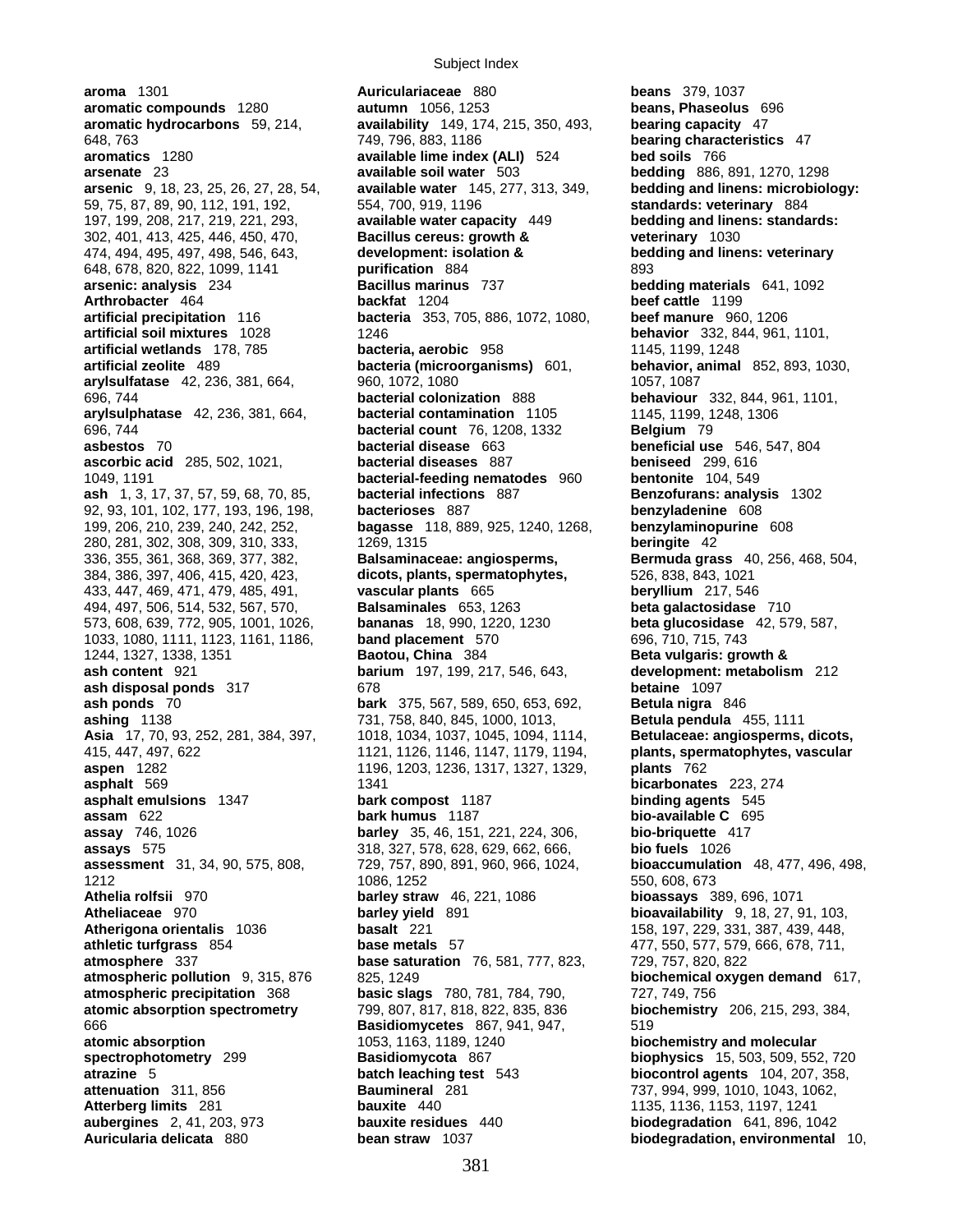**aroma** 1301
**aromatic compounds** 1280
**aromatic hydrocarbons** 59, 214, 648, 763
**aromatics** 1280
**arsenate** 23
**arsenic** 9, 18, 23, 25, 26, 27, 28, 54, 59, 75, 87, 89, 90, 112, 191, 192, 197, 199, 208, 217, 219, 221, 293, 302, 401, 413, 425, 446, 450, 470, 474, 494, 495, 497, 498, 546, 643, 648, 678, 820, 822, 1099, 1141
**arsenic: analysis** 234
**Arthrobacter** 464
**artificial precipitation** 116
**artificial soil mixtures** 1028
**artificial wetlands** 178, 785
**artificial zeolite** 489
**arylsulfatase** 42, 236, 381, 664, 696, 744
**arylsulphatase** 42, 236, 381, 664, 696, 744
**asbestos** 70
**ascorbic acid** 285, 502, 1021, 1049, 1191
**ash** 1, 3, 17, 37, 57, 59, 68, 70, 85, 92, 93, 101, 102, 177, 193, 196, 198, 199, 206, 210, 239, 240, 242, 252, 280, 281, 302, 308, 309, 310, 333, 336, 355, 361, 368, 369, 377, 382, 384, 386, 397, 406, 415, 420, 423, 433, 447, 469, 471, 479, 485, 491, 494, 497, 506, 514, 532, 567, 570, 573, 608, 639, 772, 905, 1001, 1026, 1033, 1080, 1111, 1123, 1161, 1186, 1244, 1327, 1338, 1351
**ash content** 921
**ash disposal ponds** 317
**ash ponds** 70
**ashing** 1138
**Asia** 17, 70, 93, 252, 281, 384, 397, 415, 447, 497, 622
**aspen** 1282
**asphalt** 569
**asphalt emulsions** 1347
**assam** 622
**assay** 746, 1026
**assays** 575
**assessment** 31, 34, 90, 575, 808, 1212
**Athelia rolfsii** 970
**Atheliaceae** 970
**Atherigona orientalis** 1036
**athletic turfgrass** 854
**atmosphere** 337
**atmospheric pollution** 9, 315, 876
**atmospheric precipitation** 368
**atomic absorption spectrometry** 666
**atomic absorption spectrophotometry** 299
**atrazine** 5
**attenuation** 311, 856
**Atterberg limits** 281
**aubergines** 2, 41, 203, 973
**Auricularia delicata** 880
**Auriculariaceae** 880
**autumn** 1056, 1253
**availability** 149, 174, 215, 350, 493, 749, 796, 883, 1186
**available lime index (ALI)** 524
**available soil water** 503
**available water** 145, 277, 313, 349, 554, 700, 919, 1196
**available water capacity** 449
**Bacillus cereus: growth & development: isolation & purification** 884
**Bacillus marinus** 737
**backfat** 1204
**bacteria** 353, 705, 886, 1072, 1080, 1246
**bacteria, aerobic** 958
**bacteria (microorganisms)** 601, 960, 1072, 1080
**bacterial colonization** 888
**bacterial contamination** 1105
**bacterial count** 76, 1208, 1332
**bacterial disease** 663
**bacterial diseases** 887
**bacterial-feeding nematodes** 960
**bacterial infections** 887
**bacterioses** 887
**bagasse** 118, 889, 925, 1240, 1268, 1269, 1315
**Balsaminaceae: angiosperms, dicots, plants, spermatophytes, vascular plants** 665
**Balsaminales** 653, 1263
**bananas** 18, 990, 1220, 1230
**band placement** 570
**Baotou, China** 384
**barium** 197, 199, 217, 546, 643, 678
**bark** 375, 567, 589, 650, 653, 692, 731, 758, 840, 845, 1000, 1013, 1018, 1034, 1037, 1045, 1094, 1114, 1121, 1126, 1146, 1147, 1179, 1194, 1196, 1203, 1236, 1317, 1327, 1329, 1341
**bark compost** 1187
**bark humus** 1187
**barley** 35, 46, 151, 221, 224, 306, 318, 327, 578, 628, 629, 662, 666, 729, 757, 890, 891, 960, 966, 1024, 1086, 1252
**barley straw** 46, 221, 1086
**barley yield** 891
**basalt** 221
**base metals** 57
**base saturation** 76, 581, 777, 823, 825, 1249
**basic slags** 780, 781, 784, 790, 799, 807, 817, 818, 822, 835, 836
**Basidiomycetes** 867, 941, 947, 1053, 1163, 1189, 1240
**Basidiomycota** 867
**batch leaching test** 543
**Baumineral** 281
**bauxite** 440
**bauxite residues** 440
**bean straw** 1037
**beans** 379, 1037
**beans, Phaseolus** 696
**bearing capacity** 47
**bearing characteristics** 47
**bed soils** 766
**bedding** 886, 891, 1270, 1298
**bedding and linens: microbiology: standards: veterinary** 884
**bedding and linens: standards: veterinary** 1030
**bedding and linens: veterinary** 893
**bedding materials** 641, 1092
**beef cattle** 1199
**beef manure** 960, 1206
**behavior** 332, 844, 961, 1101, 1145, 1199, 1248
**behavior, animal** 852, 893, 1030, 1057, 1087
**behaviour** 332, 844, 961, 1101, 1145, 1199, 1248, 1306
**Belgium** 79
**beneficial use** 546, 547, 804
**beniseed** 299, 616
**bentonite** 104, 549
**Benzofurans: analysis** 1302
**benzyladenine** 608
**benzylaminopurine** 608
**beringite** 42
**Bermuda grass** 40, 256, 468, 504, 526, 838, 843, 1021
**beryllium** 217, 546
**beta galactosidase** 710
**beta glucosidase** 42, 579, 587, 696, 710, 715, 743
**Beta vulgaris: growth & development: metabolism** 212
**betaine** 1097
**Betula nigra** 846
**Betula pendula** 455, 1111
**Betulaceae: angiosperms, dicots, plants, spermatophytes, vascular plants** 762
**bicarbonates** 223, 274
**binding agents** 545
**bio-available C** 695
**bio-briquette** 417
**bio fuels** 1026
**bioaccumulation** 48, 477, 496, 498, 550, 608, 673
**bioassays** 389, 696, 1071
**bioavailability** 9, 18, 27, 91, 103, 158, 197, 229, 331, 387, 439, 448, 477, 550, 577, 579, 666, 678, 711, 729, 757, 820, 822
**biochemical oxygen demand** 617, 727, 749, 756
**biochemistry** 206, 215, 293, 384, 519
**biochemistry and molecular biophysics** 15, 503, 509, 552, 720
**biocontrol agents** 104, 207, 358, 737, 994, 999, 1010, 1043, 1062, 1135, 1136, 1153, 1197, 1241
**biodegradation** 641, 896, 1042
**biodegradation, environmental** 10,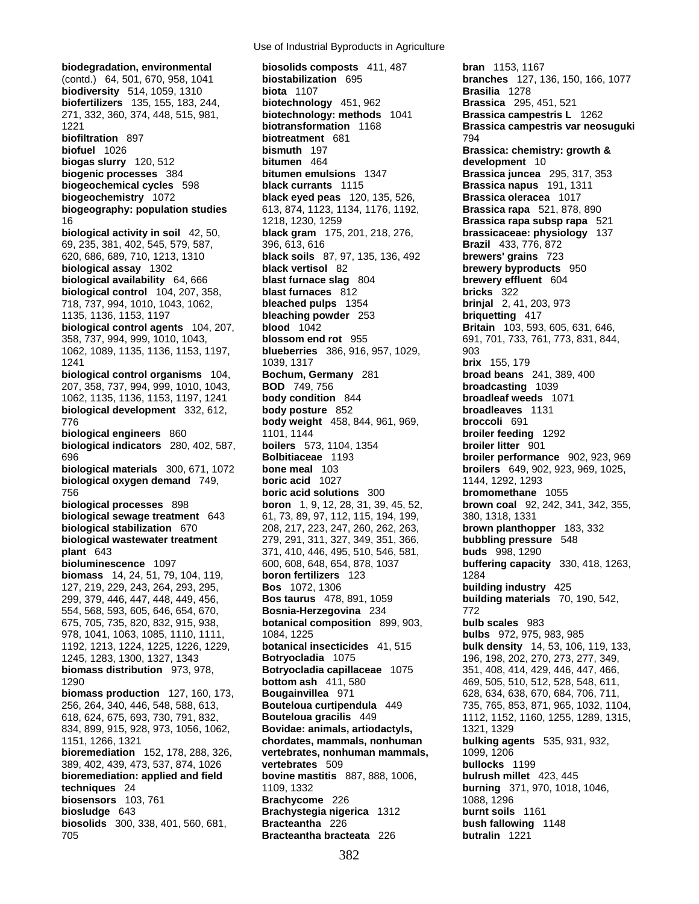**biodegradation, environmental** (contd.) 64, 501, 670, 958, 1041
**biodiversity** 514, 1059, 1310
**biofertilizers** 135, 155, 183, 244, 271, 332, 360, 374, 448, 515, 981, 1221
**biofiltration** 897
**biofuel** 1026
**biogas slurry** 120, 512
**biogenic processes** 384
**biogeochemical cycles** 598
**biogeochemistry** 1072
**biogeography: population studies** 16
**biological activity in soil** 42, 50, 69, 235, 381, 402, 545, 579, 587, 620, 686, 689, 710, 1213, 1310
**biological assay** 1302
**biological availability** 64, 666
**biological control** 104, 207, 358, 718, 737, 994, 1010, 1043, 1062, 1135, 1136, 1153, 1197
**biological control agents** 104, 207, 358, 737, 994, 999, 1010, 1043, 1062, 1089, 1135, 1136, 1153, 1197, 1241
**biological control organisms** 104, 207, 358, 737, 994, 999, 1010, 1043, 1062, 1135, 1136, 1153, 1197, 1241
**biological development** 332, 612, 776
**biological engineers** 860
**biological indicators** 280, 402, 587, 696
**biological materials** 300, 671, 1072
**biological oxygen demand** 749, 756
**biological processes** 898
**biological sewage treatment** 643
**biological stabilization** 670
**biological wastewater treatment plant** 643
**bioluminescence** 1097
**biomass** 14, 24, 51, 79, 104, 119, 127, 219, 229, 243, 264, 293, 295, 299, 379, 446, 447, 448, 449, 456, 554, 568, 593, 605, 646, 654, 670, 675, 705, 735, 820, 832, 915, 938, 978, 1041, 1063, 1085, 1110, 1111, 1192, 1213, 1224, 1225, 1226, 1229, 1245, 1283, 1300, 1327, 1343
**biomass distribution** 973, 978, 1290
**biomass production** 127, 160, 173, 256, 264, 340, 446, 548, 588, 613, 618, 624, 675, 693, 730, 791, 832, 834, 899, 915, 928, 973, 1056, 1062, 1151, 1266, 1321
**bioremediation** 152, 178, 288, 326, 389, 402, 439, 473, 537, 874, 1026
**bioremediation: applied and field techniques** 24
**biosensors** 103, 761
**biosludge** 643
**biosolids** 300, 338, 401, 560, 681, 705
**biosolids composts** 411, 487
**biostabilization** 695
**biota** 1107
**biotechnology** 451, 962
**biotechnology: methods** 1041
**biotransformation** 1168
**biotreatment** 681
**bismuth** 197
**bitumen** 464
**bitumen emulsions** 1347
**black currants** 1115
**black eyed peas** 120, 135, 526, 613, 874, 1123, 1134, 1176, 1192, 1218, 1230, 1259
**black gram** 175, 201, 218, 276, 396, 613, 616
**black soils** 87, 97, 135, 136, 492
**black vertisol** 82
**blast furnace slag** 804
**blast furnaces** 812
**bleached pulps** 1354
**bleaching powder** 253
**blood** 1042
**blossom end rot** 955
**blueberries** 386, 916, 957, 1029, 1039, 1317
**Bochum, Germany** 281
**BOD** 749, 756
**body condition** 844
**body posture** 852
**body weight** 458, 844, 961, 969, 1101, 1144
**boilers** 573, 1104, 1354
**Bolbitiaceae** 1193
**bone meal** 103
**boric acid** 1027
**boric acid solutions** 300
**boron** 1, 9, 12, 28, 31, 39, 45, 52, 61, 73, 89, 97, 112, 115, 194, 199, 208, 217, 223, 247, 260, 262, 263, 279, 291, 311, 327, 349, 351, 366, 371, 410, 446, 495, 510, 546, 581, 600, 608, 648, 654, 878, 1037
**boron fertilizers** 123
**Bos** 1072, 1306
**Bos taurus** 478, 891, 1059
**Bosnia-Herzegovina** 234
**botanical composition** 899, 903, 1084, 1225
**botanical insecticides** 41, 515
**Botryocladia** 1075
**Botryocladia capillaceae** 1075
**bottom ash** 411, 580
**Bougainvillea** 971
**Bouteloua curtipendula** 449
**Bouteloua gracilis** 449
**Bovidae: animals, artiodactyls, chordates, mammals, nonhuman vertebrates, nonhuman mammals, vertebrates** 509
**bovine mastitis** 887, 888, 1006, 1109, 1332
**Brachycome** 226
**Brachystegia nigerica** 1312
**Bracteantha** 226
**Bracteantha bracteata** 226
**bran** 1153, 1167
**branches** 127, 136, 150, 166, 1077
**Brasilia** 1278
**Brassica** 295, 451, 521
**Brassica campestris L** 1262
**Brassica campestris var neosuguki** 794
**Brassica: chemistry: growth & development** 10
**Brassica juncea** 295, 317, 353
**Brassica napus** 191, 1311
**Brassica oleracea** 1017
**Brassica rapa** 521, 878, 890
**Brassica rapa subsp rapa** 521
**brassicaceae: physiology** 137
**Brazil** 433, 776, 872
**brewers' grains** 723
**brewery byproducts** 950
**brewery effluent** 604
**bricks** 322
**brinjal** 2, 41, 203, 973
**briquetting** 417
**Britain** 103, 593, 605, 631, 646, 691, 701, 733, 761, 773, 831, 844, 903
**brix** 155, 179
**broad beans** 241, 389, 400
**broadcasting** 1039
**broadleaf weeds** 1071
**broadleaves** 1131
**broccoli** 691
**broiler feeding** 1292
**broiler litter** 901
**broiler performance** 902, 923, 969
**broilers** 649, 902, 923, 969, 1025, 1144, 1292, 1293
**bromomethane** 1055
**brown coal** 92, 242, 341, 342, 355, 380, 1318, 1331
**brown planthopper** 183, 332
**bubbling pressure** 548
**buds** 998, 1290
**buffering capacity** 330, 418, 1263, 1284
**building industry** 425
**building materials** 70, 190, 542, 772
**bulb scales** 983
**bulbs** 972, 975, 983, 985
**bulk density** 14, 53, 106, 119, 133, 196, 198, 202, 270, 273, 277, 349, 351, 408, 414, 429, 446, 447, 466, 469, 505, 510, 512, 528, 548, 611, 628, 634, 638, 670, 684, 706, 711, 735, 765, 853, 871, 965, 1032, 1104, 1112, 1152, 1160, 1255, 1289, 1315, 1321, 1329
**bulking agents** 535, 931, 932, 1099, 1206
**bullocks** 1199
**bulrush millet** 423, 445
**burning** 371, 970, 1018, 1046, 1088, 1296
**burnt soils** 1161
**bush fallowing** 1148
**butralin** 1221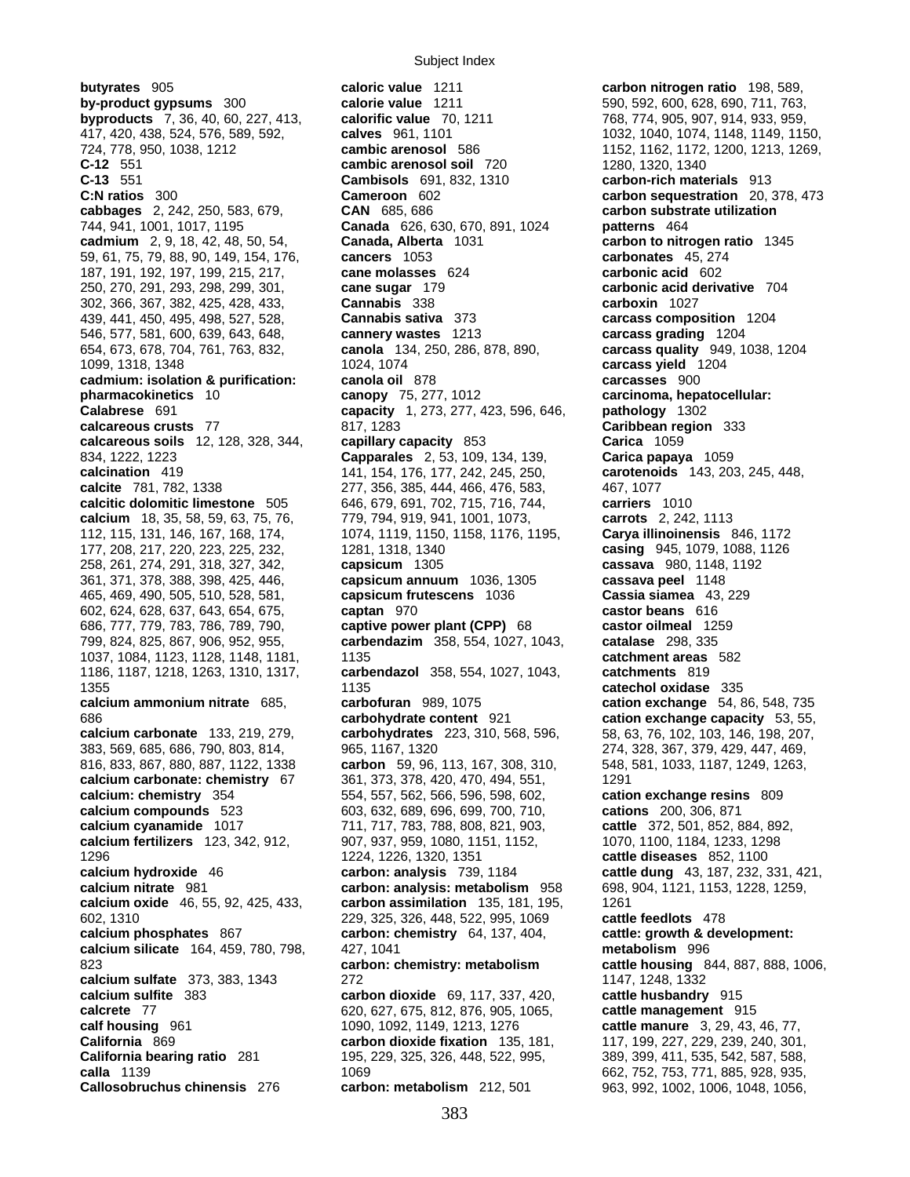**butyrates** 905
**by-product gypsums** 300
**byproducts** 7, 36, 40, 60, 227, 413, 417, 420, 438, 524, 576, 589, 592, 724, 778, 950, 1038, 1212
**C-12** 551
**C-13** 551
**C:N ratios** 300
**cabbages** 2, 242, 250, 583, 679, 744, 941, 1001, 1017, 1195
**cadmium** 2, 9, 18, 42, 48, 50, 54, 59, 61, 75, 79, 88, 90, 149, 154, 176, 187, 191, 192, 197, 199, 215, 217, 250, 270, 291, 293, 298, 299, 301, 302, 366, 367, 382, 425, 428, 433, 439, 441, 450, 495, 498, 527, 528, 546, 577, 581, 600, 639, 643, 648, 654, 673, 678, 704, 761, 763, 832, 1099, 1318, 1348
**cadmium: isolation & purification: pharmacokinetics** 10
**Calabrese** 691
**calcareous crusts** 77
**calcareous soils** 12, 128, 328, 344, 834, 1222, 1223
**calcination** 419
**calcite** 781, 782, 1338
**calcitic dolomitic limestone** 505
**calcium** 18, 35, 58, 59, 63, 75, 76, 112, 115, 131, 146, 167, 168, 174, 177, 208, 217, 220, 223, 225, 232, 258, 261, 274, 291, 318, 327, 342, 361, 371, 378, 388, 398, 425, 446, 465, 469, 490, 505, 510, 528, 581, 602, 624, 628, 637, 643, 654, 675, 686, 777, 779, 783, 786, 789, 790, 799, 824, 825, 867, 906, 952, 955, 1037, 1084, 1123, 1128, 1148, 1181, 1186, 1187, 1218, 1263, 1310, 1317, 1355
**calcium ammonium nitrate** 685, 686
**calcium carbonate** 133, 219, 279, 383, 569, 685, 686, 790, 803, 814, 816, 833, 867, 880, 887, 1122, 1338
**calcium carbonate: chemistry** 67
**calcium: chemistry** 354
**calcium compounds** 523
**calcium cyanamide** 1017
**calcium fertilizers** 123, 342, 912, 1296
**calcium hydroxide** 46
**calcium nitrate** 981
**calcium oxide** 46, 55, 92, 425, 433, 602, 1310
**calcium phosphates** 867
**calcium silicate** 164, 459, 780, 798, 823
**calcium sulfate** 373, 383, 1343
**calcium sulfite** 383
**calcrete** 77
**calf housing** 961
**California** 869
**California bearing ratio** 281
**calla** 1139
**Callosobruchus chinensis** 276
**caloric value** 1211
**calorie value** 1211
**calorific value** 70, 1211
**calves** 961, 1101
**cambic arenosol** 586
**cambic arenosol soil** 720
**Cambisols** 691, 832, 1310
**Cameroon** 602
**CAN** 685, 686
**Canada** 626, 630, 670, 891, 1024
**Canada, Alberta** 1031
**cancers** 1053
**cane molasses** 624
**cane sugar** 179
**Cannabis** 338
**Cannabis sativa** 373
**cannery wastes** 1213
**canola** 134, 250, 286, 878, 890, 1024, 1074
**canola oil** 878
**canopy** 75, 277, 1012
**capacity** 1, 273, 277, 423, 596, 646, 817, 1283
**capillary capacity** 853
**Capparales** 2, 53, 109, 134, 139, 141, 154, 176, 177, 242, 245, 250, 277, 356, 385, 444, 466, 476, 583, 646, 679, 691, 702, 715, 716, 744, 779, 794, 919, 941, 1001, 1073, 1074, 1119, 1150, 1158, 1176, 1195, 1281, 1318, 1340
**capsicum** 1305
**capsicum annuum** 1036, 1305
**capsicum frutescens** 1036
**captan** 970
**captive power plant (CPP)** 68
**carbendazim** 358, 554, 1027, 1043, 1135
**carbendazol** 358, 554, 1027, 1043, 1135
**carbofuran** 989, 1075
**carbohydrate content** 921
**carbohydrates** 223, 310, 568, 596, 965, 1167, 1320
**carbon** 59, 96, 113, 167, 308, 310, 361, 373, 378, 420, 470, 494, 551, 554, 557, 562, 566, 596, 598, 602, 603, 632, 689, 696, 699, 700, 710, 711, 717, 783, 788, 808, 821, 903, 907, 937, 959, 1080, 1151, 1152, 1224, 1226, 1320, 1351
**carbon: analysis** 739, 1184
**carbon: analysis: metabolism** 958
**carbon assimilation** 135, 181, 195, 229, 325, 326, 448, 522, 995, 1069
**carbon: chemistry** 64, 137, 404, 427, 1041
**carbon: chemistry: metabolism** 272
**carbon dioxide** 69, 117, 337, 420, 620, 627, 675, 812, 876, 905, 1065, 1090, 1092, 1149, 1213, 1276
**carbon dioxide fixation** 135, 181, 195, 229, 325, 326, 448, 522, 995, 1069
**carbon: metabolism** 212, 501
**carbon nitrogen ratio** 198, 589, 590, 592, 600, 628, 690, 711, 763, 768, 774, 905, 907, 914, 933, 959, 1032, 1040, 1074, 1148, 1149, 1150, 1152, 1162, 1172, 1200, 1213, 1269, 1280, 1320, 1340
**carbon-rich materials** 913
**carbon sequestration** 20, 378, 473
**carbon substrate utilization patterns** 464
**carbon to nitrogen ratio** 1345
**carbonates** 45, 274
**carbonic acid** 602
**carbonic acid derivative** 704
**carboxin** 1027
**carcass composition** 1204
**carcass grading** 1204
**carcass quality** 949, 1038, 1204
**carcass yield** 1204
**carcasses** 900
**carcinoma, hepatocellular: pathology** 1302
**Caribbean region** 333
**Carica** 1059
**Carica papaya** 1059
**carotenoids** 143, 203, 245, 448, 467, 1077
**carriers** 1010
**carrots** 2, 242, 1113
**Carya illinoinensis** 846, 1172
**casing** 945, 1079, 1088, 1126
**cassava** 980, 1148, 1192
**cassava peel** 1148
**Cassia siamea** 43, 229
**castor beans** 616
**castor oilmeal** 1259
**catalase** 298, 335
**catchment areas** 582
**catchments** 819
**catechol oxidase** 335
**cation exchange** 54, 86, 548, 735
**cation exchange capacity** 53, 55, 58, 63, 76, 102, 103, 146, 198, 207, 274, 328, 367, 379, 429, 447, 469, 548, 581, 1033, 1187, 1249, 1263, 1291
**cation exchange resins** 809
**cations** 200, 306, 871
**cattle** 372, 501, 852, 884, 892, 1070, 1100, 1184, 1233, 1298
**cattle diseases** 852, 1100
**cattle dung** 43, 187, 232, 331, 421, 698, 904, 1121, 1153, 1228, 1259, 1261
**cattle feedlots** 478
**cattle: growth & development: metabolism** 996
**cattle housing** 844, 887, 888, 1006, 1147, 1248, 1332
**cattle husbandry** 915
**cattle management** 915
**cattle manure** 3, 29, 43, 46, 77, 117, 199, 227, 229, 239, 240, 301, 389, 399, 411, 535, 542, 587, 588, 662, 752, 753, 771, 885, 928, 935, 963, 992, 1002, 1006, 1048, 1056,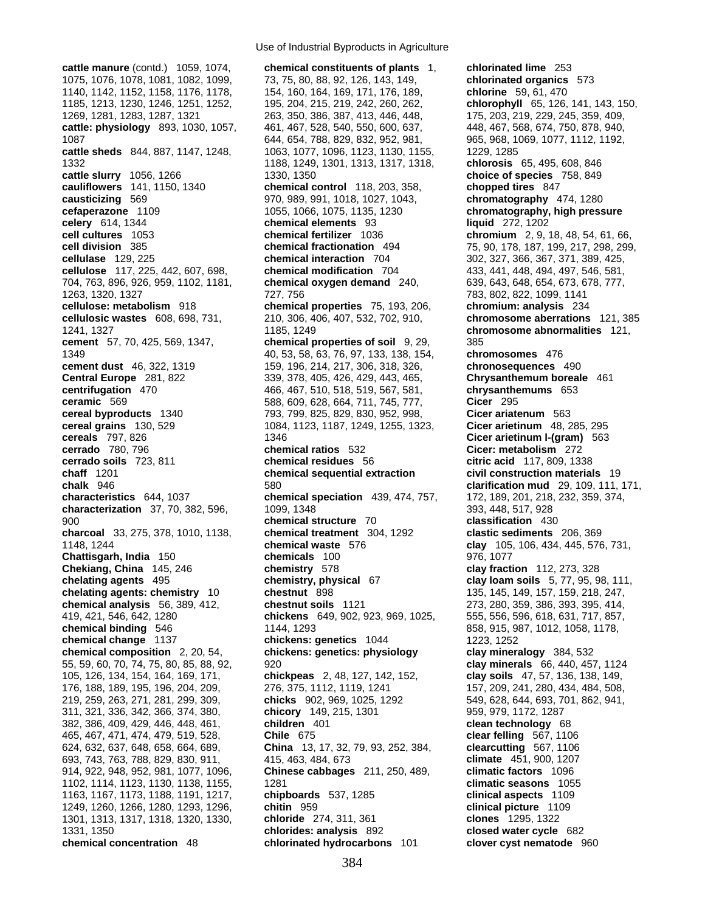**cattle manure** (contd.) 1059, 1074, 1075, 1076, 1078, 1081, 1082, 1099, 1140, 1142, 1152, 1158, 1176, 1178, 1185, 1213, 1230, 1246, 1251, 1252, 1269, 1281, 1283, 1287, 1321
**cattle: physiology** 893, 1030, 1057, 1087
**cattle sheds** 844, 887, 1147, 1248, 1332
**cattle slurry** 1056, 1266
**cauliflowers** 141, 1150, 1340
**causticizing** 569
**cefaperazone** 1109
**celery** 614, 1344
**cell cultures** 1053
**cell division** 385
**cellulase** 129, 225
**cellulose** 117, 225, 442, 607, 698, 704, 763, 896, 926, 959, 1102, 1181, 1263, 1320, 1327
**cellulose: metabolism** 918
**cellulosic wastes** 608, 698, 731, 1241, 1327
**cement** 57, 70, 425, 569, 1347, 1349
**cement dust** 46, 322, 1319
**Central Europe** 281, 822
**centrifugation** 470
**ceramic** 569
**cereal byproducts** 1340
**cereal grains** 130, 529
**cereals** 797, 826
**cerrado** 780, 796
**cerrado soils** 723, 811
**chaff** 1201
**chalk** 946
**characteristics** 644, 1037
**characterization** 37, 70, 382, 596, 900
**charcoal** 33, 275, 378, 1010, 1138, 1148, 1244
**Chattisgarh, India** 150
**Chekiang, China** 145, 246
**chelating agents** 495
**chelating agents: chemistry** 10
**chemical analysis** 56, 389, 412, 419, 421, 546, 642, 1280
**chemical binding** 546
**chemical change** 1137
**chemical composition** 2, 20, 54, 55, 59, 60, 70, 74, 75, 80, 85, 88, 92, 105, 126, 134, 154, 164, 169, 171, 176, 188, 189, 195, 196, 204, 209, 219, 259, 263, 271, 281, 299, 309, 311, 321, 336, 342, 366, 374, 380, 382, 386, 409, 429, 446, 448, 461, 465, 467, 471, 474, 479, 519, 528, 624, 632, 637, 648, 658, 664, 689, 693, 743, 763, 788, 829, 830, 911, 914, 922, 948, 952, 981, 1077, 1096, 1102, 1114, 1123, 1130, 1138, 1155, 1163, 1167, 1173, 1188, 1191, 1217, 1249, 1260, 1266, 1280, 1293, 1296, 1301, 1313, 1317, 1318, 1320, 1330, 1331, 1350
**chemical concentration** 48
**chemical constituents of plants** 1, 73, 75, 80, 88, 92, 126, 143, 149, 154, 160, 164, 169, 171, 176, 189, 195, 204, 215, 219, 242, 260, 262, 263, 350, 386, 387, 413, 446, 448, 461, 467, 528, 540, 550, 600, 637, 644, 654, 788, 829, 832, 952, 981, 1063, 1077, 1096, 1123, 1130, 1155, 1188, 1249, 1301, 1313, 1317, 1318, 1330, 1350
**chemical control** 118, 203, 358, 970, 989, 991, 1018, 1027, 1043, 1055, 1066, 1075, 1135, 1230
**chemical elements** 93
**chemical fertilizer** 1036
**chemical fractionation** 494
**chemical interaction** 704
**chemical modification** 704
**chemical oxygen demand** 240, 727, 756
**chemical properties** 75, 193, 206, 210, 306, 406, 407, 532, 702, 910, 1185, 1249
**chemical properties of soil** 9, 29, 40, 53, 58, 63, 76, 97, 133, 138, 154, 159, 196, 214, 217, 306, 318, 326, 339, 378, 405, 426, 429, 443, 465, 466, 467, 510, 518, 519, 567, 581, 588, 609, 628, 664, 711, 745, 777, 793, 799, 825, 829, 830, 952, 998, 1084, 1123, 1187, 1249, 1255, 1323, 1346
**chemical ratios** 532
**chemical residues** 56
**chemical sequential extraction** 580
**chemical speciation** 439, 474, 757, 1099, 1348
**chemical structure** 70
**chemical treatment** 304, 1292
**chemical waste** 576
**chemicals** 100
**chemistry** 578
**chemistry, physical** 67
**chestnut** 898
**chestnut soils** 1121
**chickens** 649, 902, 923, 969, 1025, 1144, 1293
**chickens: genetics** 1044
**chickens: genetics: physiology** 920
**chickpeas** 2, 48, 127, 142, 152, 276, 375, 1112, 1119, 1241
**chicks** 902, 969, 1025, 1292
**chicory** 149, 215, 1301
**children** 401
**Chile** 675
**China** 13, 17, 32, 79, 93, 252, 384, 415, 463, 484, 673
**Chinese cabbages** 211, 250, 489, 1281
**chipboards** 537, 1285
**chitin** 959
**chloride** 274, 311, 361
**chlorides: analysis** 892
**chlorinated hydrocarbons** 101
**chlorinated lime** 253
**chlorinated organics** 573
**chlorine** 59, 61, 470
**chlorophyll** 65, 126, 141, 143, 150, 175, 203, 219, 229, 245, 359, 409, 448, 467, 568, 674, 750, 878, 940, 965, 968, 1069, 1077, 1112, 1192, 1229, 1285
**chlorosis** 65, 495, 608, 846
**choice of species** 758, 849
**chopped tires** 847
**chromatography** 474, 1280
**chromatography, high pressure liquid** 272, 1202
**chromium** 2, 9, 18, 48, 54, 61, 66, 75, 90, 178, 187, 199, 217, 298, 299, 302, 327, 366, 367, 371, 389, 425, 433, 441, 448, 494, 497, 546, 581, 639, 643, 648, 654, 673, 678, 777, 783, 802, 822, 1099, 1141
**chromium: analysis** 234
**chromosome aberrations** 121, 385
**chromosome abnormalities** 121, 385
**chromosomes** 476
**chronosequences** 490
**Chrysanthemum boreale** 461
**chrysanthemums** 653
**Cicer** 295
**Cicer ariatenum** 563
**Cicer arietinum** 48, 285, 295
**Cicer arietinum l-(gram)** 563
**Cicer: metabolism** 272
**citric acid** 117, 809, 1338
**civil construction materials** 19
**clarification mud** 29, 109, 111, 171, 172, 189, 201, 218, 232, 359, 374, 393, 448, 517, 928
**classification** 430
**clastic sediments** 206, 369
**clay** 105, 106, 434, 445, 576, 731, 976, 1077
**clay fraction** 112, 273, 328
**clay loam soils** 5, 77, 95, 98, 111, 135, 145, 149, 157, 159, 218, 247, 273, 280, 359, 386, 393, 395, 414, 555, 556, 596, 618, 631, 717, 857, 858, 915, 987, 1012, 1058, 1178, 1223, 1252
**clay mineralogy** 384, 532
**clay minerals** 66, 440, 457, 1124
**clay soils** 47, 57, 136, 138, 149, 157, 209, 241, 280, 434, 484, 508, 549, 628, 644, 693, 701, 862, 941, 959, 979, 1172, 1287
**clean technology** 68
**clear felling** 567, 1106
**clearcutting** 567, 1106
**climate** 451, 900, 1207
**climatic factors** 1096
**climatic seasons** 1055
**clinical aspects** 1109
**clinical picture** 1109
**clones** 1295, 1322
**closed water cycle** 682
**clover cyst nematode** 960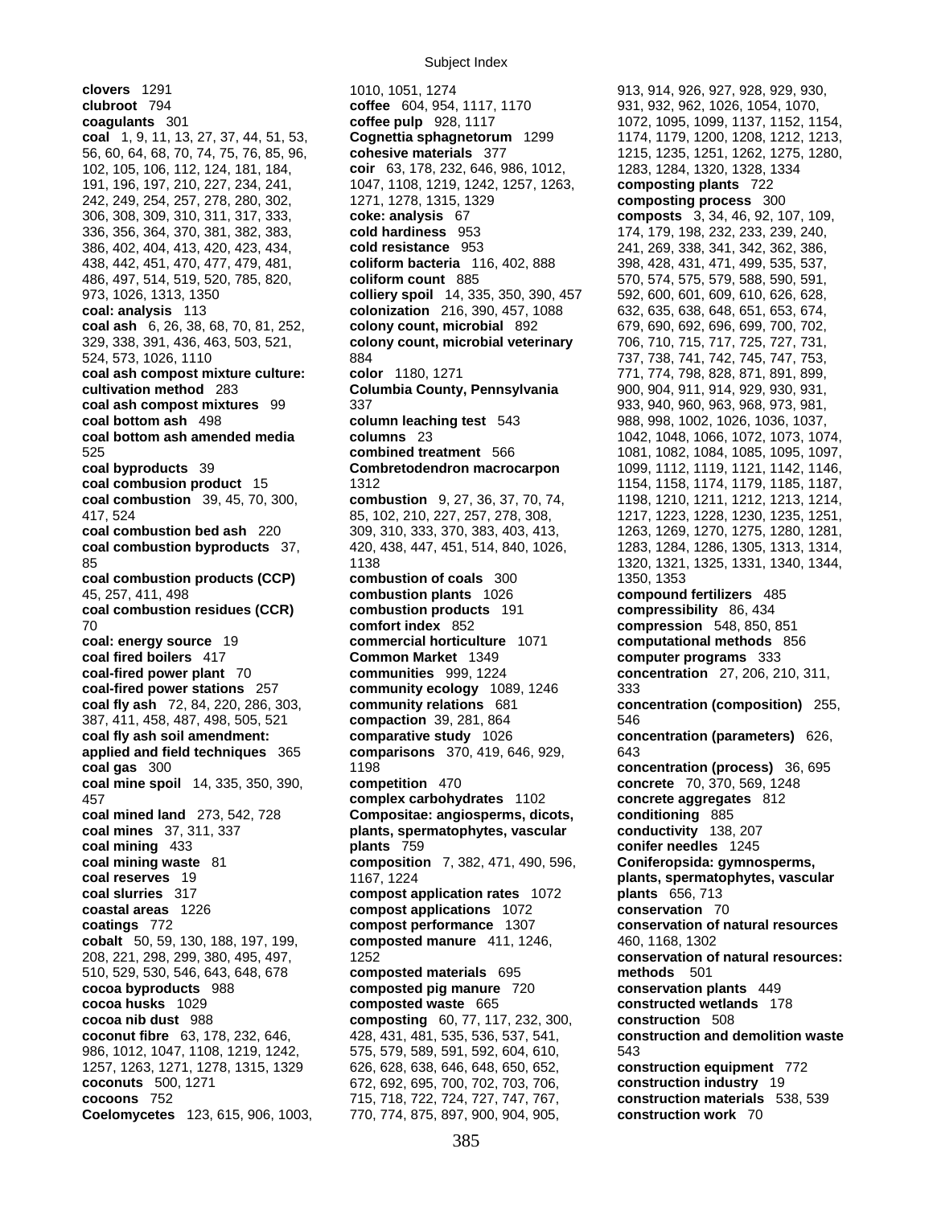**clovers** 1291
**clubroot** 794
**coagulants** 301
**coal** 1, 9, 11, 13, 27, 37, 44, 51, 53, 56, 60, 64, 68, 70, 74, 75, 76, 85, 96, 102, 105, 106, 112, 124, 181, 184, 191, 196, 197, 210, 227, 234, 241, 242, 249, 254, 257, 278, 280, 302, 306, 308, 309, 310, 311, 317, 333, 336, 356, 364, 370, 381, 382, 383, 386, 402, 404, 413, 420, 423, 434, 438, 442, 451, 470, 477, 479, 481, 486, 497, 514, 519, 520, 785, 820, 973, 1026, 1313, 1350
**coal: analysis** 113
**coal ash** 6, 26, 38, 68, 70, 81, 252, 329, 338, 391, 436, 463, 503, 521, 524, 573, 1026, 1110
**coal ash compost mixture culture: cultivation method** 283
**coal ash compost mixtures** 99
**coal bottom ash** 498
**coal bottom ash amended media** 525
**coal byproducts** 39
**coal combustion product** 15
**coal combustion** 39, 45, 70, 300, 417, 524
**coal combustion bed ash** 220
**coal combustion byproducts** 37, 85
**coal combustion products (CCP)** 45, 257, 411, 498
**coal combustion residues (CCR)** 70
**coal: energy source** 19
**coal fired boilers** 417
**coal-fired power plant** 70
**coal-fired power stations** 257
**coal fly ash** 72, 84, 220, 286, 303, 387, 411, 458, 487, 498, 505, 521
**coal fly ash soil amendment: applied and field techniques** 365
**coal gas** 300
**coal mine spoil** 14, 335, 350, 390, 457
**coal mined land** 273, 542, 728
**coal mines** 37, 311, 337
**coal mining** 433
**coal mining waste** 81
**coal reserves** 19
**coal slurries** 317
**coastal areas** 1226
**coatings** 772
**cobalt** 50, 59, 130, 188, 197, 199, 208, 221, 298, 299, 380, 495, 497, 510, 529, 530, 546, 643, 648, 678
**cocoa byproducts** 988
**cocoa husks** 1029
**cocoa nib dust** 988
**coconut fibre** 63, 178, 232, 646, 986, 1012, 1047, 1108, 1219, 1242, 1257, 1263, 1271, 1278, 1315, 1329
**coconuts** 500, 1271
**cocoons** 752
**Coelomycetes** 123, 615, 906, 1003, 1010, 1051, 1274
**coffee** 604, 954, 1117, 1170
**coffee pulp** 928, 1117
**Cognettia sphagnetorum** 1299
**cohesive materials** 377
**coir** 63, 178, 232, 646, 986, 1012, 1047, 1108, 1219, 1242, 1257, 1263, 1271, 1278, 1315, 1329
**coke: analysis** 67
**cold hardiness** 953
**cold resistance** 953
**coliform bacteria** 116, 402, 888
**coliform count** 885
**colliery spoil** 14, 335, 350, 390, 457
**colonization** 216, 390, 457, 1088
**colony count, microbial** 892
**colony count, microbial veterinary** 884
**color** 1180, 1271
**Columbia County, Pennsylvania** 337
**column leaching test** 543
**columns** 23
**combined treatment** 566
**Combretodendron macrocarpon** 1312
**combustion** 9, 27, 36, 37, 70, 74, 85, 102, 210, 227, 257, 278, 308, 309, 310, 333, 370, 383, 403, 413, 420, 438, 447, 451, 514, 840, 1026, 1138
**combustion of coals** 300
**combustion plants** 1026
**combustion products** 191
**comfort index** 852
**commercial horticulture** 1071
**Common Market** 1349
**communities** 999, 1224
**community ecology** 1089, 1246
**community relations** 681
**compaction** 39, 281, 864
**comparative study** 1026
**comparisons** 370, 419, 646, 929, 1198
**competition** 470
**complex carbohydrates** 1102
**Compositae: angiosperms, dicots, plants, spermatophytes, vascular plants** 759
**composition** 7, 382, 471, 490, 596, 1167, 1224
**compost application rates** 1072
**compost applications** 1072
**compost performance** 1307
**composted manure** 411, 1246, 1252
**composted materials** 695
**composted pig manure** 720
**composted waste** 665
**composting** 60, 77, 117, 232, 300, 428, 431, 481, 535, 536, 537, 541, 575, 579, 589, 591, 592, 604, 610, 626, 628, 638, 646, 648, 650, 652, 672, 692, 695, 700, 702, 703, 706, 715, 718, 722, 724, 727, 747, 767, 770, 774, 875, 897, 900, 904, 905, 913, 914, 926, 927, 928, 929, 930, 931, 932, 962, 1026, 1054, 1070, 1072, 1095, 1099, 1137, 1152, 1154, 1174, 1179, 1200, 1208, 1212, 1213, 1215, 1235, 1251, 1262, 1275, 1280, 1283, 1284, 1320, 1328, 1334
**composting plants** 722
**composting process** 300
**composts** 3, 34, 46, 92, 107, 109, 174, 179, 198, 232, 233, 239, 240, 241, 269, 338, 341, 342, 362, 386, 398, 428, 431, 471, 499, 535, 537, 570, 574, 575, 579, 588, 590, 591, 592, 600, 601, 609, 610, 626, 628, 632, 635, 638, 648, 651, 653, 674, 679, 690, 692, 696, 699, 700, 702, 706, 710, 715, 717, 725, 727, 731, 737, 738, 741, 742, 745, 747, 753, 771, 774, 798, 828, 871, 891, 899, 900, 904, 911, 914, 929, 930, 931, 933, 940, 960, 963, 968, 973, 981, 988, 998, 1002, 1026, 1036, 1037, 1042, 1048, 1066, 1072, 1073, 1074, 1081, 1082, 1084, 1085, 1095, 1097, 1099, 1112, 1119, 1121, 1142, 1146, 1154, 1158, 1174, 1179, 1185, 1187, 1198, 1210, 1211, 1212, 1213, 1214, 1217, 1223, 1228, 1230, 1235, 1251, 1263, 1269, 1270, 1275, 1280, 1281, 1283, 1284, 1286, 1305, 1313, 1314, 1320, 1321, 1325, 1331, 1340, 1344, 1350, 1353
**compound fertilizers** 485
**compressibility** 86, 434
**compression** 548, 850, 851
**computational methods** 856
**computer programs** 333
**concentration** 27, 206, 210, 311, 333
**concentration (composition)** 255, 546
**concentration (parameters)** 626, 643
**concentration (process)** 36, 695
**concrete** 70, 370, 569, 1248
**concrete aggregates** 812
**conditioning** 885
**conductivity** 138, 207
**conifer needles** 1245
**Coniferopsida: gymnosperms, plants, spermatophytes, vascular plants** 656, 713
**conservation** 70
**conservation of natural resources** 460, 1168, 1302
**conservation of natural resources: methods** 501
**conservation plants** 449
**constructed wetlands** 178
**construction** 508
**construction and demolition waste** 543
**construction equipment** 772
**construction industry** 19
**construction materials** 538, 539
**construction work** 70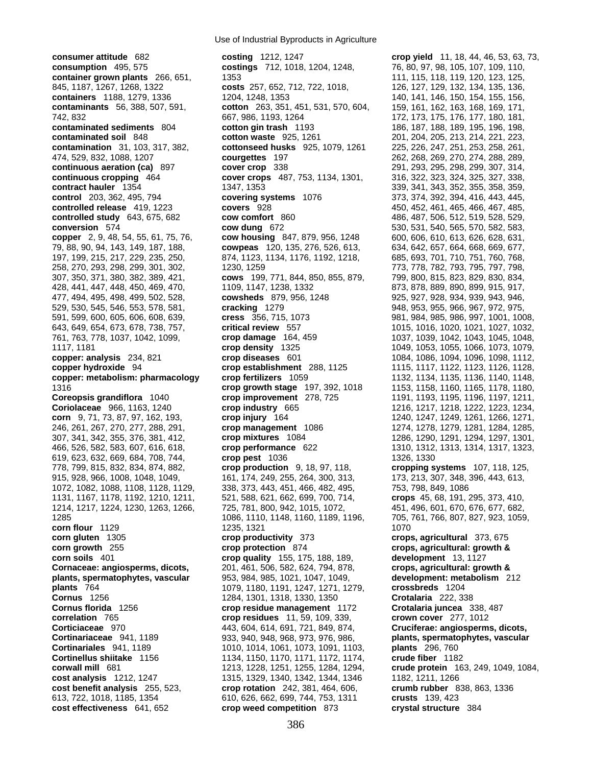**consumer attitude** 682
**consumption** 495, 575
**container grown plants** 266, 651, 845, 1187, 1267, 1268, 1322
**containers** 1188, 1279, 1336
**contaminants** 56, 388, 507, 591, 742, 832
**contaminated sediments** 804
**contaminated soil** 848
**contamination** 31, 103, 317, 382, 474, 529, 832, 1088, 1207
**continuous aeration (ca)** 897
**continuous cropping** 464
**contract hauler** 1354
**control** 203, 362, 495, 794
**controlled release** 419, 1223
**controlled study** 643, 675, 682
**conversion** 574
**copper** 2, 9, 48, 54, 55, 61, 75, 76, 79, 88, 90, 94, 143, 149, 187, 188, 197, 199, 215, 217, 229, 235, 250, 258, 270, 293, 298, 299, 301, 302, 307, 350, 371, 380, 382, 389, 421, 428, 441, 447, 448, 450, 469, 470, 477, 494, 495, 498, 499, 502, 528, 529, 530, 545, 546, 553, 578, 581, 591, 599, 600, 605, 606, 608, 639, 643, 649, 654, 673, 678, 738, 757, 761, 763, 778, 1037, 1042, 1099, 1117, 1181
**copper: analysis** 234, 821
**copper hydroxide** 94
**copper: metabolism: pharmacology** 1316
**Coreopsis grandiflora** 1040
**Coriolaceae** 966, 1163, 1240
**corn** 9, 71, 73, 87, 97, 162, 193, 246, 261, 267, 270, 277, 288, 291, 307, 341, 342, 355, 376, 381, 412, 466, 526, 582, 583, 607, 616, 618, 619, 623, 632, 669, 684, 708, 744, 778, 799, 815, 832, 834, 874, 882, 915, 928, 966, 1008, 1048, 1049, 1072, 1082, 1088, 1108, 1128, 1129, 1131, 1167, 1178, 1192, 1210, 1211, 1214, 1217, 1224, 1230, 1263, 1266, 1285
**corn flour** 1129
**corn gluten** 1305
**corn growth** 255
**corn soils** 401
**Cornaceae: angiosperms, dicots, plants, spermatophytes, vascular plants** 764
**Cornus** 1256
**Cornus florida** 1256
**correlation** 765
**Corticiaceae** 970
**Cortinariaceae** 941, 1189
**Cortinariales** 941, 1189
**Cortinellus shiitake** 1156
**corwall mill** 681
**cost analysis** 1212, 1247
**cost benefit analysis** 255, 523, 613, 722, 1018, 1185, 1354
**cost effectiveness** 641, 652
**costing** 1212, 1247
**costings** 712, 1018, 1204, 1248, 1353
**costs** 257, 652, 712, 722, 1018, 1204, 1248, 1353
**cotton** 263, 351, 451, 531, 570, 604, 667, 986, 1193, 1264
**cotton gin trash** 1193
**cotton waste** 925, 1261
**cottonseed husks** 925, 1079, 1261
**courgettes** 197
**cover crop** 338
**cover crops** 487, 753, 1134, 1301, 1347, 1353
**covering systems** 1076
**covers** 928
**cow comfort** 860
**cow dung** 672
**cow housing** 847, 879, 956, 1248
**cowpeas** 120, 135, 276, 526, 613, 874, 1123, 1134, 1176, 1192, 1218, 1230, 1259
**cows** 199, 771, 844, 850, 855, 879, 1109, 1147, 1238, 1332
**cowsheds** 879, 956, 1248
**cracking** 1279
**cress** 356, 715, 1073
**critical review** 557
**crop damage** 164, 459
**crop density** 1325
**crop diseases** 601
**crop establishment** 288, 1125
**crop fertilizers** 1059
**crop growth stage** 197, 392, 1018
**crop improvement** 278, 725
**crop industry** 665
**crop injury** 164
**crop management** 1086
**crop mixtures** 1084
**crop performance** 622
**crop pest** 1036
**crop production** 9, 18, 97, 118, 161, 174, 249, 255, 264, 300, 313, 338, 373, 443, 451, 466, 482, 495, 521, 588, 621, 662, 699, 700, 714, 725, 781, 800, 942, 1015, 1072, 1086, 1110, 1148, 1160, 1189, 1196, 1235, 1321
**crop productivity** 373
**crop protection** 874
**crop quality** 155, 175, 188, 189, 201, 461, 506, 582, 624, 794, 878, 953, 984, 985, 1021, 1047, 1049, 1079, 1180, 1191, 1247, 1279, 1284, 1301, 1318, 1330, 1350
**crop residue management** 1172
**crop residues** 11, 59, 109, 339, 443, 604, 614, 691, 721, 849, 874, 933, 940, 948, 968, 973, 976, 986, 1010, 1014, 1061, 1073, 1091, 1103, 1134, 1150, 1170, 1171, 1172, 1174, 1213, 1228, 1251, 1255, 1284, 1294, 1315, 1329, 1340, 1342, 1344, 1346
**crop rotation** 242, 381, 464, 606, 610, 626, 662, 699, 744, 753, 1311
**crop weed competition** 873
**crop yield** 11, 18, 44, 46, 53, 63, 73, 76, 80, 97, 98, 105, 107, 109, 110, 111, 115, 118, 119, 120, 123, 125, 126, 127, 129, 132, 134, 135, 136, 140, 141, 146, 150, 154, 155, 156, 159, 161, 162, 163, 168, 169, 171, 172, 173, 175, 176, 177, 180, 181, 186, 187, 188, 189, 195, 196, 198, 201, 204, 205, 213, 214, 221, 223, 225, 226, 247, 251, 253, 258, 261, 262, 268, 269, 270, 274, 288, 289, 291, 293, 295, 298, 299, 307, 314, 316, 322, 323, 324, 325, 327, 338, 339, 341, 343, 352, 355, 358, 359, 373, 374, 392, 394, 416, 443, 445, 450, 452, 461, 465, 466, 467, 485, 486, 487, 506, 512, 519, 528, 529, 530, 531, 540, 565, 570, 582, 583, 600, 606, 610, 613, 626, 628, 631, 634, 642, 657, 664, 668, 669, 677, 685, 693, 701, 710, 751, 760, 768, 773, 778, 782, 793, 795, 797, 798, 799, 800, 815, 823, 829, 830, 834, 873, 878, 889, 890, 899, 915, 917, 925, 927, 928, 934, 939, 943, 946, 948, 953, 955, 966, 967, 972, 975, 981, 984, 985, 986, 997, 1001, 1008, 1015, 1016, 1020, 1021, 1027, 1032, 1037, 1039, 1042, 1043, 1045, 1048, 1049, 1053, 1055, 1066, 1073, 1079, 1084, 1086, 1094, 1096, 1098, 1112, 1115, 1117, 1122, 1123, 1126, 1128, 1132, 1134, 1135, 1136, 1140, 1148, 1153, 1158, 1160, 1165, 1178, 1180, 1191, 1193, 1195, 1196, 1197, 1211, 1216, 1217, 1218, 1222, 1223, 1234, 1240, 1247, 1249, 1261, 1266, 1271, 1274, 1278, 1279, 1281, 1284, 1285, 1286, 1290, 1291, 1294, 1297, 1301, 1310, 1312, 1313, 1314, 1317, 1323, 1326, 1330
**cropping systems** 107, 118, 125, 173, 213, 307, 348, 396, 443, 613, 753, 798, 849, 1086
**crops** 45, 68, 191, 295, 373, 410, 451, 496, 601, 670, 676, 677, 682, 705, 761, 766, 807, 827, 923, 1059, 1070
**crops, agricultural** 373, 675
**crops, agricultural: growth & development** 13, 1127
**crops, agricultural: growth & development: metabolism** 212
**crossbreds** 1204
**Crotalaria** 222, 338
**Crotalaria juncea** 338, 487
**crown cover** 277, 1012
**Cruciferae: angiosperms, dicots, plants, spermatophytes, vascular plants** 296, 760
**crude fiber** 1182
**crude protein** 163, 249, 1049, 1084, 1182, 1211, 1266
**crumb rubber** 838, 863, 1336
**crusts** 139, 423
**crystal structure** 384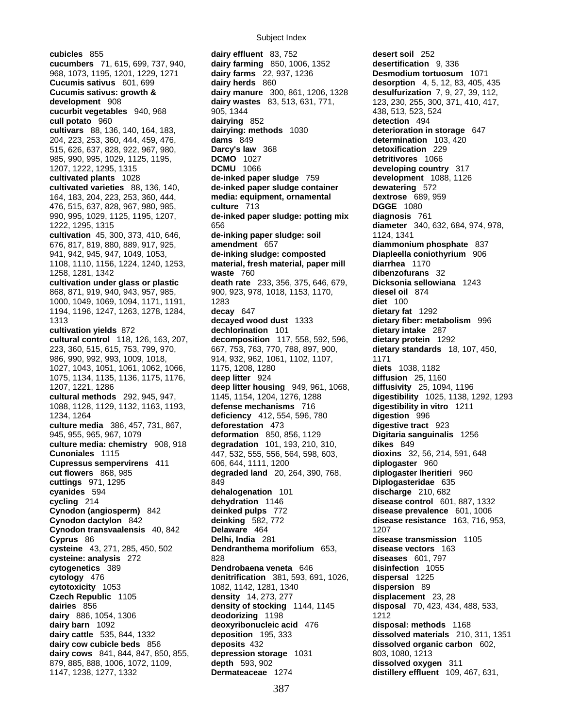**cubicles** 855
**cucumbers** 71, 615, 699, 737, 940, 968, 1073, 1195, 1201, 1229, 1271
**Cucumis sativus** 601, 699
**Cucumis sativus: growth & development** 908
**cucurbit vegetables** 940, 968
**cull potato** 960
**cultivars** 88, 136, 140, 164, 183, 204, 223, 253, 360, 444, 459, 476, 515, 626, 637, 828, 922, 967, 980, 985, 990, 995, 1029, 1125, 1195, 1207, 1222, 1295, 1315
**cultivated plants** 1028
**cultivated varieties** 88, 136, 140, 164, 183, 204, 223, 253, 360, 444, 476, 515, 637, 828, 967, 980, 985, 990, 995, 1029, 1125, 1195, 1207, 1222, 1295, 1315
**cultivation** 45, 300, 373, 410, 646, 676, 817, 819, 880, 889, 917, 925, 941, 942, 945, 947, 1049, 1053, 1108, 1110, 1156, 1224, 1240, 1253, 1258, 1281, 1342
**cultivation under glass or plastic** 868, 871, 919, 940, 943, 957, 985, 1000, 1049, 1069, 1094, 1171, 1191, 1194, 1196, 1247, 1263, 1278, 1284, 1313
**cultivation yields** 872
**cultural control** 118, 126, 163, 207, 223, 360, 515, 615, 753, 799, 970, 986, 990, 992, 993, 1009, 1018, 1027, 1043, 1051, 1061, 1062, 1066, 1075, 1134, 1135, 1136, 1175, 1176, 1207, 1221, 1286
**cultural methods** 292, 945, 947, 1088, 1128, 1129, 1132, 1163, 1193, 1234, 1264
**culture media** 386, 457, 731, 867, 945, 955, 965, 967, 1079
**culture media: chemistry** 908, 918
**Cunoniales** 1115
**Cupressus sempervirens** 411
**cut flowers** 868, 985
**cuttings** 971, 1295
**cyanides** 594
**cycling** 214
**Cynodon (angiosperm)** 842
**Cynodon dactylon** 842
**Cynodon transvaalensis** 40, 842
**Cyprus** 86
**cysteine** 43, 271, 285, 450, 502
**cysteine: analysis** 272
**cytogenetics** 389
**cytology** 476
**cytotoxicity** 1053
**Czech Republic** 1105
**dairies** 856
**dairy** 886, 1054, 1306
**dairy barn** 1092
**dairy cattle** 535, 844, 1332
**dairy cow cubicle beds** 856
**dairy cows** 841, 844, 847, 850, 855, 879, 885, 888, 1006, 1072, 1109, 1147, 1238, 1277, 1332
**dairy effluent** 83, 752
**dairy farming** 850, 1006, 1352
**dairy farms** 22, 937, 1236
**dairy herds** 860
**dairy manure** 300, 861, 1206, 1328
**dairy wastes** 83, 513, 631, 771, 905, 1344
**dairying** 852
**dairying: methods** 1030
**dams** 849
**Darcy's law** 368
**DCMO** 1027
**DCMU** 1066
**de-inked paper sludge** 759
**de-inked paper sludge container media: equipment, ornamental culture** 713
**de-inked paper sludge: potting mix** 656
**de-inking paper sludge: soil amendment** 657
**de-inking sludge: composted material, fresh material, paper mill waste** 760
**death rate** 233, 356, 375, 646, 679, 900, 923, 978, 1018, 1153, 1170, 1283
**decay** 647
**decayed wood dust** 1333
**dechlorination** 101
**decomposition** 117, 558, 592, 596, 667, 753, 763, 770, 788, 897, 900, 914, 932, 962, 1061, 1102, 1107, 1175, 1208, 1280
**deep litter** 924
**deep litter housing** 949, 961, 1068, 1145, 1154, 1204, 1276, 1288
**defense mechanisms** 716
**deficiency** 412, 554, 596, 780
**deforestation** 473
**deformation** 850, 856, 1129
**degradation** 101, 193, 210, 310, 447, 532, 555, 556, 564, 598, 603, 606, 644, 1111, 1200
**degraded land** 20, 264, 390, 768, 849
**dehalogenation** 101
**dehydration** 1146
**deinked pulps** 772
**deinking** 582, 772
**Delaware** 464
**Delhi, India** 281
**Dendranthema morifolium** 653, 828
**Dendrobaena veneta** 646
**denitrification** 381, 593, 691, 1026, 1082, 1142, 1281, 1340
**density** 14, 273, 277
**density of stocking** 1144, 1145
**deodorizing** 1198
**deoxyribonucleic acid** 476
**deposition** 195, 333
**deposits** 432
**depression storage** 1031
**depth** 593, 902
**Dermateaceae** 1274
**desert soil** 252
**desertification** 9, 336
**Desmodium tortuosum** 1071
**desorption** 4, 5, 12, 83, 405, 435
**desulfurization** 7, 9, 27, 39, 112, 123, 230, 255, 300, 371, 410, 417, 438, 513, 523, 524
**detection** 494
**deterioration in storage** 647
**determination** 103, 420
**detoxification** 229
**detritivores** 1066
**developing country** 317
**development** 1088, 1126
**dewatering** 572
**dextrose** 689, 959
**DGGE** 1080
**diagnosis** 761
**diameter** 340, 632, 684, 974, 978, 1124, 1341
**diammonium phosphate** 837
**Diapleella coniothyrium** 906
**diarrhea** 1170
**dibenzofurans** 32
**Dicksonia sellowiana** 1243
**diesel oil** 874
**diet** 100
**dietary fat** 1292
**dietary fiber: metabolism** 996
**dietary intake** 287
**dietary protein** 1292
**dietary standards** 18, 107, 450, 1171
**diets** 1038, 1182
**diffusion** 25, 1160
**diffusivity** 25, 1094, 1196
**digestibility** 1025, 1138, 1292, 1293
**digestibility in vitro** 1211
**digestion** 996
**digestive tract** 923
**Digitaria sanguinalis** 1256
**dikes** 849
**dioxins** 32, 56, 214, 591, 648
**diplogaster** 960
**diplogaster lheritieri** 960
**Diplogasteridae** 635
**discharge** 210, 682
**disease control** 601, 887, 1332
**disease prevalence** 601, 1006
**disease resistance** 163, 716, 953, 1207
**disease transmission** 1105
**disease vectors** 163
**diseases** 601, 797
**disinfection** 1055
**dispersal** 1225
**dispersion** 89
**displacement** 23, 28
**disposal** 70, 423, 434, 488, 533, 1212
**disposal: methods** 1168
**dissolved materials** 210, 311, 1351
**dissolved organic carbon** 602, 803, 1080, 1213
**dissolved oxygen** 311
**distillery effluent** 109, 467, 631,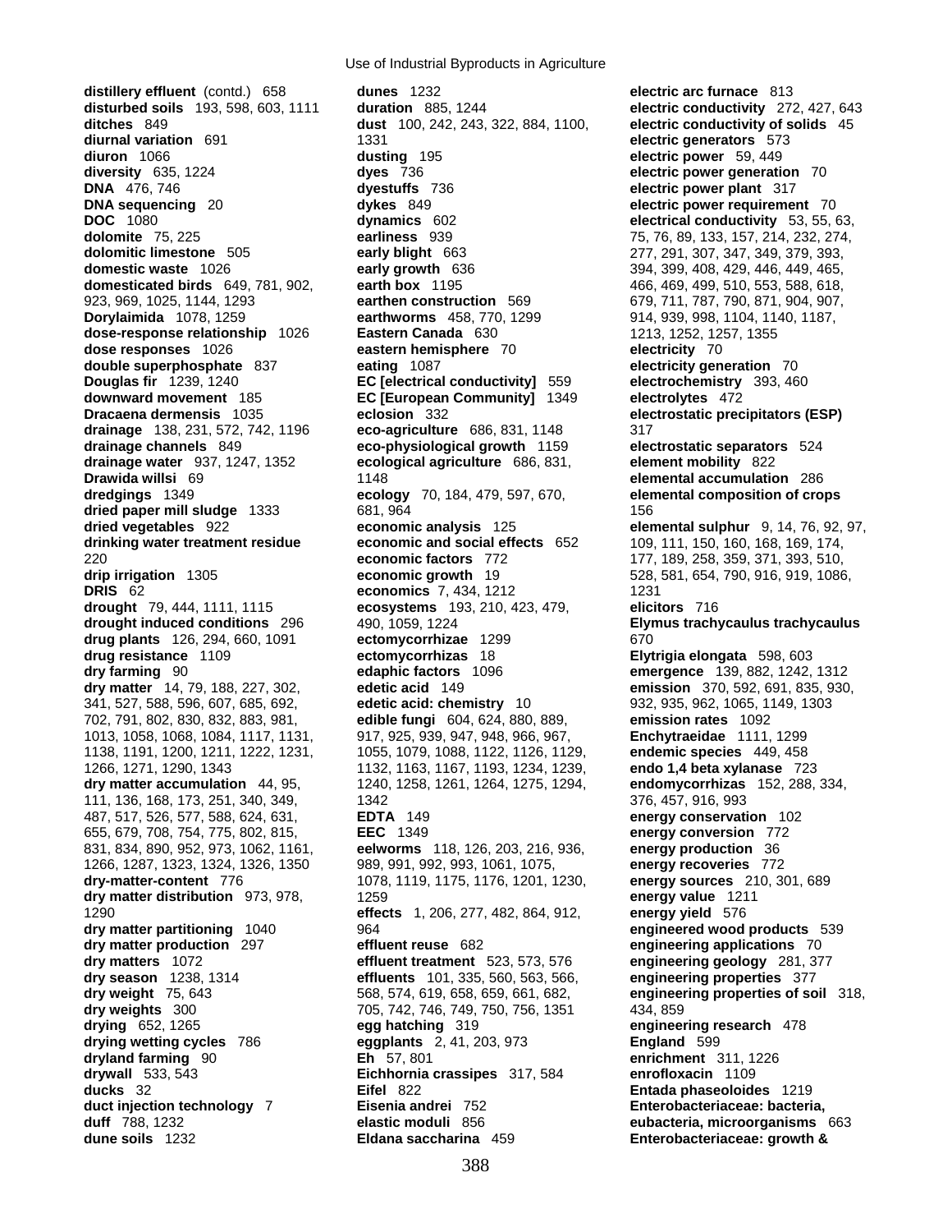**distillery effluent** (contd.) 658
**disturbed soils** 193, 598, 603, 1111
**ditches** 849
**diurnal variation** 691
**diuron** 1066
**diversity** 635, 1224
**DNA** 476, 746
**DNA sequencing** 20
**DOC** 1080
**dolomite** 75, 225
**dolomitic limestone** 505
**domestic waste** 1026
**domesticated birds** 649, 781, 902, 923, 969, 1025, 1144, 1293
**Dorylaimida** 1078, 1259
**dose-response relationship** 1026
**dose responses** 1026
**double superphosphate** 837
**Douglas fir** 1239, 1240
**downward movement** 185
**Dracaena dermensis** 1035
**drainage** 138, 231, 572, 742, 1196
**drainage channels** 849
**drainage water** 937, 1247, 1352
**Drawida willsi** 69
**dredgings** 1349
**dried paper mill sludge** 1333
**dried vegetables** 922
**drinking water treatment residue** 220
**drip irrigation** 1305
**DRIS** 62
**drought** 79, 444, 1111, 1115
**drought induced conditions** 296
**drug plants** 126, 294, 660, 1091
**drug resistance** 1109
**dry farming** 90
**dry matter** 14, 79, 188, 227, 302, 341, 527, 588, 596, 607, 685, 692, 702, 791, 802, 830, 832, 883, 981, 1013, 1058, 1068, 1084, 1117, 1131, 1138, 1191, 1200, 1211, 1222, 1231, 1266, 1271, 1290, 1343
**dry matter accumulation** 44, 95, 111, 136, 168, 173, 251, 340, 349, 487, 517, 526, 577, 588, 624, 631, 655, 679, 708, 754, 775, 802, 815, 831, 834, 890, 952, 973, 1062, 1161, 1266, 1287, 1323, 1324, 1326, 1350
**dry-matter-content** 776
**dry matter distribution** 973, 978, 1290
**dry matter partitioning** 1040
**dry matter production** 297
**dry matters** 1072
**dry season** 1238, 1314
**dry weight** 75, 643
**dry weights** 300
**drying** 652, 1265
**drying wetting cycles** 786
**dryland farming** 90
**drywall** 533, 543
**ducks** 32
**duct injection technology** 7
**duff** 788, 1232
**dune soils** 1232
**dunes** 1232
**duration** 885, 1244
**dust** 100, 242, 243, 322, 884, 1100, 1331
**dusting** 195
**dyes** 736
**dyestuffs** 736
**dykes** 849
**dynamics** 602
**earliness** 939
**early blight** 663
**early growth** 636
**earth box** 1195
**earthen construction** 569
**earthworms** 458, 770, 1299
**Eastern Canada** 630
**eastern hemisphere** 70
**eating** 1087
**EC [electrical conductivity]** 559
**EC [European Community]** 1349
**eclosion** 332
**eco-agriculture** 686, 831, 1148
**eco-physiological growth** 1159
**ecological agriculture** 686, 831, 1148
**ecology** 70, 184, 479, 597, 670, 681, 964
**economic analysis** 125
**economic and social effects** 652
**economic factors** 772
**economic growth** 19
**economics** 7, 434, 1212
**ecosystems** 193, 210, 423, 479, 490, 1059, 1224
**ectomycorrhizae** 1299
**ectomycorrhizas** 18
**edaphic factors** 1096
**edetic acid** 149
**edetic acid: chemistry** 10
**edible fungi** 604, 624, 880, 889, 917, 925, 939, 947, 948, 966, 967, 1055, 1079, 1088, 1122, 1126, 1129, 1132, 1163, 1167, 1193, 1234, 1239, 1240, 1258, 1261, 1264, 1275, 1294, 1342
**EDTA** 149
**EEC** 1349
**eelworms** 118, 126, 203, 216, 936, 989, 991, 992, 993, 1061, 1075, 1078, 1119, 1175, 1176, 1201, 1230, 1259
**effects** 1, 206, 277, 482, 864, 912, 964
**effluent reuse** 682
**effluent treatment** 523, 573, 576
**effluents** 101, 335, 560, 563, 566, 568, 574, 619, 658, 659, 661, 682, 705, 742, 746, 749, 750, 756, 1351
**egg hatching** 319
**eggplants** 2, 41, 203, 973
**Eh** 57, 801
**Eichhornia crassipes** 317, 584
**Eifel** 822
**Eisenia andrei** 752
**elastic moduli** 856
**Eldana saccharina** 459
**electric arc furnace** 813
**electric conductivity** 272, 427, 643
**electric conductivity of solids** 45
**electric generators** 573
**electric power** 59, 449
**electric power generation** 70
**electric power plant** 317
**electric power requirement** 70
**electrical conductivity** 53, 55, 63, 75, 76, 89, 133, 157, 214, 232, 274, 277, 291, 307, 347, 349, 379, 393, 394, 399, 408, 429, 446, 449, 465, 466, 469, 499, 510, 553, 588, 618, 679, 711, 787, 790, 871, 904, 907, 914, 939, 998, 1104, 1140, 1187, 1213, 1252, 1257, 1355
**electricity** 70
**electricity generation** 70
**electrochemistry** 393, 460
**electrolytes** 472
**electrostatic precipitators (ESP)** 317
**electrostatic separators** 524
**element mobility** 822
**elemental accumulation** 286
**elemental composition of crops** 156
**elemental sulphur** 9, 14, 76, 92, 97, 109, 111, 150, 160, 168, 169, 174, 177, 189, 258, 359, 371, 393, 510, 528, 581, 654, 790, 916, 919, 1086, 1231
**elicitors** 716
**Elymus trachycaulus trachycaulus** 670
**Elytrigia elongata** 598, 603
**emergence** 139, 882, 1242, 1312
**emission** 370, 592, 691, 835, 930, 932, 935, 962, 1065, 1149, 1303
**emission rates** 1092
**Enchytraeidae** 1111, 1299
**endemic species** 449, 458
**endo 1,4 beta xylanase** 723
**endomycorrhizas** 152, 288, 334, 376, 457, 916, 993
**energy conservation** 102
**energy conversion** 772
**energy production** 36
**energy recoveries** 772
**energy sources** 210, 301, 689
**energy value** 1211
**energy yield** 576
**engineered wood products** 539
**engineering applications** 70
**engineering geology** 281, 377
**engineering properties** 377
**engineering properties of soil** 318, 434, 859
**engineering research** 478
**England** 599
**enrichment** 311, 1226
**enrofloxacin** 1109
**Entada phaseoloides** 1219
**Enterobacteriaceae: bacteria, eubacteria, microorganisms** 663
**Enterobacteriaceae: growth &**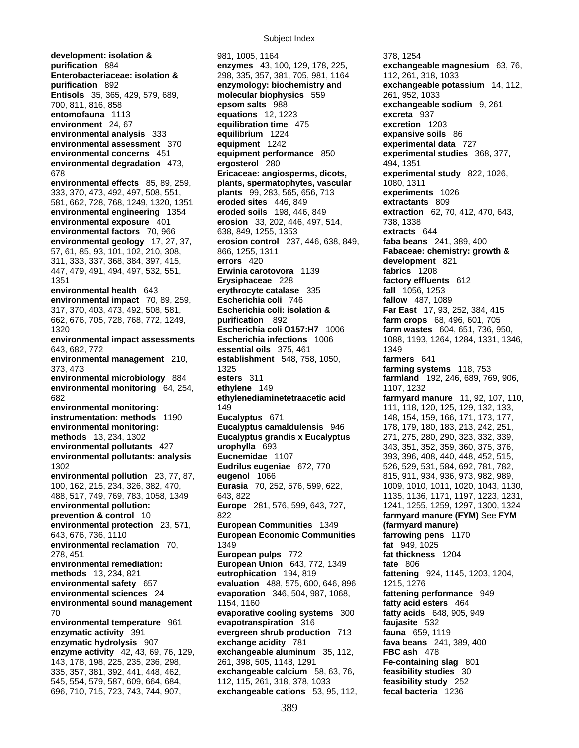**development: isolation & purification** 884
**Enterobacteriaceae: isolation & purification** 892
**Entisols** 35, 365, 429, 579, 689, 700, 811, 816, 858
**entomofauna** 1113
**environment** 24, 67
**environmental analysis** 333
**environmental assessment** 370
**environmental concerns** 451
**environmental degradation** 473, 678
**environmental effects** 85, 89, 259, 333, 370, 473, 492, 497, 508, 551, 581, 662, 728, 768, 1249, 1320, 1351
**environmental engineering** 1354
**environmental exposure** 401
**environmental factors** 70, 966
**environmental geology** 17, 27, 37, 57, 61, 85, 93, 101, 102, 210, 308, 311, 333, 337, 368, 384, 397, 415, 447, 479, 491, 494, 497, 532, 551, 1351
**environmental health** 643
**environmental impact** 70, 89, 259, 317, 370, 403, 473, 492, 508, 581, 662, 676, 705, 728, 768, 772, 1249, 1320
**environmental impact assessments** 643, 682, 772
**environmental management** 210, 373, 473
**environmental microbiology** 884
**environmental monitoring** 64, 254, 682
**environmental monitoring: instrumentation: methods** 1190
**environmental monitoring: methods** 13, 234, 1302
**environmental pollutants** 427
**environmental pollutants: analysis** 1302
**environmental pollution** 23, 77, 87, 100, 162, 215, 234, 326, 382, 470, 488, 517, 749, 769, 783, 1058, 1349
**environmental pollution: prevention & control** 10
**environmental protection** 23, 571, 643, 676, 736, 1110
**environmental reclamation** 70, 278, 451
**environmental remediation: methods** 13, 234, 821
**environmental safety** 657
**environmental sciences** 24
**environmental sound management** 70
**environmental temperature** 961
**enzymatic activity** 391
**enzymatic hydrolysis** 907
**enzyme activity** 42, 43, 69, 76, 129, 143, 178, 198, 225, 235, 236, 298, 335, 357, 381, 392, 441, 448, 462, 545, 554, 579, 587, 609, 664, 684, 696, 710, 715, 723, 743, 744, 907, 981, 1005, 1164
**enzymes** 43, 100, 129, 178, 225, 298, 335, 357, 381, 705, 981, 1164
**enzymology: biochemistry and molecular biophysics** 559
**epsom salts** 988
**equations** 12, 1223
**equilibration time** 475
**equilibrium** 1224
**equipment** 1242
**equipment performance** 850
**ergosterol** 280
**Ericaceae: angiosperms, dicots, plants, spermatophytes, vascular plants** 99, 283, 565, 656, 713
**eroded sites** 446, 849
**eroded soils** 198, 446, 849
**erosion** 33, 202, 446, 497, 514, 638, 849, 1255, 1353
**erosion control** 237, 446, 638, 849, 866, 1255, 1311
**errors** 420
**Erwinia carotovora** 1139
**Erysiphaceae** 228
**erythrocyte catalase** 335
**Escherichia coli** 746
**Escherichia coli: isolation & purification** 892
**Escherichia coli O157:H7** 1006
**Escherichia infections** 1006
**essential oils** 375, 461
**establishment** 548, 758, 1050, 1325
**esters** 311
**ethylene** 149
**ethylenediaminetetraacetic acid** 149
**Eucalyptus** 671
**Eucalyptus camaldulensis** 946
**Eucalyptus grandis x Eucalyptus urophylla** 693
**Eucnemidae** 1107
**Eudrilus eugeniae** 672, 770
**eugenol** 1066
**Eurasia** 70, 252, 576, 599, 622, 643, 822
**Europe** 281, 576, 599, 643, 727, 822
**European Communities** 1349
**European Economic Communities** 1349
**European pulps** 772
**European Union** 643, 772, 1349
**eutrophication** 194, 819
**evaluation** 488, 575, 600, 646, 896
**evaporation** 346, 504, 987, 1068, 1154, 1160
**evaporative cooling systems** 300
**evapotranspiration** 316
**evergreen shrub production** 713
**exchange acidity** 781
**exchangeable aluminum** 35, 112, 261, 398, 505, 1148, 1291
**exchangeable calcium** 58, 63, 76, 112, 115, 261, 318, 378, 1033
**exchangeable cations** 53, 95, 112, 378, 1254
**exchangeable magnesium** 63, 76, 112, 261, 318, 1033
**exchangeable potassium** 14, 112, 261, 952, 1033
**exchangeable sodium** 9, 261
**excreta** 937
**excretion** 1203
**expansive soils** 86
**experimental data** 727
**experimental studies** 368, 377, 494, 1351
**experimental study** 822, 1026, 1080, 1311
**experiments** 1026
**extractants** 809
**extraction** 62, 70, 412, 470, 643, 738, 1338
**extracts** 644
**faba beans** 241, 389, 400
**Fabaceae: chemistry: growth & development** 821
**fabrics** 1208
**factory effluents** 612
**fall** 1056, 1253
**fallow** 487, 1089
**Far East** 17, 93, 252, 384, 415
**farm crops** 68, 496, 601, 705
**farm wastes** 604, 651, 736, 950, 1088, 1193, 1264, 1284, 1331, 1346, 1349
**farmers** 641
**farming systems** 118, 753
**farmland** 192, 246, 689, 769, 906, 1107, 1232
**farmyard manure** 11, 92, 107, 110, 111, 118, 120, 125, 129, 132, 133, 148, 154, 159, 166, 171, 173, 177, 178, 179, 180, 183, 213, 242, 251, 271, 275, 280, 290, 323, 332, 339, 343, 351, 352, 359, 360, 375, 376, 393, 396, 408, 440, 448, 452, 515, 526, 529, 531, 584, 692, 781, 782, 815, 911, 934, 936, 973, 982, 989, 1009, 1010, 1011, 1020, 1043, 1130, 1135, 1136, 1171, 1197, 1223, 1231, 1241, 1255, 1259, 1297, 1300, 1324
**farmyard manure (FYM)** See **FYM (farmyard manure)**
**farrowing pens** 1170
**fat** 949, 1025
**fat thickness** 1204
**fate** 806
**fattening** 924, 1145, 1203, 1204, 1215, 1276
**fattening performance** 949
**fatty acid esters** 464
**fatty acids** 648, 905, 949
**faujasite** 532
**fauna** 659, 1119
**fava beans** 241, 389, 400
**FBC ash** 478
**Fe-containing slag** 801
**feasibility studies** 30
**feasibility study** 252
**fecal bacteria** 1236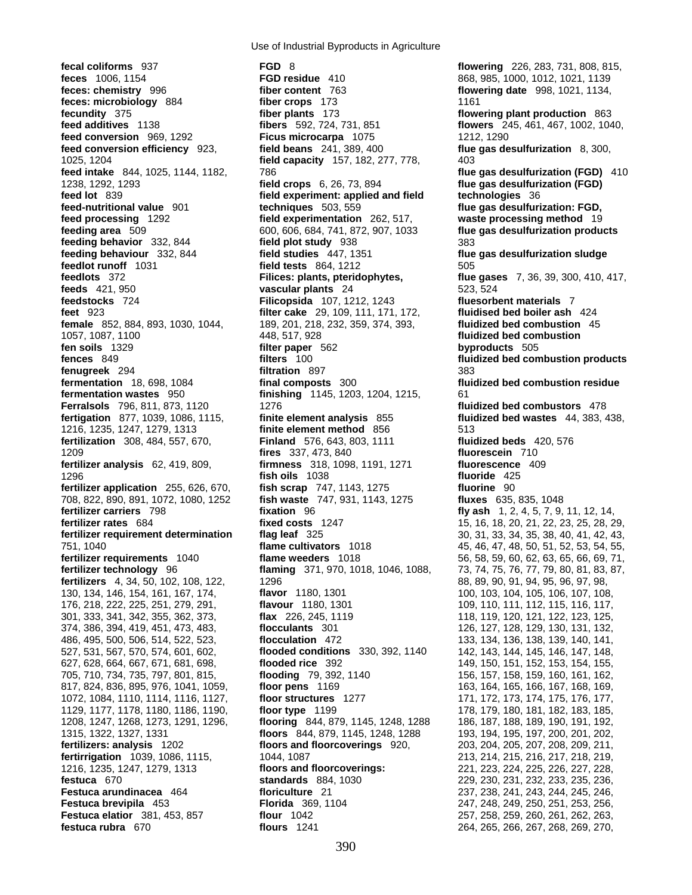**fecal coliforms** 937
**feces** 1006, 1154
**feces: chemistry** 996
**feces: microbiology** 884
**fecundity** 375
**feed additives** 1138
**feed conversion** 969, 1292
**feed conversion efficiency** 923, 1025, 1204
**feed intake** 844, 1025, 1144, 1182, 1238, 1292, 1293
**feed lot** 839
**feed-nutritional value** 901
**feed processing** 1292
**feeding area** 509
**feeding behavior** 332, 844
**feeding behaviour** 332, 844
**feedlot runoff** 1031
**feedlots** 372
**feeds** 421, 950
**feedstocks** 724
**feet** 923
**female** 852, 884, 893, 1030, 1044, 1057, 1087, 1100
**fen soils** 1329
**fences** 849
**fenugreek** 294
**fermentation** 18, 698, 1084
**fermentation wastes** 950
**Ferralsols** 796, 811, 873, 1120
**fertigation** 877, 1039, 1086, 1115, 1216, 1235, 1247, 1279, 1313
**fertilization** 308, 484, 557, 670, 1209
**fertilizer analysis** 62, 419, 809, 1296
**fertilizer application** 255, 626, 670, 708, 822, 890, 891, 1072, 1080, 1252
**fertilizer carriers** 798
**fertilizer rates** 684
**fertilizer requirement determination** 751, 1040
**fertilizer requirements** 1040
**fertilizer technology** 96
**fertilizers** 4, 34, 50, 102, 108, 122, 130, 134, 146, 154, 161, 167, 174, 176, 218, 222, 225, 251, 279, 291, 301, 333, 341, 342, 355, 362, 373, 374, 386, 394, 419, 451, 473, 483, 486, 495, 500, 506, 514, 522, 523, 527, 531, 567, 570, 574, 601, 602, 627, 628, 664, 667, 671, 681, 698, 705, 710, 734, 735, 797, 801, 815, 817, 824, 836, 895, 976, 1041, 1059, 1072, 1084, 1110, 1114, 1116, 1127, 1129, 1177, 1178, 1180, 1186, 1190, 1208, 1247, 1268, 1273, 1291, 1296, 1315, 1322, 1327, 1331
**fertilizers: analysis** 1202
**fertirrigation** 1039, 1086, 1115, 1216, 1235, 1247, 1279, 1313
**festuca** 670
**Festuca arundinacea** 464
**Festuca brevipila** 453
**Festuca elatior** 381, 453, 857
**festuca rubra** 670
**FGD** 8
**FGD residue** 410
**fiber content** 763
**fiber crops** 173
**fiber plants** 173
**fibers** 592, 724, 731, 851
**Ficus microcarpa** 1075
**field beans** 241, 389, 400
**field capacity** 157, 182, 277, 778, 786
**field crops** 6, 26, 73, 894
**field experiment: applied and field techniques** 503, 559
**field experimentation** 262, 517, 600, 606, 684, 741, 872, 907, 1033
**field plot study** 938
**field studies** 447, 1351
**field tests** 864, 1212
**Filices: plants, pteridophytes, vascular plants** 24
**Filicopsida** 107, 1212, 1243
**filter cake** 29, 109, 111, 171, 172, 189, 201, 218, 232, 359, 374, 393, 448, 517, 928
**filter paper** 562
**filters** 100
**filtration** 897
**final composts** 300
**finishing** 1145, 1203, 1204, 1215, 1276
**finite element analysis** 855
**finite element method** 856
**Finland** 576, 643, 803, 1111
**fires** 337, 473, 840
**firmness** 318, 1098, 1191, 1271
**fish oils** 1038
**fish scrap** 747, 1143, 1275
**fish waste** 747, 931, 1143, 1275
**fixation** 96
**fixed costs** 1247
**flag leaf** 325
**flame cultivators** 1018
**flame weeders** 1018
**flaming** 371, 970, 1018, 1046, 1088, 1296
**flavor** 1180, 1301
**flavour** 1180, 1301
**flax** 226, 245, 1119
**flocculants** 301
**flocculation** 472
**flooded conditions** 330, 392, 1140
**flooded rice** 392
**flooding** 79, 392, 1140
**floor pens** 1169
**floor structures** 1277
**floor type** 1199
**flooring** 844, 879, 1145, 1248, 1288
**floors** 844, 879, 1145, 1248, 1288
**floors and floorcoverings** 920, 1044, 1087
**floors and floorcoverings: standards** 884, 1030
**floriculture** 21
**Florida** 369, 1104
**flour** 1042
**flours** 1241
**flowering** 226, 283, 731, 808, 815, 868, 985, 1000, 1012, 1021, 1139
**flowering date** 998, 1021, 1134, 1161
**flowering plant production** 863
**flowers** 245, 461, 467, 1002, 1040, 1212, 1290
**flue gas desulfurization** 8, 300, 403
**flue gas desulfurization (FGD)** 410
**flue gas desulfurization (FGD) technologies** 36
**flue gas desulfurization: FGD, waste processing method** 19
**flue gas desulfurization products** 383
**flue gas desulfurization sludge** 505
**flue gases** 7, 36, 39, 300, 410, 417, 523, 524
**fluesorbent materials** 7
**fluidised bed boiler ash** 424
**fluidized bed combustion** 45
**fluidized bed combustion byproducts** 505
**fluidized bed combustion products** 383
**fluidized bed combustion residue** 61
**fluidized bed combustors** 478
**fluidized bed wastes** 44, 383, 438, 513
**fluidized beds** 420, 576
**fluorescein** 710
**fluorescence** 409
**fluoride** 425
**fluorine** 90
**fluxes** 635, 835, 1048
**fly ash** 1, 2, 4, 5, 7, 9, 11, 12, 14, 15, 16, 18, 20, 21, 22, 23, 25, 28, 29, 30, 31, 33, 34, 35, 38, 40, 41, 42, 43, 45, 46, 47, 48, 50, 51, 52, 53, 54, 55, 56, 58, 59, 60, 62, 63, 65, 66, 69, 71, 73, 74, 75, 76, 77, 79, 80, 81, 83, 87, 88, 89, 90, 91, 94, 95, 96, 97, 98, 100, 103, 104, 105, 106, 107, 108, 109, 110, 111, 112, 115, 116, 117, 118, 119, 120, 121, 122, 123, 125, 126, 127, 128, 129, 130, 131, 132, 133, 134, 136, 138, 139, 140, 141, 142, 143, 144, 145, 146, 147, 148, 149, 150, 151, 152, 153, 154, 155, 156, 157, 158, 159, 160, 161, 162, 163, 164, 165, 166, 167, 168, 169, 171, 172, 173, 174, 175, 176, 177, 178, 179, 180, 181, 182, 183, 185, 186, 187, 188, 189, 190, 191, 192, 193, 194, 195, 197, 200, 201, 202, 203, 204, 205, 207, 208, 209, 211, 213, 214, 215, 216, 217, 218, 219, 221, 223, 224, 225, 226, 227, 228, 229, 230, 231, 232, 233, 235, 236, 237, 238, 241, 243, 244, 245, 246, 247, 248, 249, 250, 251, 253, 256, 257, 258, 259, 260, 261, 262, 263, 264, 265, 266, 267, 268, 269, 270,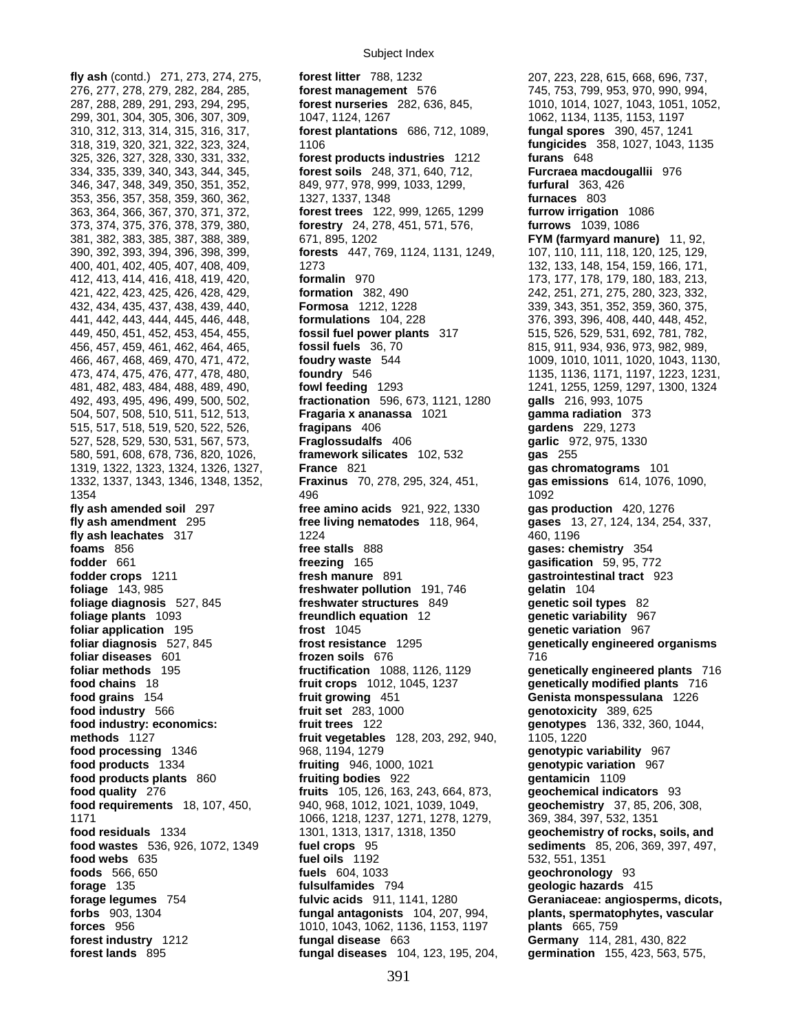**fly ash** (contd.) 271, 273, 274, 275, 276, 277, 278, 279, 282, 284, 285, 287, 288, 289, 291, 293, 294, 295, 299, 301, 304, 305, 306, 307, 309, 310, 312, 313, 314, 315, 316, 317, 318, 319, 320, 321, 322, 323, 324, 325, 326, 327, 328, 330, 331, 332, 334, 335, 339, 340, 343, 344, 345, 346, 347, 348, 349, 350, 351, 352, 353, 356, 357, 358, 359, 360, 362, 363, 364, 366, 367, 370, 371, 372, 373, 374, 375, 376, 378, 379, 380, 381, 382, 383, 385, 387, 388, 389, 390, 392, 393, 394, 396, 398, 399, 400, 401, 402, 405, 407, 408, 409, 412, 413, 414, 416, 418, 419, 420, 421, 422, 423, 425, 426, 428, 429, 432, 434, 435, 437, 438, 439, 440, 441, 442, 443, 444, 445, 446, 448, 449, 450, 451, 452, 453, 454, 455, 456, 457, 459, 461, 462, 464, 465, 466, 467, 468, 469, 470, 471, 472, 473, 474, 475, 476, 477, 478, 480, 481, 482, 483, 484, 488, 489, 490, 492, 493, 495, 496, 499, 500, 502, 504, 507, 508, 510, 511, 512, 513, 515, 517, 518, 519, 520, 522, 526, 527, 528, 529, 530, 531, 567, 573, 580, 591, 608, 678, 736, 820, 1026, 1319, 1322, 1323, 1324, 1326, 1327, 1332, 1337, 1343, 1346, 1348, 1352, 1354
**fly ash amended soil** 297
**fly ash amendment** 295
**fly ash leachates** 317
**foams** 856
**fodder** 661
**fodder crops** 1211
**foliage** 143, 985
**foliage diagnosis** 527, 845
**foliage plants** 1093
**foliar application** 195
**foliar diagnosis** 527, 845
**foliar diseases** 601
**foliar methods** 195
**food chains** 18
**food grains** 154
**food industry** 566
**food industry: economics: methods** 1127
**food processing** 1346
**food products** 1334
**food products plants** 860
**food quality** 276
**food requirements** 18, 107, 450, 1171
**food residuals** 1334
**food wastes** 536, 926, 1072, 1349
**food webs** 635
**foods** 566, 650
**forage** 135
**forage legumes** 754
**forbs** 903, 1304
**forces** 956
**forest industry** 1212
**forest lands** 895
**forest litter** 788, 1232
**forest management** 576
**forest nurseries** 282, 636, 845, 1047, 1124, 1267
**forest plantations** 686, 712, 1089, 1106
**forest products industries** 1212
**forest soils** 248, 371, 640, 712, 849, 977, 978, 999, 1033, 1299, 1327, 1337, 1348
**forest trees** 122, 999, 1265, 1299
**forestry** 24, 278, 451, 571, 576, 671, 895, 1202
**forests** 447, 769, 1124, 1131, 1249, 1273
**formalin** 970
**formation** 382, 490
**Formosa** 1212, 1228
**formulations** 104, 228
**fossil fuel power plants** 317
**fossil fuels** 36, 70
**foudry waste** 544
**foundry** 546
**fowl feeding** 1293
**fractionation** 596, 673, 1121, 1280
**Fragaria x ananassa** 1021
**fragipans** 406
**Fraglossudalfs** 406
**framework silicates** 102, 532
**France** 821
**Fraxinus** 70, 278, 295, 324, 451, 496
**free amino acids** 921, 922, 1330
**free living nematodes** 118, 964, 1224
**free stalls** 888
**freezing** 165
**fresh manure** 891
**freshwater pollution** 191, 746
**freshwater structures** 849
**freundlich equation** 12
**frost** 1045
**frost resistance** 1295
**frozen soils** 676
**fructification** 1088, 1126, 1129
**fruit crops** 1012, 1045, 1237
**fruit growing** 451
**fruit set** 283, 1000
**fruit trees** 122
**fruit vegetables** 128, 203, 292, 940, 968, 1194, 1279
**fruiting** 946, 1000, 1021
**fruiting bodies** 922
**fruits** 105, 126, 163, 243, 664, 873, 940, 968, 1012, 1021, 1039, 1049, 1066, 1218, 1237, 1271, 1278, 1279, 1301, 1313, 1317, 1318, 1350
**fuel crops** 95
**fuel oils** 1192
**fuels** 604, 1033
**fulsulfamides** 794
**fulvic acids** 911, 1141, 1280
**fungal antagonists** 104, 207, 994, 1010, 1043, 1062, 1136, 1153, 1197
**fungal disease** 663
**fungal diseases** 104, 123, 195, 204, 207, 223, 228, 615, 668, 696, 737, 745, 753, 799, 953, 970, 990, 994, 1010, 1014, 1027, 1043, 1051, 1052, 1062, 1134, 1135, 1153, 1197
**fungal spores** 390, 457, 1241
**fungicides** 358, 1027, 1043, 1135
**furans** 648
**Furcraea macdougallii** 976
**furfural** 363, 426
**furnaces** 803
**furrow irrigation** 1086
**furrows** 1039, 1086
**FYM (farmyard manure)** 11, 92, 107, 110, 111, 118, 120, 125, 129, 132, 133, 148, 154, 159, 166, 171, 173, 177, 178, 179, 180, 183, 213, 242, 251, 271, 275, 280, 323, 332, 339, 343, 351, 352, 359, 360, 375, 376, 393, 396, 408, 440, 448, 452, 515, 526, 529, 531, 692, 781, 782, 815, 911, 934, 936, 973, 982, 989, 1009, 1010, 1011, 1020, 1043, 1130, 1135, 1136, 1171, 1197, 1223, 1231, 1241, 1255, 1259, 1297, 1300, 1324
**galls** 216, 993, 1075
**gamma radiation** 373
**gardens** 229, 1273
**garlic** 972, 975, 1330
**gas** 255
**gas chromatograms** 101
**gas emissions** 614, 1076, 1090, 1092
**gas production** 420, 1276
**gases** 13, 27, 124, 134, 254, 337, 460, 1196
**gases: chemistry** 354
**gasification** 59, 95, 772
**gastrointestinal tract** 923
**gelatin** 104
**genetic soil types** 82
**genetic variability** 967
**genetic variation** 967
**genetically engineered organisms** 716
**genetically engineered plants** 716
**genetically modified plants** 716
**Genista monspessulana** 1226
**genotoxicity** 389, 625
**genotypes** 136, 332, 360, 1044, 1105, 1220
**genotypic variability** 967
**genotypic variation** 967
**gentamicin** 1109
**geochemical indicators** 93
**geochemistry** 37, 85, 206, 308, 369, 384, 397, 532, 1351
**geochemistry of rocks, soils, and sediments** 85, 206, 369, 397, 497, 532, 551, 1351
**geochronology** 93
**geologic hazards** 415
**Geraniaceae: angiosperms, dicots, plants, spermatophytes, vascular plants** 665, 759
**Germany** 114, 281, 430, 822
**germination** 155, 423, 563, 575,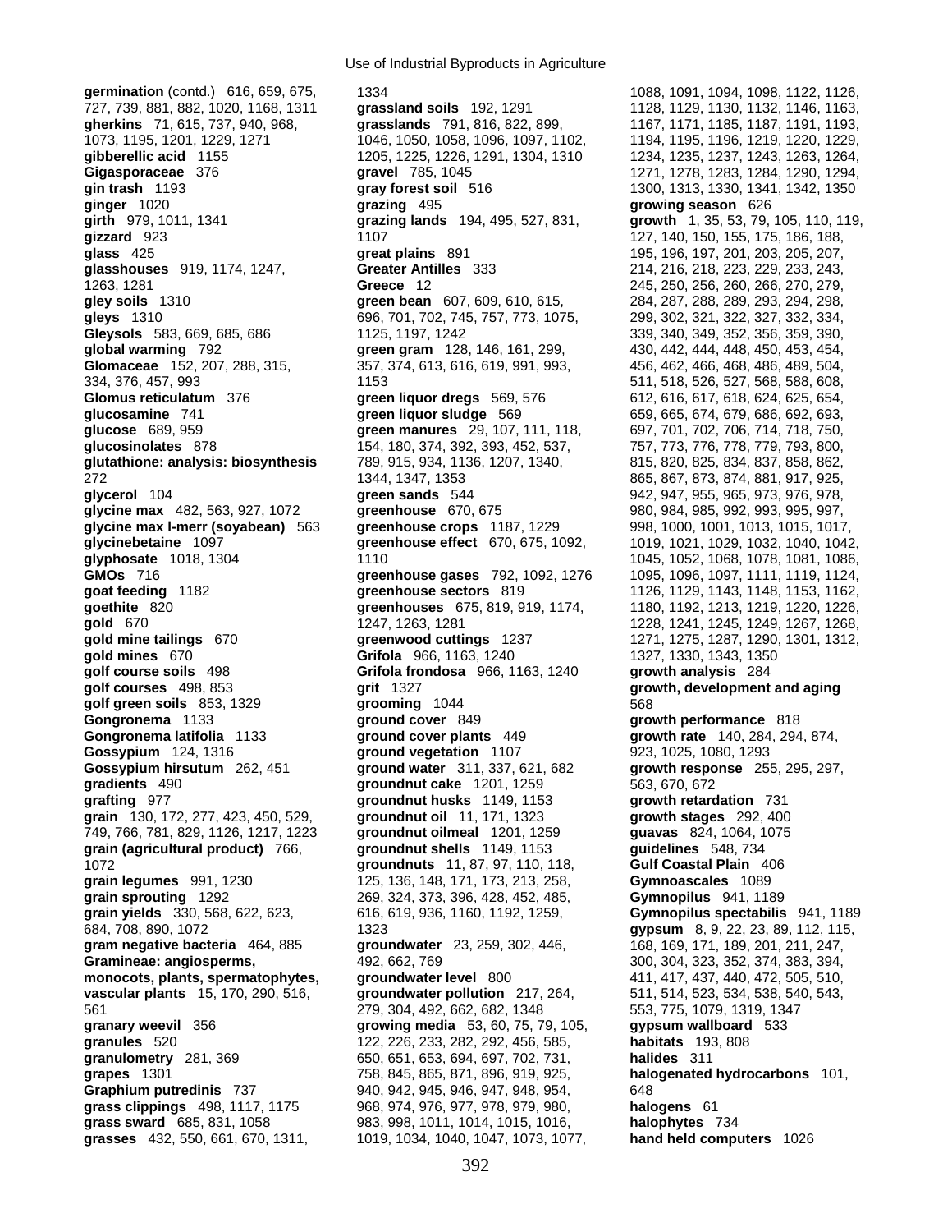**germination** (contd.) 616, 659, 675, 727, 739, 881, 882, 1020, 1168, 1311, 1334
**gherkins** 71, 615, 737, 940, 968, 1073, 1195, 1201, 1229, 1271
**gibberellic acid** 1155
**Gigasporaceae** 376
**gin trash** 1193
**ginger** 1020
**girth** 979, 1011, 1341
**gizzard** 923
**glass** 425
**glasshouses** 919, 1174, 1247, 1263, 1281
**gley soils** 1310
**gleys** 1310
**Gleysols** 583, 669, 685, 686
**global warming** 792
**Glomaceae** 152, 207, 288, 315, 334, 376, 457, 993
**Glomus reticulatum** 376
**glucosamine** 741
**glucose** 689, 959
**glucosinolates** 878
**glutathione: analysis: biosynthesis** 272
**glycerol** 104
**glycine max** 482, 563, 927, 1072
**glycine max l-merr (soyabean)** 563
**glycinebetaine** 1097
**glyphosate** 1018, 1304
**GMOs** 716
**goat feeding** 1182
**goethite** 820
**gold** 670
**gold mine tailings** 670
**gold mines** 670
**golf course soils** 498
**golf courses** 498, 853
**golf green soils** 853, 1329
**Gongronema** 1133
**Gongronema latifolia** 1133
**Gossypium** 124, 1316
**Gossypium hirsutum** 262, 451
**gradients** 490
**grafting** 977
**grain** 130, 172, 277, 423, 450, 529, 749, 766, 781, 829, 1126, 1217, 1223
**grain (agricultural product)** 766, 1072
**grain legumes** 991, 1230
**grain sprouting** 1292
**grain yields** 330, 568, 622, 623, 684, 708, 890, 1072
**gram negative bacteria** 464, 885
**Gramineae: angiosperms, monocots, plants, spermatophytes, vascular plants** 15, 170, 290, 516, 561
**granary weevil** 356
**granules** 520
**granulometry** 281, 369
**grapes** 1301
**Graphium putredinis** 737
**grass clippings** 498, 1117, 1175
**grass sward** 685, 831, 1058
**grasses** 432, 550, 661, 670, 1311,
**grassland soils** 192, 1291
**grasslands** 791, 816, 822, 899, 1046, 1050, 1058, 1096, 1097, 1102, 1205, 1225, 1226, 1291, 1304, 1310
**gravel** 785, 1045
**gray forest soil** 516
**grazing** 495
**grazing lands** 194, 495, 527, 831, 1107
**great plains** 891
**Greater Antilles** 333
**Greece** 12
**green bean** 607, 609, 610, 615, 696, 701, 702, 745, 757, 773, 1075, 1125, 1197, 1242
**green gram** 128, 146, 161, 299, 357, 374, 613, 616, 619, 991, 993, 1153
**green liquor dregs** 569, 576
**green liquor sludge** 569
**green manures** 29, 107, 111, 118, 154, 180, 374, 392, 393, 452, 537, 789, 915, 934, 1136, 1207, 1340, 1344, 1347, 1353
**green sands** 544
**greenhouse** 670, 675
**greenhouse crops** 1187, 1229
**greenhouse effect** 670, 675, 1092, 1110
**greenhouse gases** 792, 1092, 1276
**greenhouse sectors** 819
**greenhouses** 675, 819, 919, 1174, 1247, 1263, 1281
**greenwood cuttings** 1237
**Grifola** 966, 1163, 1240
**Grifola frondosa** 966, 1163, 1240
**grit** 1327
**grooming** 1044
**ground cover** 849
**ground cover plants** 449
**ground vegetation** 1107
**ground water** 311, 337, 621, 682
**groundnut cake** 1201, 1259
**groundnut husks** 1149, 1153
**groundnut oil** 11, 171, 1323
**groundnut oilmeal** 1201, 1259
**groundnut shells** 1149, 1153
**groundnuts** 11, 87, 97, 110, 118, 125, 136, 148, 171, 173, 213, 258, 269, 324, 373, 396, 428, 452, 485, 616, 619, 936, 1160, 1192, 1259, 1323
**groundwater** 23, 259, 302, 446, 492, 662, 769
**groundwater level** 800
**groundwater pollution** 217, 264, 279, 304, 492, 662, 682, 1348
**growing media** 53, 60, 75, 79, 105, 122, 226, 233, 282, 292, 456, 585, 650, 651, 653, 694, 697, 702, 731, 758, 845, 865, 871, 896, 919, 925, 940, 942, 945, 946, 947, 948, 954, 968, 974, 976, 977, 978, 979, 980, 983, 998, 1011, 1014, 1015, 1016, 1019, 1034, 1040, 1047, 1073, 1077, 1088, 1091, 1094, 1098, 1122, 1126, 1128, 1129, 1130, 1132, 1146, 1163, 1167, 1171, 1185, 1187, 1191, 1193, 1194, 1195, 1196, 1219, 1220, 1229, 1234, 1235, 1237, 1243, 1263, 1264, 1271, 1278, 1283, 1284, 1290, 1294, 1300, 1313, 1330, 1341, 1342, 1350
**growing season** 626
**growth** 1, 35, 53, 79, 105, 110, 119, 127, 140, 150, 155, 175, 186, 188, 195, 196, 197, 201, 203, 205, 207, 214, 216, 218, 223, 229, 233, 243, 245, 250, 256, 260, 266, 270, 279, 284, 287, 288, 289, 293, 294, 298, 299, 302, 321, 322, 327, 332, 334, 339, 340, 349, 352, 356, 359, 390, 430, 442, 444, 448, 450, 453, 454, 456, 462, 466, 468, 486, 489, 504, 511, 518, 526, 527, 568, 588, 608, 612, 616, 617, 618, 624, 625, 654, 659, 665, 674, 679, 686, 692, 693, 697, 701, 702, 706, 714, 718, 750, 757, 773, 776, 778, 779, 793, 800, 815, 820, 825, 834, 837, 858, 862, 865, 867, 873, 874, 881, 917, 925, 942, 947, 955, 965, 973, 976, 978, 980, 984, 985, 992, 993, 995, 997, 998, 1000, 1001, 1013, 1015, 1017, 1019, 1021, 1029, 1032, 1040, 1042, 1045, 1052, 1068, 1078, 1081, 1086, 1095, 1096, 1097, 1111, 1119, 1124, 1126, 1129, 1143, 1148, 1153, 1162, 1180, 1192, 1213, 1219, 1220, 1226, 1228, 1241, 1245, 1249, 1267, 1268, 1271, 1275, 1287, 1290, 1301, 1312, 1327, 1330, 1343, 1350
**growth analysis** 284
**growth, development and aging** 568
**growth performance** 818
**growth rate** 140, 284, 294, 874, 923, 1025, 1080, 1293
**growth response** 255, 295, 297, 563, 670, 672
**growth retardation** 731
**growth stages** 292, 400
**guavas** 824, 1064, 1075
**guidelines** 548, 734
**Gulf Coastal Plain** 406
**Gymnoascales** 1089
**Gymnopilus** 941, 1189
**Gymnopilus spectabilis** 941, 1189
**gypsum** 8, 9, 22, 23, 89, 112, 115, 168, 169, 171, 189, 201, 211, 247, 300, 304, 323, 352, 374, 383, 394, 411, 417, 437, 440, 472, 505, 510, 511, 514, 523, 534, 538, 540, 543, 553, 775, 1079, 1319, 1347
**gypsum wallboard** 533
**habitats** 193, 808
**halides** 311
**halogenated hydrocarbons** 101, 648
**halogens** 61
**halophytes** 734
**hand held computers** 1026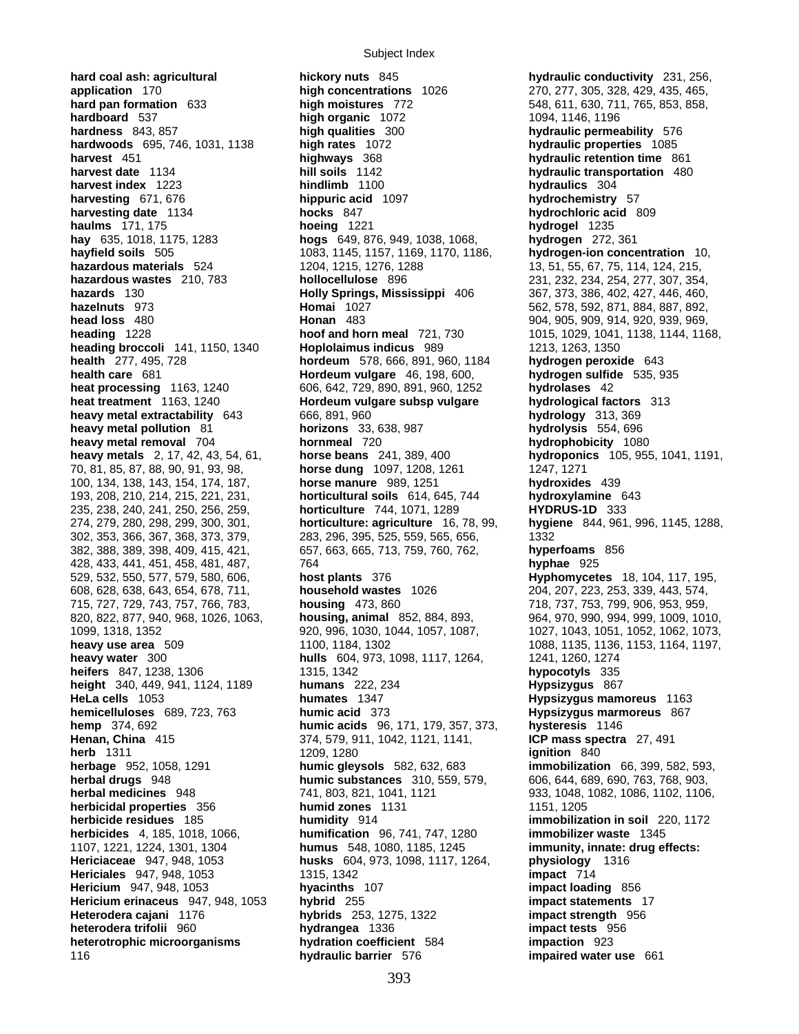**hard coal ash: agricultural application** 170
**hard pan formation** 633
**hardboard** 537
**hardness** 843, 857
**hardwoods** 695, 746, 1031, 1138
**harvest** 451
**harvest date** 1134
**harvest index** 1223
**harvesting** 671, 676
**harvesting date** 1134
**haulms** 171, 175
**hay** 635, 1018, 1175, 1283
**hayfield soils** 505
**hazardous materials** 524
**hazardous wastes** 210, 783
**hazards** 130
**hazelnuts** 973
**head loss** 480
**heading** 1228
**heading broccoli** 141, 1150, 1340
**health** 277, 495, 728
**health care** 681
**heat processing** 1163, 1240
**heat treatment** 1163, 1240
**heavy metal extractability** 643
**heavy metal pollution** 81
**heavy metal removal** 704
**heavy metals** 2, 17, 42, 43, 54, 61, 70, 81, 85, 87, 88, 90, 91, 93, 98, 100, 134, 138, 143, 154, 174, 187, 193, 208, 210, 214, 215, 221, 231, 235, 238, 240, 241, 250, 256, 259, 274, 279, 280, 298, 299, 300, 301, 302, 353, 366, 367, 368, 373, 379, 382, 388, 389, 398, 409, 415, 421, 428, 433, 441, 451, 458, 481, 487, 529, 532, 550, 577, 579, 580, 606, 608, 628, 638, 643, 654, 678, 711, 715, 727, 729, 743, 757, 766, 783, 820, 822, 877, 940, 968, 1026, 1063, 1099, 1318, 1352
**heavy use area** 509
**heavy water** 300
**heifers** 847, 1238, 1306
**height** 340, 449, 941, 1124, 1189
**HeLa cells** 1053
**hemicelluloses** 689, 723, 763
**hemp** 374, 692
**Henan, China** 415
**herb** 1311
**herbage** 952, 1058, 1291
**herbal drugs** 948
**herbal medicines** 948
**herbicidal properties** 356
**herbicide residues** 185
**herbicides** 4, 185, 1018, 1066, 1107, 1221, 1224, 1301, 1304
**Hericiaceae** 947, 948, 1053
**Hericiales** 947, 948, 1053
**Hericium** 947, 948, 1053
**Hericium erinaceus** 947, 948, 1053
**Heterodera cajani** 1176
**heterodera trifolii** 960
**heterotrophic microorganisms** 116
**hickory nuts** 845
**high concentrations** 1026
**high moistures** 772
**high organic** 1072
**high qualities** 300
**high rates** 1072
**highways** 368
**hill soils** 1142
**hindlimb** 1100
**hippuric acid** 1097
**hocks** 847
**hoeing** 1221
**hogs** 649, 876, 949, 1038, 1068, 1083, 1145, 1157, 1169, 1170, 1186, 1204, 1215, 1276, 1288
**hollocellulose** 896
**Holly Springs, Mississippi** 406
**Homai** 1027
**Honan** 483
**hoof and horn meal** 721, 730
**Hoplolaimus indicus** 989
**hordeum** 578, 666, 891, 960, 1184
**Hordeum vulgare** 46, 198, 600, 606, 642, 729, 890, 891, 960, 1252
**Hordeum vulgare subsp vulgare** 666, 891, 960
**horizons** 33, 638, 987
**hornmeal** 720
**horse beans** 241, 389, 400
**horse dung** 1097, 1208, 1261
**horse manure** 989, 1251
**horticultural soils** 614, 645, 744
**horticulture** 744, 1071, 1289
**horticulture: agriculture** 16, 78, 99, 283, 296, 395, 525, 559, 565, 656, 657, 663, 665, 713, 759, 760, 762, 764
**host plants** 376
**household wastes** 1026
**housing** 473, 860
**housing, animal** 852, 884, 893, 920, 996, 1030, 1044, 1057, 1087, 1100, 1184, 1302
**hulls** 604, 973, 1098, 1117, 1264, 1315, 1342
**humans** 222, 234
**humates** 1347
**humic acid** 373
**humic acids** 96, 171, 179, 357, 373, 374, 579, 911, 1042, 1121, 1141, 1209, 1280
**humic gleysols** 582, 632, 683
**humic substances** 310, 559, 579, 741, 803, 821, 1041, 1121
**humid zones** 1131
**humidity** 914
**humification** 96, 741, 747, 1280
**humus** 548, 1080, 1185, 1245
**husks** 604, 973, 1098, 1117, 1264, 1315, 1342
**hyacinths** 107
**hybrid** 255
**hybrids** 253, 1275, 1322
**hydrangea** 1336
**hydration coefficient** 584
**hydraulic barrier** 576
**hydraulic conductivity** 231, 256, 270, 277, 305, 328, 429, 435, 465, 548, 611, 630, 711, 765, 853, 858, 1094, 1146, 1196
**hydraulic permeability** 576
**hydraulic properties** 1085
**hydraulic retention time** 861
**hydraulic transportation** 480
**hydraulics** 304
**hydrochemistry** 57
**hydrochloric acid** 809
**hydrogel** 1235
**hydrogen** 272, 361
**hydrogen-ion concentration** 10, 13, 51, 55, 67, 75, 114, 124, 215, 231, 232, 234, 254, 277, 307, 354, 367, 373, 386, 402, 427, 446, 460, 562, 578, 592, 871, 884, 887, 892, 904, 905, 909, 914, 920, 939, 969, 1015, 1029, 1041, 1138, 1144, 1168, 1213, 1263, 1350
**hydrogen peroxide** 643
**hydrogen sulfide** 535, 935
**hydrolases** 42
**hydrological factors** 313
**hydrology** 313, 369
**hydrolysis** 554, 696
**hydrophobicity** 1080
**hydroponics** 105, 955, 1041, 1191, 1247, 1271
**hydroxides** 439
**hydroxylamine** 643
**HYDRUS-1D** 333
**hygiene** 844, 961, 996, 1145, 1288, 1332
**hyperfoams** 856
**hyphae** 925
**Hyphomycetes** 18, 104, 117, 195, 204, 207, 223, 253, 339, 443, 574, 718, 737, 753, 799, 906, 953, 959, 964, 970, 990, 994, 999, 1009, 1010, 1027, 1043, 1051, 1052, 1062, 1073, 1088, 1135, 1136, 1153, 1164, 1197, 1241, 1260, 1274
**hypocotyls** 335
**Hypsizygus** 867
**Hypsizygus mamoreus** 1163
**Hypsizygus marmoreus** 867
**hysteresis** 1146
**ICP mass spectra** 27, 491
**ignition** 840
**immobilization** 66, 399, 582, 593, 606, 644, 689, 690, 763, 768, 903, 933, 1048, 1082, 1086, 1102, 1106, 1151, 1205
**immobilization in soil** 220, 1172
**immobilizer waste** 1345
**immunity, innate: drug effects: physiology** 1316
**impact** 714
**impact loading** 856
**impact statements** 17
**impact strength** 956
**impact tests** 956
**impaction** 923
**impaired water use** 661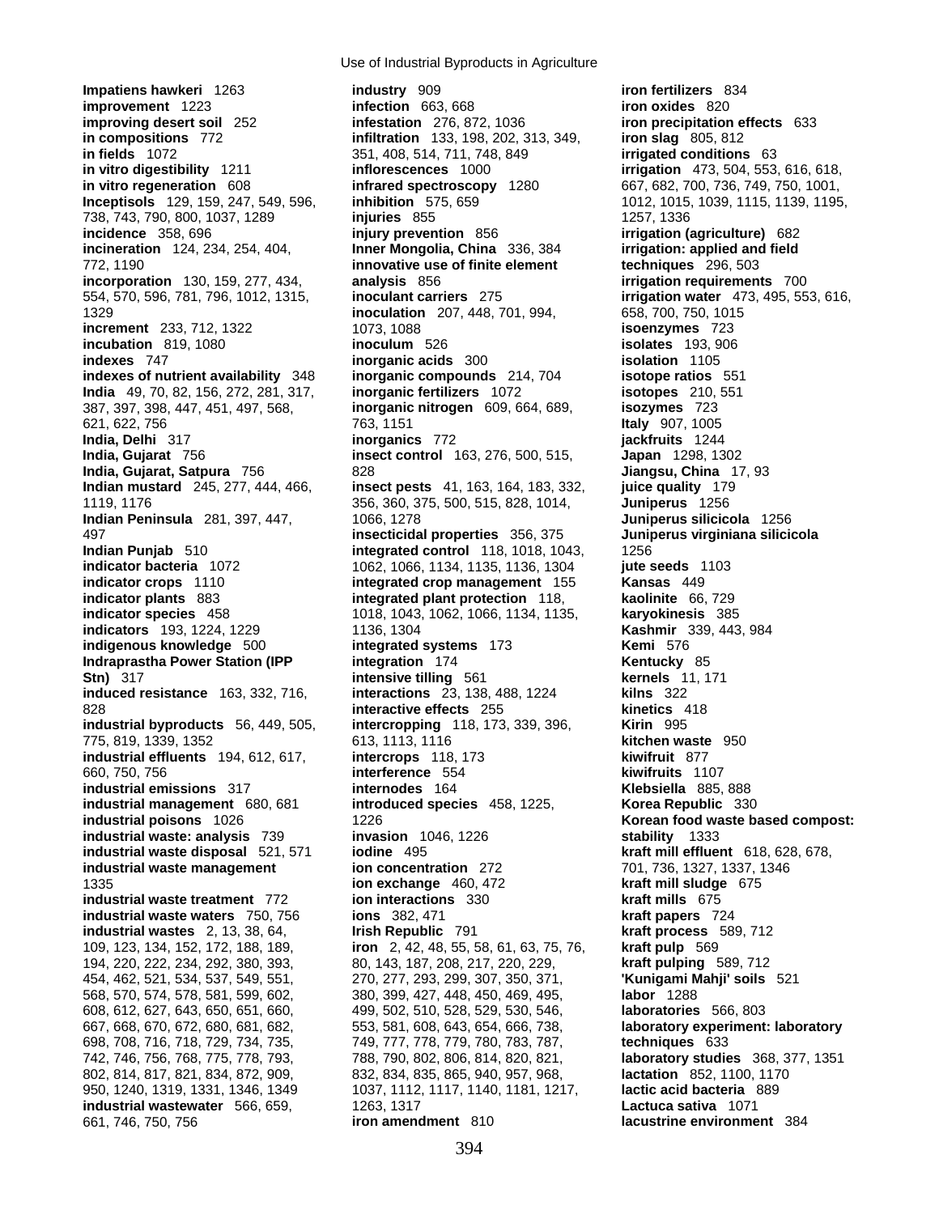**Impatiens hawkeri** 1263
**improvement** 1223
**improving desert soil** 252
**in compositions** 772
**in fields** 1072
**in vitro digestibility** 1211
**in vitro regeneration** 608
**Inceptisols** 129, 159, 247, 549, 596, 738, 743, 790, 800, 1037, 1289
**incidence** 358, 696
**incineration** 124, 234, 254, 404, 772, 1190
**incorporation** 130, 159, 277, 434, 554, 570, 596, 781, 796, 1012, 1315, 1329
**increment** 233, 712, 1322
**incubation** 819, 1080
**indexes** 747
**indexes of nutrient availability** 348
**India** 49, 70, 82, 156, 272, 281, 317, 387, 397, 398, 447, 451, 497, 568, 621, 622, 756
**India, Delhi** 317
**India, Gujarat** 756
**India, Gujarat, Satpura** 756
**Indian mustard** 245, 277, 444, 466, 1119, 1176
**Indian Peninsula** 281, 397, 447, 497
**Indian Punjab** 510
**indicator bacteria** 1072
**indicator crops** 1110
**indicator plants** 883
**indicator species** 458
**indicators** 193, 1224, 1229
**indigenous knowledge** 500
**Indraprastha Power Station (IPP Stn)** 317
**induced resistance** 163, 332, 716, 828
**industrial byproducts** 56, 449, 505, 775, 819, 1339, 1352
**industrial effluents** 194, 612, 617, 660, 750, 756
**industrial emissions** 317
**industrial management** 680, 681
**industrial poisons** 1026
**industrial waste: analysis** 739
**industrial waste disposal** 521, 571
**industrial waste management** 1335
**industrial waste treatment** 772
**industrial waste waters** 750, 756
**industrial wastes** 2, 13, 38, 64, 109, 123, 134, 152, 172, 188, 189, 194, 220, 222, 234, 292, 380, 393, 454, 462, 521, 534, 537, 549, 551, 568, 570, 574, 578, 581, 599, 602, 608, 612, 627, 643, 650, 651, 660, 667, 668, 670, 672, 680, 681, 682, 698, 708, 716, 718, 729, 734, 735, 742, 746, 756, 768, 775, 778, 793, 802, 814, 817, 821, 834, 872, 909, 950, 1240, 1319, 1331, 1346, 1349
**industrial wastewater** 566, 659, 661, 746, 750, 756
**industry** 909
**infection** 663, 668
**infestation** 276, 872, 1036
**infiltration** 133, 198, 202, 313, 349, 351, 408, 514, 711, 748, 849
**inflorescences** 1000
**infrared spectroscopy** 1280
**inhibition** 575, 659
**injuries** 855
**injury prevention** 856
**Inner Mongolia, China** 336, 384
**innovative use of finite element analysis** 856
**inoculant carriers** 275
**inoculation** 207, 448, 701, 994, 1073, 1088
**inoculum** 526
**inorganic acids** 300
**inorganic compounds** 214, 704
**inorganic fertilizers** 1072
**inorganic nitrogen** 609, 664, 689, 763, 1151
**inorganics** 772
**insect control** 163, 276, 500, 515, 828
**insect pests** 41, 163, 164, 183, 332, 356, 360, 375, 500, 515, 828, 1014, 1066, 1278
**insecticidal properties** 356, 375
**integrated control** 118, 1018, 1043, 1062, 1066, 1134, 1135, 1136, 1304
**integrated crop management** 155
**integrated plant protection** 118, 1018, 1043, 1062, 1066, 1134, 1135, 1136, 1304
**integrated systems** 173
**integration** 174
**intensive tilling** 561
**interactions** 23, 138, 488, 1224
**interactive effects** 255
**intercropping** 118, 173, 339, 396, 613, 1113, 1116
**intercrops** 118, 173
**interference** 554
**internodes** 164
**introduced species** 458, 1225, 1226
**invasion** 1046, 1226
**iodine** 495
**ion concentration** 272
**ion exchange** 460, 472
**ion interactions** 330
**ions** 382, 471
**Irish Republic** 791
**iron** 2, 42, 48, 55, 58, 61, 63, 75, 76, 80, 143, 187, 208, 217, 220, 229, 270, 277, 293, 299, 307, 350, 371, 380, 399, 427, 448, 450, 469, 495, 499, 502, 510, 528, 529, 530, 546, 553, 581, 608, 643, 654, 666, 738, 749, 777, 778, 779, 780, 783, 787, 788, 790, 802, 806, 814, 820, 821, 832, 834, 835, 865, 940, 957, 968, 1037, 1112, 1117, 1140, 1181, 1217, 1263, 1317
**iron amendment** 810
**iron fertilizers** 834
**iron oxides** 820
**iron precipitation effects** 633
**iron slag** 805, 812
**irrigated conditions** 63
**irrigation** 473, 504, 553, 616, 618, 667, 682, 700, 736, 749, 750, 1001, 1012, 1015, 1039, 1115, 1139, 1195, 1257, 1336
**irrigation (agriculture)** 682
**irrigation: applied and field techniques** 296, 503
**irrigation requirements** 700
**irrigation water** 473, 495, 553, 616, 658, 700, 750, 1015
**isoenzymes** 723
**isolates** 193, 906
**isolation** 1105
**isotope ratios** 551
**isotopes** 210, 551
**isozymes** 723
**Italy** 907, 1005
**jackfruits** 1244
**Japan** 1298, 1302
**Jiangsu, China** 17, 93
**juice quality** 179
**Juniperus** 1256
**Juniperus silicicola** 1256
**Juniperus virginiana silicicola** 1256
**jute seeds** 1103
**Kansas** 449
**kaolinite** 66, 729
**karyokinesis** 385
**Kashmir** 339, 443, 984
**Kemi** 576
**Kentucky** 85
**kernels** 11, 171
**kilns** 322
**kinetics** 418
**Kirin** 995
**kitchen waste** 950
**kiwifruit** 877
**kiwifruits** 1107
**Klebsiella** 885, 888
**Korea Republic** 330
**Korean food waste based compost: stability** 1333
**kraft mill effluent** 618, 628, 678, 701, 736, 1327, 1337, 1346
**kraft mill sludge** 675
**kraft mills** 675
**kraft papers** 724
**kraft process** 589, 712
**kraft pulp** 569
**kraft pulping** 589, 712
**'Kunigami Mahji' soils** 521
**labor** 1288
**laboratories** 566, 803
**laboratory experiment: laboratory techniques** 633
**laboratory studies** 368, 377, 1351
**lactation** 852, 1100, 1170
**lactic acid bacteria** 889
**Lactuca sativa** 1071
**lacustrine environment** 384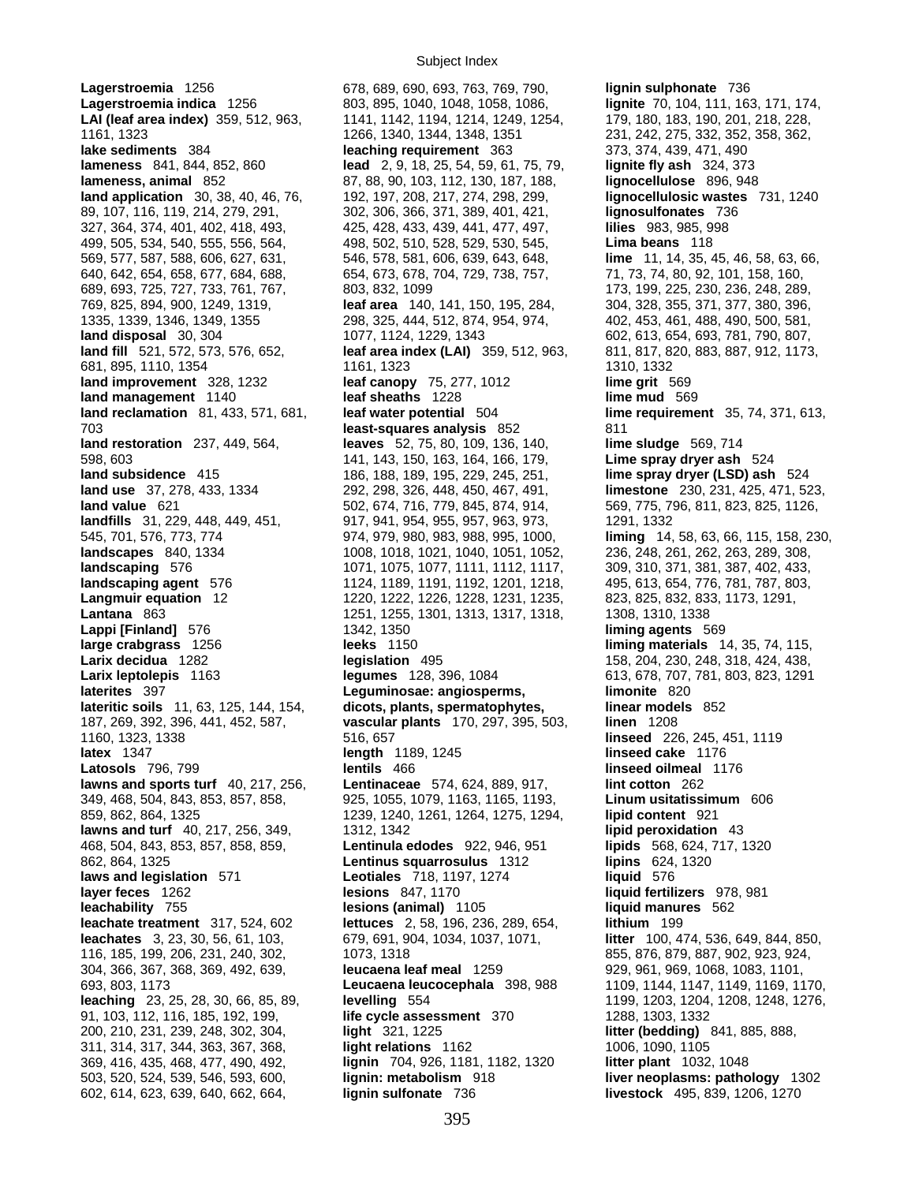**Lagerstroemia** 1256
**Lagerstroemia indica** 1256
**LAI (leaf area index)** 359, 512, 963, 1161, 1323
**lake sediments** 384
**lameness** 841, 844, 852, 860
**lameness, animal** 852
**land application** 30, 38, 40, 46, 76, 89, 107, 116, 119, 214, 279, 291, 327, 364, 374, 401, 402, 418, 493, 499, 505, 534, 540, 555, 556, 564, 569, 577, 587, 588, 606, 627, 631, 640, 642, 654, 658, 677, 684, 688, 689, 693, 725, 727, 733, 761, 767, 769, 825, 894, 900, 1249, 1319, 1335, 1339, 1346, 1349, 1355
**land disposal** 30, 304
**land fill** 521, 572, 573, 576, 652, 681, 895, 1110, 1354
**land improvement** 328, 1232
**land management** 1140
**land reclamation** 81, 433, 571, 681, 703
**land restoration** 237, 449, 564, 598, 603
**land subsidence** 415
**land use** 37, 278, 433, 1334
**land value** 621
**landfills** 31, 229, 448, 449, 451, 545, 701, 576, 773, 774
**landscapes** 840, 1334
**landscaping** 576
**landscaping agent** 576
**Langmuir equation** 12
**Lantana** 863
**Lappi [Finland]** 576
**large crabgrass** 1256
**Larix decidua** 1282
**Larix leptolepis** 1163
**laterites** 397
**lateritic soils** 11, 63, 125, 144, 154, 187, 269, 392, 396, 441, 452, 587, 1160, 1323, 1338
**latex** 1347
**Latosols** 796, 799
**lawns and sports turf** 40, 217, 256, 349, 468, 504, 843, 853, 857, 858, 859, 862, 864, 1325
**lawns and turf** 40, 217, 256, 349, 468, 504, 843, 853, 857, 858, 859, 862, 864, 1325
**laws and legislation** 571
**layer feces** 1262
**leachability** 755
**leachate treatment** 317, 524, 602
**leachates** 3, 23, 30, 56, 61, 103, 116, 185, 199, 206, 231, 240, 302, 304, 366, 367, 368, 369, 492, 639, 693, 803, 1173
**leaching** 23, 25, 28, 30, 66, 85, 89, 91, 103, 112, 116, 185, 192, 199, 200, 210, 231, 239, 248, 302, 304, 311, 314, 317, 344, 363, 367, 368, 369, 416, 435, 468, 477, 490, 492, 503, 520, 524, 539, 546, 593, 600, 602, 614, 623, 639, 640, 662, 664, 678, 689, 690, 693, 763, 769, 790, 803, 895, 1040, 1048, 1058, 1086, 1141, 1142, 1194, 1214, 1249, 1254, 1266, 1340, 1344, 1348, 1351
**leaching requirement** 363
**lead** 2, 9, 18, 25, 54, 59, 61, 75, 79, 87, 88, 90, 103, 112, 130, 187, 188, 192, 197, 208, 217, 274, 298, 299, 302, 306, 366, 371, 389, 401, 421, 425, 428, 433, 439, 441, 477, 497, 498, 502, 510, 528, 529, 530, 545, 546, 578, 581, 606, 639, 643, 648, 654, 673, 678, 704, 729, 738, 757, 803, 832, 1099
**leaf area** 140, 141, 150, 195, 284, 298, 325, 444, 512, 874, 954, 974, 1077, 1124, 1229, 1343
**leaf area index (LAI)** 359, 512, 963, 1161, 1323
**leaf canopy** 75, 277, 1012
**leaf sheaths** 1228
**leaf water potential** 504
**least-squares analysis** 852
**leaves** 52, 75, 80, 109, 136, 140, 141, 143, 150, 163, 164, 166, 179, 186, 188, 189, 195, 229, 245, 251, 292, 298, 326, 448, 450, 467, 491, 502, 674, 716, 779, 845, 874, 914, 917, 941, 954, 955, 957, 963, 973, 974, 979, 980, 983, 988, 995, 1000, 1008, 1018, 1021, 1040, 1051, 1052, 1071, 1075, 1077, 1111, 1112, 1117, 1124, 1189, 1191, 1192, 1201, 1218, 1220, 1222, 1226, 1228, 1231, 1235, 1251, 1255, 1301, 1313, 1317, 1318, 1342, 1350
**leeks** 1150
**legislation** 495
**legumes** 128, 396, 1084
**Leguminosae: angiosperms, dicots, plants, spermatophytes, vascular plants** 170, 297, 395, 503, 516, 657
**length** 1189, 1245
**lentils** 466
**Lentinaceae** 574, 624, 889, 917, 925, 1055, 1079, 1163, 1165, 1193, 1239, 1240, 1261, 1264, 1275, 1294, 1312, 1342
**Lentinula edodes** 922, 946, 951
**Lentinus squarrosulus** 1312
**Leotiales** 718, 1197, 1274
**lesions** 847, 1170
**lesions (animal)** 1105
**lettuces** 2, 58, 196, 236, 289, 654, 679, 691, 904, 1034, 1037, 1071, 1073, 1318
**leucaena leaf meal** 1259
**Leucaena leucocephala** 398, 988
**levelling** 554
**life cycle assessment** 370
**light** 321, 1225
**light relations** 1162
**lignin** 704, 926, 1181, 1182, 1320
**lignin: metabolism** 918
**lignin sulfonate** 736
**lignin sulphonate** 736
**lignite** 70, 104, 111, 163, 171, 174, 179, 180, 183, 190, 201, 218, 228, 231, 242, 275, 332, 352, 358, 362, 373, 374, 439, 471, 490
**lignite fly ash** 324, 373
**lignocellulose** 896, 948
**lignocellulosic wastes** 731, 1240
**lignosulfonates** 736
**lilies** 983, 985, 998
**Lima beans** 118
**lime** 11, 14, 35, 45, 46, 58, 63, 66, 71, 73, 74, 80, 92, 101, 158, 160, 173, 199, 225, 230, 236, 248, 289, 304, 328, 355, 371, 377, 380, 396, 402, 453, 461, 488, 490, 500, 581, 602, 613, 654, 693, 781, 790, 807, 811, 817, 820, 883, 887, 912, 1173, 1310, 1332
**lime grit** 569
**lime mud** 569
**lime requirement** 35, 74, 371, 613, 811
**lime sludge** 569, 714
**Lime spray dryer ash** 524
**lime spray dryer (LSD) ash** 524
**limestone** 230, 231, 425, 471, 523, 569, 775, 796, 811, 823, 825, 1126, 1291, 1332
**liming** 14, 58, 63, 66, 115, 158, 230, 236, 248, 261, 262, 263, 289, 308, 309, 310, 371, 381, 387, 402, 433, 495, 613, 654, 776, 781, 787, 803, 823, 825, 832, 833, 1173, 1291, 1308, 1310, 1338
**liming agents** 569
**liming materials** 14, 35, 74, 115, 158, 204, 230, 248, 318, 424, 438, 613, 678, 707, 781, 803, 823, 1291
**limonite** 820
**linear models** 852
**linen** 1208
**linseed** 226, 245, 451, 1119
**linseed cake** 1176
**linseed oilmeal** 1176
**lint cotton** 262
**Linum usitatissimum** 606
**lipid content** 921
**lipid peroxidation** 43
**lipids** 568, 624, 717, 1320
**lipins** 624, 1320
**liquid** 576
**liquid fertilizers** 978, 981
**liquid manures** 562
**lithium** 199
**litter** 100, 474, 536, 649, 844, 850, 855, 876, 879, 887, 902, 923, 924, 929, 961, 969, 1068, 1083, 1101, 1109, 1144, 1147, 1149, 1169, 1170, 1199, 1203, 1204, 1208, 1248, 1276, 1288, 1303, 1332
**litter (bedding)** 841, 885, 888, 1006, 1090, 1105
**litter plant** 1032, 1048
**liver neoplasms: pathology** 1302
**livestock** 495, 839, 1206, 1270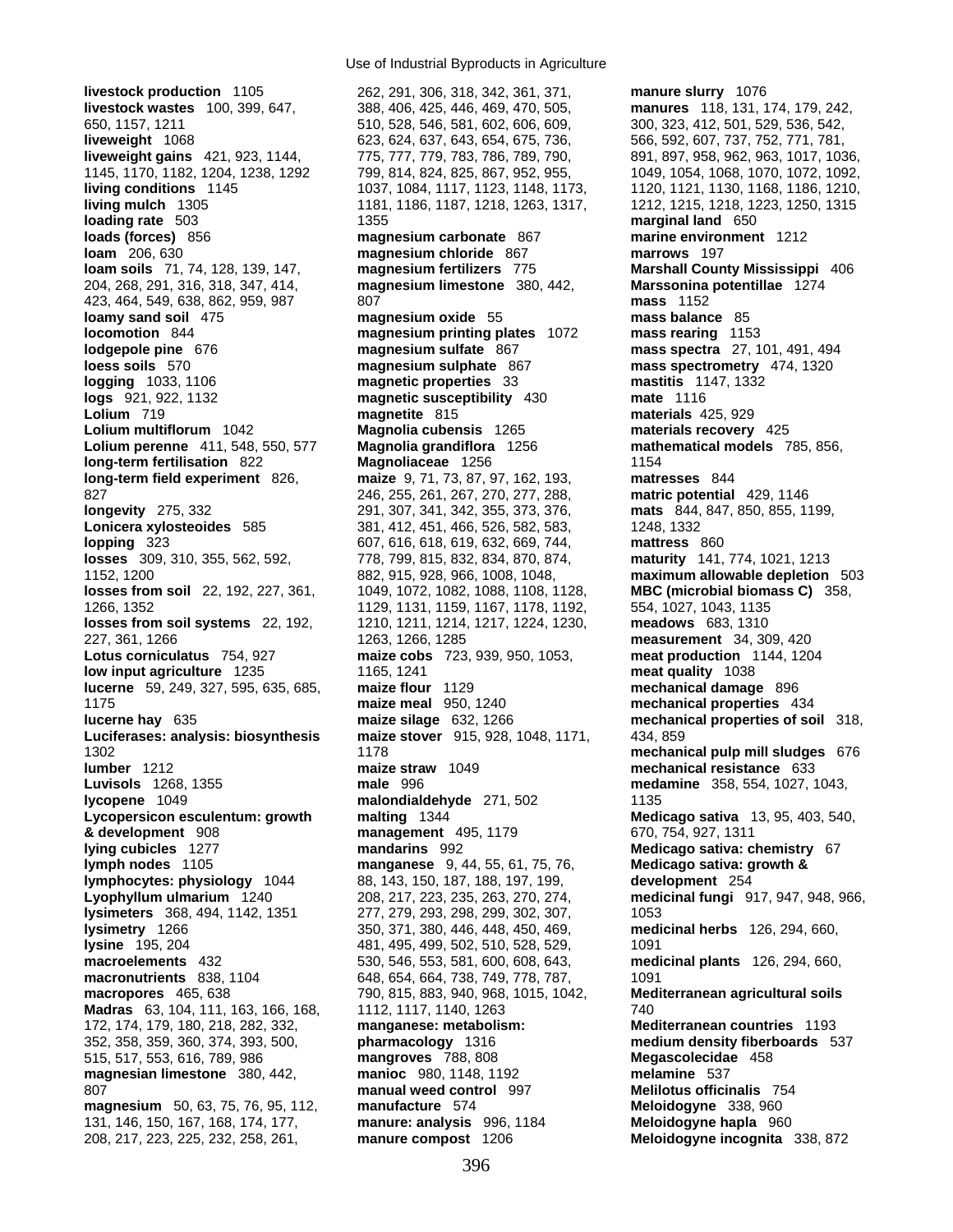**livestock production** 1105
**livestock wastes** 100, 399, 647, 650, 1157, 1211
**liveweight** 1068
**liveweight gains** 421, 923, 1144, 1145, 1170, 1182, 1204, 1238, 1292
**living conditions** 1145
**living mulch** 1305
**loading rate** 503
**loads (forces)** 856
**loam** 206, 630
**loam soils** 71, 74, 128, 139, 147, 204, 268, 291, 316, 318, 347, 414, 423, 464, 549, 638, 862, 959, 987
**loamy sand soil** 475
**locomotion** 844
**lodgepole pine** 676
**loess soils** 570
**logging** 1033, 1106
**logs** 921, 922, 1132
**Lolium** 719
**Lolium multiflorum** 1042
**Lolium perenne** 411, 548, 550, 577
**long-term fertilisation** 822
**long-term field experiment** 826, 827
**longevity** 275, 332
**Lonicera xylosteoides** 585
**lopping** 323
**losses** 309, 310, 355, 562, 592, 1152, 1200
**losses from soil** 22, 192, 227, 361, 1266, 1352
**losses from soil systems** 22, 192, 227, 361, 1266
**Lotus corniculatus** 754, 927
**low input agriculture** 1235
**lucerne** 59, 249, 327, 595, 635, 685, 1175
**lucerne hay** 635
**Luciferases: analysis: biosynthesis** 1302
**lumber** 1212
**Luvisols** 1268, 1355
**lycopene** 1049
**Lycopersicon esculentum: growth & development** 908
**lying cubicles** 1277
**lymph nodes** 1105
**lymphocytes: physiology** 1044
**Lyophyllum ulmarium** 1240
**lysimeters** 368, 494, 1142, 1351
**lysimetry** 1266
**lysine** 195, 204
**macroelements** 432
**macronutrients** 838, 1104
**macropores** 465, 638
**Madras** 63, 104, 111, 163, 166, 168, 172, 174, 179, 180, 218, 282, 332, 352, 358, 359, 360, 374, 393, 500, 515, 517, 553, 616, 789, 986
**magnesian limestone** 380, 442, 807
**magnesium** 50, 63, 75, 76, 95, 112, 131, 146, 150, 167, 168, 174, 177, 208, 217, 223, 225, 232, 258, 261, 262, 291, 306, 318, 342, 361, 371, 388, 406, 425, 446, 469, 470, 505, 510, 528, 546, 581, 602, 606, 609, 623, 624, 637, 643, 654, 675, 736, 775, 777, 779, 783, 786, 789, 790, 799, 814, 824, 825, 867, 952, 955, 1037, 1084, 1117, 1123, 1148, 1173, 1181, 1186, 1187, 1218, 1263, 1317, 1355
**magnesium carbonate** 867
**magnesium chloride** 867
**magnesium fertilizers** 775
**magnesium limestone** 380, 442, 807
**magnesium oxide** 55
**magnesium printing plates** 1072
**magnesium sulfate** 867
**magnesium sulphate** 867
**magnetic properties** 33
**magnetic susceptibility** 430
**magnetite** 815
**Magnolia cubensis** 1265
**Magnolia grandiflora** 1256
**Magnoliaceae** 1256
**maize** 9, 71, 73, 87, 97, 162, 193, 246, 255, 261, 267, 270, 277, 288, 291, 307, 341, 342, 355, 373, 376, 381, 412, 451, 466, 526, 582, 583, 607, 616, 618, 619, 632, 669, 744, 778, 799, 815, 832, 834, 870, 874, 882, 915, 928, 966, 1008, 1048, 1049, 1072, 1082, 1088, 1108, 1128, 1129, 1131, 1159, 1167, 1178, 1192, 1210, 1211, 1214, 1217, 1224, 1230, 1263, 1266, 1285
**maize cobs** 723, 939, 950, 1053, 1165, 1241
**maize flour** 1129
**maize meal** 950, 1240
**maize silage** 632, 1266
**maize stover** 915, 928, 1048, 1171, 1178
**maize straw** 1049
**male** 996
**malondialdehyde** 271, 502
**malting** 1344
**management** 495, 1179
**mandarins** 992
**manganese** 9, 44, 55, 61, 75, 76, 88, 143, 150, 187, 188, 197, 199, 208, 217, 223, 235, 263, 270, 274, 277, 279, 293, 298, 299, 302, 307, 350, 371, 380, 446, 448, 450, 469, 481, 495, 499, 502, 510, 528, 529, 530, 546, 553, 581, 600, 608, 643, 648, 654, 664, 738, 749, 778, 787, 790, 815, 883, 940, 968, 1015, 1042, 1112, 1117, 1140, 1263
**manganese: metabolism: pharmacology** 1316
**mangroves** 788, 808
**manioc** 980, 1148, 1192
**manual weed control** 997
**manufacture** 574
**manure: analysis** 996, 1184
**manure compost** 1206
**manure slurry** 1076
**manures** 118, 131, 174, 179, 242, 300, 323, 412, 501, 529, 536, 542, 566, 592, 607, 737, 752, 771, 781, 891, 897, 958, 962, 963, 1017, 1036, 1049, 1054, 1068, 1070, 1072, 1092, 1120, 1121, 1130, 1168, 1186, 1210, 1212, 1215, 1218, 1223, 1250, 1315
**marginal land** 650
**marine environment** 1212
**marrows** 197
**Marshall County Mississippi** 406
**Marssonina potentillae** 1274
**mass** 1152
**mass balance** 85
**mass rearing** 1153
**mass spectra** 27, 101, 491, 494
**mass spectrometry** 474, 1320
**mastitis** 1147, 1332
**mate** 1116
**materials** 425, 929
**materials recovery** 425
**mathematical models** 785, 856, 1154
**matresses** 844
**matric potential** 429, 1146
**mats** 844, 847, 850, 855, 1199, 1248, 1332
**mattress** 860
**maturity** 141, 774, 1021, 1213
**maximum allowable depletion** 503
**MBC (microbial biomass C)** 358, 554, 1027, 1043, 1135
**meadows** 683, 1310
**measurement** 34, 309, 420
**meat production** 1144, 1204
**meat quality** 1038
**mechanical damage** 896
**mechanical properties** 434
**mechanical properties of soil** 318, 434, 859
**mechanical pulp mill sludges** 676
**mechanical resistance** 633
**medamine** 358, 554, 1027, 1043, 1135
**Medicago sativa** 13, 95, 403, 540, 670, 754, 927, 1311
**Medicago sativa: chemistry** 67
**Medicago sativa: growth & development** 254
**medicinal fungi** 917, 947, 948, 966, 1053
**medicinal herbs** 126, 294, 660, 1091
**medicinal plants** 126, 294, 660, 1091
**Mediterranean agricultural soils** 740
**Mediterranean countries** 1193
**medium density fiberboards** 537
**Megascolecidae** 458
**melamine** 537
**Melilotus officinalis** 754
**Meloidogyne** 338, 960
**Meloidogyne hapla** 960
**Meloidogyne incognita** 338, 872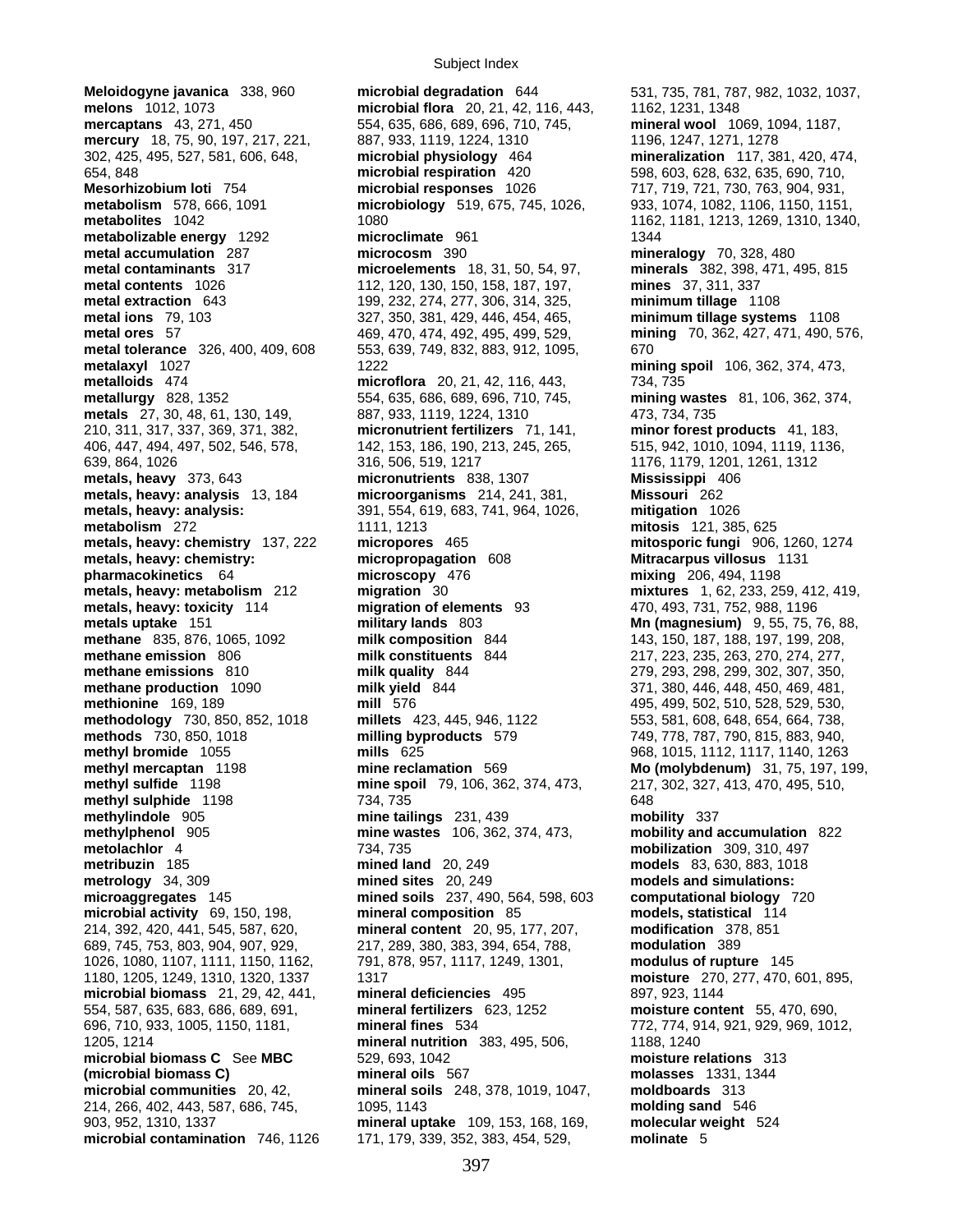**Meloidogyne javanica** 338, 960
**melons** 1012, 1073
**mercaptans** 43, 271, 450
**mercury** 18, 75, 90, 197, 217, 221, 302, 425, 495, 527, 581, 606, 648, 654, 848
**Mesorhizobium loti** 754
**metabolism** 578, 666, 1091
**metabolites** 1042
**metabolizable energy** 1292
**metal accumulation** 287
**metal contaminants** 317
**metal contents** 1026
**metal extraction** 643
**metal ions** 79, 103
**metal ores** 57
**metal tolerance** 326, 400, 409, 608
**metalaxyl** 1027
**metalloids** 474
**metallurgy** 828, 1352
**metals** 27, 30, 48, 61, 130, 149, 210, 311, 317, 337, 369, 371, 382, 406, 447, 494, 497, 502, 546, 578, 639, 864, 1026
**metals, heavy** 373, 643
**metals, heavy: analysis** 13, 184
**metals, heavy: analysis: metabolism** 272
**metals, heavy: chemistry** 137, 222
**metals, heavy: chemistry: pharmacokinetics** 64
**metals, heavy: metabolism** 212
**metals, heavy: toxicity** 114
**metals uptake** 151
**methane** 835, 876, 1065, 1092
**methane emission** 806
**methane emissions** 810
**methane production** 1090
**methionine** 169, 189
**methodology** 730, 850, 852, 1018
**methods** 730, 850, 1018
**methyl bromide** 1055
**methyl mercaptan** 1198
**methyl sulfide** 1198
**methyl sulphide** 1198
**methylindole** 905
**methylphenol** 905
**metolachlor** 4
**metribuzin** 185
**metrology** 34, 309
**microaggregates** 145
**microbial activity** 69, 150, 198, 214, 392, 420, 441, 545, 587, 620, 689, 745, 753, 803, 904, 907, 929, 1026, 1080, 1107, 1111, 1150, 1162, 1180, 1205, 1249, 1310, 1320, 1337
**microbial biomass** 21, 29, 42, 441, 554, 587, 635, 683, 686, 689, 691, 696, 710, 933, 1005, 1150, 1181, 1205, 1214
**microbial biomass C** See **MBC (microbial biomass C)**
**microbial communities** 20, 42, 214, 266, 402, 443, 587, 686, 745, 903, 952, 1310, 1337
**microbial contamination** 746, 1126
**microbial degradation** 644
**microbial flora** 20, 21, 42, 116, 443, 554, 635, 686, 689, 696, 710, 745, 887, 933, 1119, 1224, 1310
**microbial physiology** 464
**microbial respiration** 420
**microbial responses** 1026
**microbiology** 519, 675, 745, 1026, 1080
**microclimate** 961
**microcosm** 390
**microelements** 18, 31, 50, 54, 97, 112, 120, 130, 150, 158, 187, 197, 199, 232, 274, 277, 306, 314, 325, 327, 350, 381, 429, 446, 454, 465, 469, 470, 474, 492, 495, 499, 529, 553, 639, 749, 832, 883, 912, 1095, 1222
**microflora** 20, 21, 42, 116, 443, 554, 635, 686, 689, 696, 710, 745, 887, 933, 1119, 1224, 1310
**micronutrient fertilizers** 71, 141, 142, 153, 186, 190, 213, 245, 265, 316, 506, 519, 1217
**micronutrients** 838, 1307
**microorganisms** 214, 241, 381, 391, 554, 619, 683, 741, 964, 1026, 1111, 1213
**micropores** 465
**micropropagation** 608
**microscopy** 476
**migration** 30
**migration of elements** 93
**military lands** 803
**milk composition** 844
**milk constituents** 844
**milk quality** 844
**milk yield** 844
**mill** 576
**millets** 423, 445, 946, 1122
**milling byproducts** 579
**mills** 625
**mine reclamation** 569
**mine spoil** 79, 106, 362, 374, 473, 734, 735
**mine tailings** 231, 439
**mine wastes** 106, 362, 374, 473, 734, 735
**mined land** 20, 249
**mined sites** 20, 249
**mined soils** 237, 490, 564, 598, 603
**mineral composition** 85
**mineral content** 20, 95, 177, 207, 217, 289, 380, 383, 394, 654, 788, 791, 878, 957, 1117, 1249, 1301, 1317
**mineral deficiencies** 495
**mineral fertilizers** 623, 1252
**mineral fines** 534
**mineral nutrition** 383, 495, 506, 529, 693, 1042
**mineral oils** 567
**mineral soils** 248, 378, 1019, 1047, 1095, 1143
**mineral uptake** 109, 153, 168, 169, 171, 179, 339, 352, 383, 454, 529, 531, 735, 781, 787, 982, 1032, 1037, 1162, 1231, 1348
**mineral wool** 1069, 1094, 1187, 1196, 1247, 1271, 1278
**mineralization** 117, 381, 420, 474, 598, 603, 628, 632, 635, 690, 710, 717, 719, 721, 730, 763, 904, 931, 933, 1074, 1082, 1106, 1150, 1151, 1162, 1181, 1213, 1269, 1310, 1340, 1344
**mineralogy** 70, 328, 480
**minerals** 382, 398, 471, 495, 815
**mines** 37, 311, 337
**minimum tillage** 1108
**minimum tillage systems** 1108
**mining** 70, 362, 427, 471, 490, 576, 670
**mining spoil** 106, 362, 374, 473, 734, 735
**mining wastes** 81, 106, 362, 374, 473, 734, 735
**minor forest products** 41, 183, 515, 942, 1010, 1094, 1119, 1136, 1176, 1179, 1201, 1261, 1312
**Mississippi** 406
**Missouri** 262
**mitigation** 1026
**mitosis** 121, 385, 625
**mitosporic fungi** 906, 1260, 1274
**Mitracarpus villosus** 1131
**mixing** 206, 494, 1198
**mixtures** 1, 62, 233, 259, 412, 419, 470, 493, 731, 752, 988, 1196
**Mn (magnesium)** 9, 55, 75, 76, 88, 143, 150, 187, 188, 197, 199, 208, 217, 223, 235, 263, 270, 274, 277, 279, 293, 298, 299, 302, 307, 350, 371, 380, 446, 448, 450, 469, 481, 495, 499, 502, 510, 528, 529, 530, 553, 581, 608, 648, 654, 664, 738, 749, 778, 787, 790, 815, 883, 940, 968, 1015, 1112, 1117, 1140, 1263
**Mo (molybdenum)** 31, 75, 197, 199, 217, 302, 327, 413, 470, 495, 510, 648
**mobility** 337
**mobility and accumulation** 822
**mobilization** 309, 310, 497
**models** 83, 630, 883, 1018
**models and simulations: computational biology** 720
**models, statistical** 114
**modification** 378, 851
**modulation** 389
**modulus of rupture** 145
**moisture** 270, 277, 470, 601, 895, 897, 923, 1144
**moisture content** 55, 470, 690, 772, 774, 914, 921, 929, 969, 1012, 1188, 1240
**moisture relations** 313
**molasses** 1331, 1344
**moldboards** 313
**molding sand** 546
**molecular weight** 524
**molinate** 5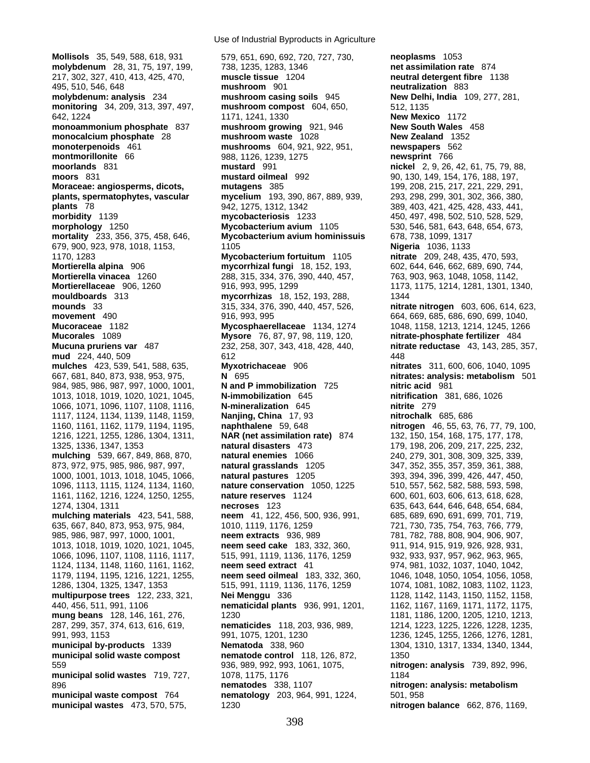**Mollisols** 35, 549, 588, 618, 931
**molybdenum** 28, 31, 75, 197, 199, 217, 302, 327, 410, 413, 425, 470, 495, 510, 546, 648
**molybdenum: analysis** 234
**monitoring** 34, 209, 313, 397, 497, 642, 1224
**monoammonium phosphate** 837
**monocalcium phosphate** 28
**monoterpenoids** 461
**montmorillonite** 66
**moorlands** 831
**moors** 831
**Moraceae: angiosperms, dicots, plants, spermatophytes, vascular plants** 78
**morbidity** 1139
**morphology** 1250
**mortality** 233, 356, 375, 458, 646, 679, 900, 923, 978, 1018, 1153, 1170, 1283
**Mortierella alpina** 906
**Mortierella vinacea** 1260
**Mortierellaceae** 906, 1260
**mouldboards** 313
**mounds** 33
**movement** 490
**Mucoraceae** 1182
**Mucorales** 1089
**Mucuna pruriens var** 487
**mud** 224, 440, 509
**mulches** 423, 539, 541, 588, 635, 667, 681, 840, 873, 938, 953, 975, 984, 985, 986, 987, 997, 1000, 1001, 1013, 1018, 1019, 1020, 1021, 1045, 1066, 1071, 1096, 1107, 1108, 1116, 1117, 1124, 1134, 1139, 1148, 1159, 1160, 1161, 1162, 1179, 1194, 1195, 1216, 1221, 1255, 1286, 1304, 1311, 1325, 1336, 1347, 1353
**mulching** 539, 667, 849, 868, 870, 873, 972, 975, 985, 986, 987, 997, 1000, 1001, 1013, 1018, 1045, 1066, 1096, 1113, 1115, 1124, 1134, 1160, 1161, 1162, 1216, 1224, 1250, 1255, 1274, 1304, 1311
**mulching materials** 423, 541, 588, 635, 667, 840, 873, 953, 975, 984, 985, 986, 987, 997, 1000, 1001, 1013, 1018, 1019, 1020, 1021, 1045, 1066, 1096, 1107, 1108, 1116, 1117, 1124, 1134, 1148, 1160, 1161, 1162, 1179, 1194, 1195, 1216, 1221, 1255, 1286, 1304, 1325, 1347, 1353
**multipurpose trees** 122, 233, 321, 440, 456, 511, 991, 1106
**mung beans** 128, 146, 161, 276, 287, 299, 357, 374, 613, 616, 619, 991, 993, 1153
**municipal by-products** 1339
**municipal solid waste compost** 559
**municipal solid wastes** 719, 727, 896
**municipal waste compost** 764
**municipal wastes** 473, 570, 575, 579, 651, 690, 692, 720, 727, 730, 738, 1235, 1283, 1346
**muscle tissue** 1204
**mushroom** 901
**mushroom casing soils** 945
**mushroom compost** 604, 650, 1171, 1241, 1330
**mushroom growing** 921, 946
**mushroom waste** 1028
**mushrooms** 604, 921, 922, 951, 988, 1126, 1239, 1275
**mustard** 991
**mustard oilmeal** 992
**mutagens** 385
**mycelium** 193, 390, 867, 889, 939, 942, 1275, 1312, 1342
**mycobacteriosis** 1233
**Mycobacterium avium** 1105
**Mycobacterium avium hominissuis** 1105
**Mycobacterium fortuitum** 1105
**mycorrhizal fungi** 18, 152, 193, 288, 315, 334, 376, 390, 440, 457, 916, 993, 995, 1299
**mycorrhizas** 18, 152, 193, 288, 315, 334, 376, 390, 440, 457, 526, 916, 993, 995
**Mycosphaerellaceae** 1134, 1274
**Mysore** 76, 87, 97, 98, 119, 120, 232, 258, 307, 343, 418, 428, 440, 612
**Myxotrichaceae** 906
**N** 695
**N and P immobilization** 725
**N-immobilization** 645
**N-mineralization** 645
**Nanjing, China** 17, 93
**naphthalene** 59, 648
**NAR (net assimilation rate)** 874
**natural disasters** 473
**natural enemies** 1066
**natural grasslands** 1205
**natural pastures** 1205
**nature conservation** 1050, 1225
**nature reserves** 1124
**necroses** 123
**neem** 41, 122, 456, 500, 936, 991, 1010, 1119, 1176, 1259
**neem extracts** 936, 989
**neem seed cake** 183, 332, 360, 515, 991, 1119, 1136, 1176, 1259
**neem seed extract** 41
**neem seed oilmeal** 183, 332, 360, 515, 991, 1119, 1136, 1176, 1259
**Nei Menggu** 336
**nematicidal plants** 936, 991, 1201, 1230
**nematicides** 118, 203, 936, 989, 991, 1075, 1201, 1230
**Nematoda** 338, 960
**nematode control** 118, 126, 872, 936, 989, 992, 993, 1061, 1075, 1078, 1175, 1176
**nematodes** 338, 1107
**nematology** 203, 964, 991, 1224, 1230
**neoplasms** 1053
**net assimilation rate** 874
**neutral detergent fibre** 1138
**neutralization** 883
**New Delhi, India** 109, 277, 281, 512, 1135
**New Mexico** 1172
**New South Wales** 458
**New Zealand** 1352
**newspapers** 562
**newsprint** 766
**nickel** 2, 9, 26, 42, 61, 75, 79, 88, 90, 130, 149, 154, 176, 188, 197, 199, 208, 215, 217, 221, 229, 291, 293, 298, 299, 301, 302, 366, 380, 389, 403, 421, 425, 428, 433, 441, 450, 497, 498, 502, 510, 528, 529, 530, 546, 581, 643, 648, 654, 673, 678, 738, 1099, 1317
**Nigeria** 1036, 1133
**nitrate** 209, 248, 435, 470, 593, 602, 644, 646, 662, 689, 690, 744, 763, 903, 963, 1048, 1058, 1142, 1173, 1175, 1214, 1281, 1301, 1340, 1344
**nitrate nitrogen** 603, 606, 614, 623, 664, 669, 685, 686, 690, 699, 1040, 1048, 1158, 1213, 1214, 1245, 1266
**nitrate-phosphate fertilizer** 484
**nitrate reductase** 43, 143, 285, 357, 448
**nitrates** 311, 600, 606, 1040, 1095
**nitrates: analysis: metabolism** 501
**nitric acid** 981
**nitrification** 381, 686, 1026
**nitrite** 279
**nitrochalk** 685, 686
**nitrogen** 46, 55, 63, 76, 77, 79, 100, 132, 150, 154, 168, 175, 177, 178, 179, 198, 206, 209, 217, 225, 232, 240, 279, 301, 308, 309, 325, 339, 347, 352, 355, 357, 359, 361, 388, 393, 394, 396, 399, 426, 447, 450, 510, 557, 562, 582, 588, 593, 598, 600, 601, 603, 606, 613, 618, 628, 635, 643, 644, 646, 648, 654, 684, 685, 689, 690, 691, 699, 701, 719, 721, 730, 735, 754, 763, 766, 779, 781, 782, 788, 808, 904, 906, 907, 911, 914, 915, 919, 926, 928, 931, 932, 933, 937, 957, 962, 963, 965, 974, 981, 1032, 1037, 1040, 1042, 1046, 1048, 1050, 1054, 1056, 1058, 1074, 1081, 1082, 1083, 1102, 1123, 1128, 1142, 1143, 1150, 1152, 1158, 1162, 1167, 1169, 1171, 1172, 1175, 1181, 1186, 1200, 1205, 1210, 1213, 1214, 1223, 1225, 1226, 1228, 1235, 1236, 1245, 1255, 1266, 1276, 1281, 1304, 1310, 1317, 1334, 1340, 1344, 1350
**nitrogen: analysis** 739, 892, 996, 1184
**nitrogen: analysis: metabolism** 501, 958
**nitrogen balance** 662, 876, 1169,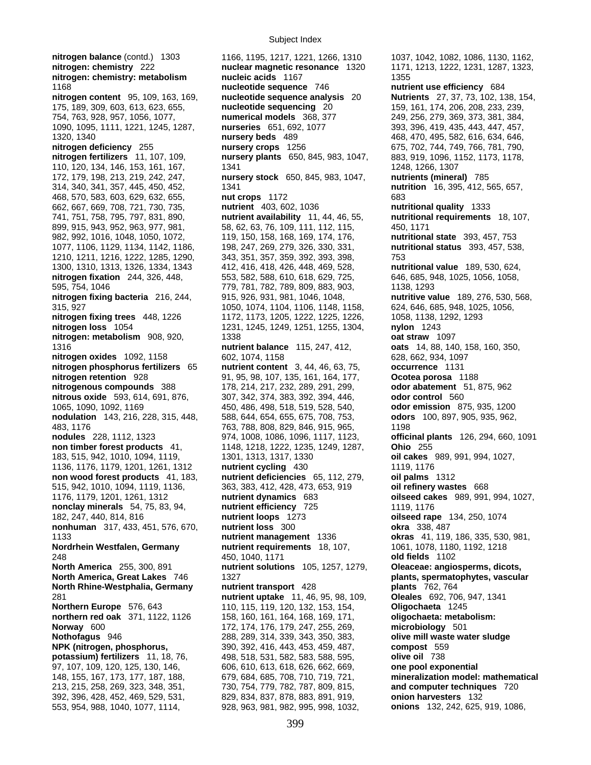**nitrogen balance** (contd.) 1303
**nitrogen: chemistry** 222
**nitrogen: chemistry: metabolism** 1168
**nitrogen content** 95, 109, 163, 169, 175, 189, 309, 603, 613, 623, 655, 754, 763, 928, 957, 1056, 1077, 1090, 1095, 1111, 1221, 1245, 1287, 1320, 1340
**nitrogen deficiency** 255
**nitrogen fertilizers** 11, 107, 109, 110, 120, 134, 146, 153, 161, 167, 172, 179, 198, 213, 219, 242, 247, 314, 340, 341, 357, 445, 450, 452, 468, 570, 583, 603, 629, 632, 655, 662, 667, 669, 708, 721, 730, 735, 741, 751, 758, 795, 797, 831, 890, 899, 915, 943, 952, 963, 977, 981, 982, 992, 1016, 1048, 1050, 1072, 1077, 1106, 1129, 1134, 1142, 1186, 1210, 1211, 1216, 1222, 1285, 1290, 1300, 1310, 1313, 1326, 1334, 1343
**nitrogen fixation** 244, 326, 448, 595, 754, 1046
**nitrogen fixing bacteria** 216, 244, 315, 927
**nitrogen fixing trees** 448, 1226
**nitrogen loss** 1054
**nitrogen: metabolism** 908, 920, 1316
**nitrogen oxides** 1092, 1158
**nitrogen phosphorus fertilizers** 65
**nitrogen retention** 928
**nitrogenous compounds** 388
**nitrous oxide** 593, 614, 691, 876, 1065, 1090, 1092, 1169
**nodulation** 143, 216, 228, 315, 448, 483, 1176
**nodules** 228, 1112, 1323
**non timber forest products** 41, 183, 515, 942, 1010, 1094, 1119, 1136, 1176, 1179, 1201, 1261, 1312
**non wood forest products** 41, 183, 515, 942, 1010, 1094, 1119, 1136, 1176, 1179, 1201, 1261, 1312
**nonclay minerals** 54, 75, 83, 94, 182, 247, 440, 814, 816
**nonhuman** 317, 433, 451, 576, 670, 1133
**Nordrhein Westfalen, Germany** 248
**North America** 255, 300, 891
**North America, Great Lakes** 746
**North Rhine-Westphalia, Germany** 281
**Northern Europe** 576, 643
**northern red oak** 371, 1122, 1126
**Norway** 600
**Nothofagus** 946
**NPK (nitrogen, phosphorus, potassium) fertilizers** 11, 18, 76, 97, 107, 109, 120, 125, 130, 146, 148, 155, 167, 173, 177, 187, 188, 213, 215, 258, 269, 323, 348, 351, 392, 396, 428, 452, 469, 529, 531, 553, 954, 988, 1040, 1077, 1114, 1166, 1195, 1217, 1221, 1266, 1310
**nuclear magnetic resonance** 1320
**nucleic acids** 1167
**nucleotide sequence** 746
**nucleotide sequence analysis** 20
**nucleotide sequencing** 20
**numerical models** 368, 377
**nurseries** 651, 692, 1077
**nursery beds** 489
**nursery crops** 1256
**nursery plants** 650, 845, 983, 1047, 1341
**nursery stock** 650, 845, 983, 1047, 1341
**nut crops** 1172
**nutrient** 403, 602, 1036
**nutrient availability** 11, 44, 46, 55, 58, 62, 63, 76, 109, 111, 112, 115, 119, 150, 158, 168, 169, 174, 176, 198, 247, 269, 279, 326, 330, 331, 343, 351, 357, 359, 392, 393, 398, 412, 416, 418, 426, 448, 469, 528, 553, 582, 588, 610, 618, 629, 725, 779, 781, 782, 789, 809, 883, 903, 915, 926, 931, 981, 1046, 1048, 1050, 1074, 1104, 1106, 1148, 1158, 1172, 1173, 1205, 1222, 1225, 1226, 1231, 1245, 1249, 1251, 1255, 1304, 1338
**nutrient balance** 115, 247, 412, 602, 1074, 1158
**nutrient content** 3, 44, 46, 63, 75, 91, 95, 98, 107, 135, 161, 164, 177, 178, 214, 217, 232, 289, 291, 299, 307, 342, 374, 383, 392, 394, 446, 450, 486, 498, 518, 519, 528, 540, 588, 644, 654, 655, 675, 708, 753, 763, 788, 808, 829, 846, 915, 965, 974, 1008, 1086, 1096, 1117, 1123, 1148, 1218, 1222, 1235, 1249, 1287, 1301, 1313, 1317, 1330
**nutrient cycling** 430
**nutrient deficiencies** 65, 112, 279, 363, 383, 412, 428, 473, 653, 919
**nutrient dynamics** 683
**nutrient efficiency** 725
**nutrient loops** 1273
**nutrient loss** 300
**nutrient management** 1336
**nutrient requirements** 18, 107, 450, 1040, 1171
**nutrient solutions** 105, 1257, 1279, 1327
**nutrient transport** 428
**nutrient uptake** 11, 46, 95, 98, 109, 110, 115, 119, 120, 132, 153, 154, 158, 160, 161, 164, 168, 169, 171, 172, 174, 176, 179, 247, 255, 269, 288, 289, 314, 339, 343, 350, 383, 390, 392, 416, 443, 453, 459, 487, 498, 518, 531, 582, 583, 588, 595, 606, 610, 613, 618, 626, 662, 669, 679, 684, 685, 708, 710, 719, 721, 730, 754, 779, 782, 787, 809, 815, 829, 834, 837, 878, 883, 891, 919, 928, 963, 981, 982, 995, 998, 1032, 1037, 1042, 1082, 1086, 1130, 1162, 1171, 1213, 1222, 1231, 1287, 1323, 1355
**nutrient use efficiency** 684
**Nutrients** 27, 37, 73, 102, 138, 154, 159, 161, 174, 206, 208, 233, 239, 249, 256, 279, 369, 373, 381, 384, 393, 396, 419, 435, 443, 447, 457, 468, 470, 495, 582, 616, 634, 646, 675, 702, 744, 749, 766, 781, 790, 883, 919, 1096, 1152, 1173, 1178, 1248, 1266, 1307
**nutrients (mineral)** 785
**nutrition** 16, 395, 412, 565, 657, 683
**nutritional quality** 1333
**nutritional requirements** 18, 107, 450, 1171
**nutritional state** 393, 457, 753
**nutritional status** 393, 457, 538, 753
**nutritional value** 189, 530, 624, 646, 685, 948, 1025, 1056, 1058, 1138, 1293
**nutritive value** 189, 276, 530, 568, 624, 646, 685, 948, 1025, 1056, 1058, 1138, 1292, 1293
**nylon** 1243
**oat straw** 1097
**oats** 14, 88, 140, 158, 160, 350, 628, 662, 934, 1097
**occurrence** 1131
**Ocotea porosa** 1188
**odor abatement** 51, 875, 962
**odor control** 560
**odor emission** 875, 935, 1200
**odors** 100, 897, 905, 935, 962, 1198
**officinal plants** 126, 294, 660, 1091
**Ohio** 255
**oil cakes** 989, 991, 994, 1027, 1119, 1176
**oil palms** 1312
**oil refinery wastes** 668
**oilseed cakes** 989, 991, 994, 1027, 1119, 1176
**oilseed rape** 134, 250, 1074
**okra** 338, 487
**okras** 41, 119, 186, 335, 530, 981, 1061, 1078, 1180, 1192, 1218
**old fields** 1102
**Oleaceae: angiosperms, dicots, plants, spermatophytes, vascular plants** 762, 764
**Oleales** 692, 706, 947, 1341
**Oligochaeta** 1245
**oligochaeta: metabolism: microbiology** 501
**olive mill waste water sludge compost** 559
**olive oil** 738
**one pool exponential mineralization model: mathematical and computer techniques** 720
**onion harvesters** 132
**onions** 132, 242, 625, 919, 1086,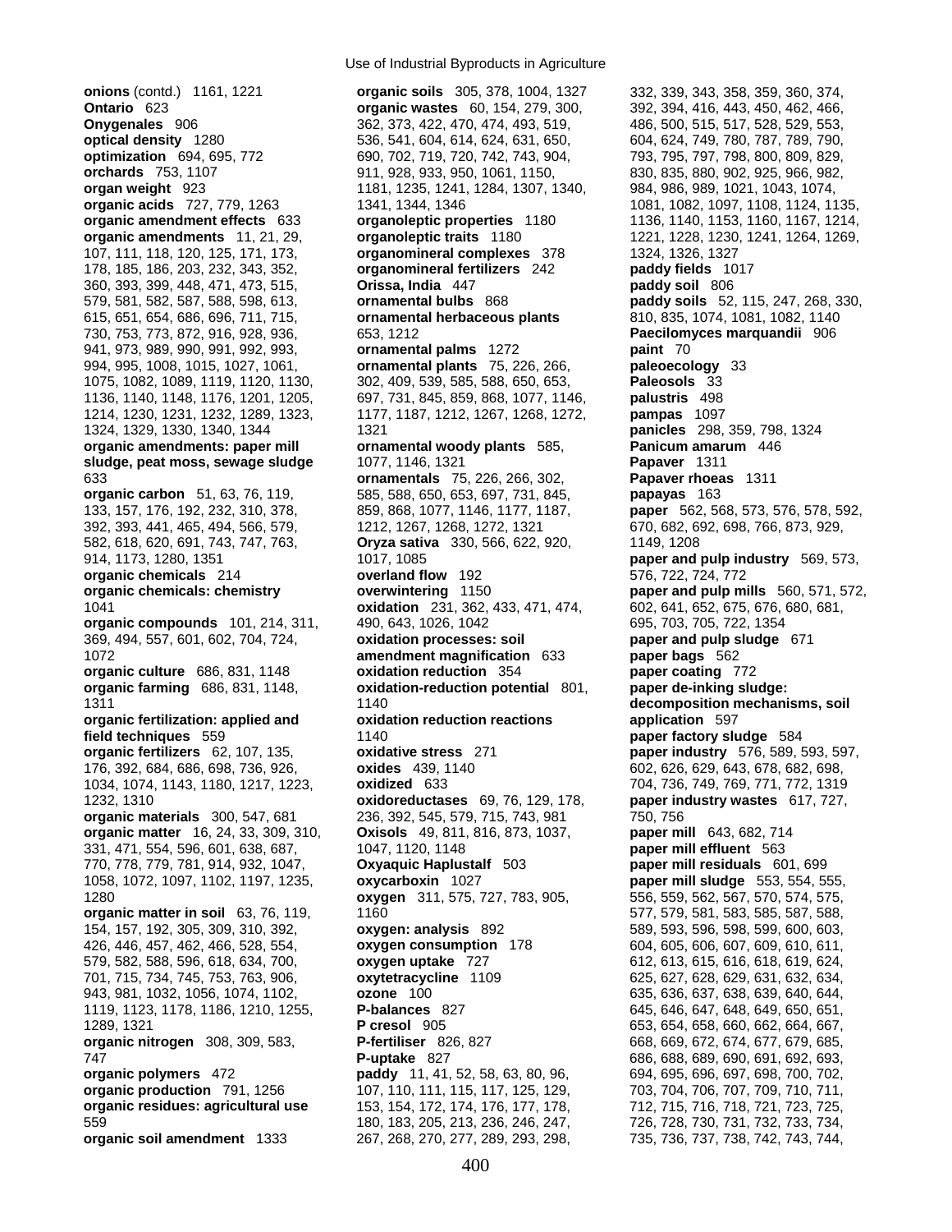**onions** (contd.) 1161, 1221
**Ontario** 623
**Onygenales** 906
**optical density** 1280
**optimization** 694, 695, 772
**orchards** 753, 1107
**organ weight** 923
**organic acids** 727, 779, 1263
**organic amendment effects** 633
**organic amendments** 11, 21, 29, 107, 111, 118, 120, 125, 171, 173, 178, 185, 186, 203, 232, 343, 352, 360, 393, 399, 448, 471, 473, 515, 579, 581, 582, 587, 588, 598, 613, 615, 651, 654, 686, 696, 711, 715, 730, 753, 773, 872, 916, 928, 936, 941, 973, 989, 990, 991, 992, 993, 994, 995, 1008, 1015, 1027, 1061, 1075, 1082, 1089, 1119, 1120, 1130, 1136, 1140, 1148, 1176, 1201, 1205, 1214, 1230, 1231, 1232, 1289, 1323, 1324, 1329, 1330, 1340, 1344
**organic amendments: paper mill sludge, peat moss, sewage sludge** 633
**organic carbon** 51, 63, 76, 119, 133, 157, 176, 192, 232, 310, 378, 392, 393, 441, 465, 494, 566, 579, 582, 618, 620, 691, 743, 747, 763, 914, 1173, 1280, 1351
**organic chemicals** 214
**organic chemicals: chemistry** 1041
**organic compounds** 101, 214, 311, 369, 494, 557, 601, 602, 704, 724, 1072
**organic culture** 686, 831, 1148
**organic farming** 686, 831, 1148, 1311
**organic fertilization: applied and field techniques** 559
**organic fertilizers** 62, 107, 135, 176, 392, 684, 686, 698, 736, 926, 1034, 1074, 1143, 1180, 1217, 1223, 1232, 1310
**organic materials** 300, 547, 681
**organic matter** 16, 24, 33, 309, 310, 331, 471, 554, 596, 601, 638, 687, 770, 778, 779, 781, 914, 932, 1047, 1058, 1072, 1097, 1102, 1197, 1235, 1280
**organic matter in soil** 63, 76, 119, 154, 157, 192, 305, 309, 310, 392, 426, 446, 457, 462, 466, 528, 554, 579, 582, 588, 596, 618, 634, 700, 701, 715, 734, 745, 753, 763, 906, 943, 981, 1032, 1056, 1074, 1102, 1119, 1123, 1178, 1186, 1210, 1255, 1289, 1321
**organic nitrogen** 308, 309, 583, 747
**organic polymers** 472
**organic production** 791, 1256
**organic residues: agricultural use** 559
**organic soil amendment** 1333
**organic soils** 305, 378, 1004, 1327
**organic wastes** 60, 154, 279, 300, 362, 373, 422, 470, 474, 493, 519, 536, 541, 604, 614, 624, 631, 650, 690, 702, 719, 720, 742, 743, 904, 911, 928, 933, 950, 1061, 1150, 1181, 1235, 1241, 1284, 1307, 1340, 1341, 1344, 1346
**organoleptic properties** 1180
**organoleptic traits** 1180
**organomineral complexes** 378
**organomineral fertilizers** 242
**Orissa, India** 447
**ornamental bulbs** 868
**ornamental herbaceous plants** 653, 1212
**ornamental palms** 1272
**ornamental plants** 75, 226, 266, 302, 409, 539, 585, 588, 650, 653, 697, 731, 845, 859, 868, 1077, 1146, 1177, 1187, 1212, 1267, 1268, 1272, 1321
**ornamental woody plants** 585, 1077, 1146, 1321
**ornamentals** 75, 226, 266, 302, 585, 588, 650, 653, 697, 731, 845, 859, 868, 1077, 1146, 1177, 1187, 1212, 1267, 1268, 1272, 1321
**Oryza sativa** 330, 566, 622, 920, 1017, 1085
**overland flow** 192
**overwintering** 1150
**oxidation** 231, 362, 433, 471, 474, 490, 643, 1026, 1042
**oxidation processes: soil amendment magnification** 633
**oxidation reduction** 354
**oxidation-reduction potential** 801, 1140
**oxidation reduction reactions** 1140
**oxidative stress** 271
**oxides** 439, 1140
**oxidized** 633
**oxidoreductases** 69, 76, 129, 178, 236, 392, 545, 579, 715, 743, 981, 1047, 1120, 1148
**Oxisols** 49, 811, 816, 873, 1037, 1047, 1120, 1148
**Oxyaquic Haplustalf** 503
**oxycarboxin** 1027
**oxygen** 311, 575, 727, 783, 905, 1160
**oxygen: analysis** 892
**oxygen consumption** 178
**oxygen uptake** 727
**oxytetracycline** 1109
**ozone** 100
**P-balances** 827
**P cresol** 905
**P-fertiliser** 826, 827
**P-uptake** 827
**paddy** 11, 41, 52, 58, 63, 80, 96, 107, 110, 111, 115, 117, 125, 129, 153, 154, 172, 174, 176, 177, 178, 180, 183, 205, 213, 236, 246, 247, 267, 268, 270, 277, 289, 293, 298, 332, 339, 343, 358, 359, 360, 374, 392, 394, 416, 443, 450, 462, 466, 486, 500, 515, 517, 528, 529, 553, 604, 624, 749, 780, 787, 789, 790, 793, 795, 797, 798, 800, 809, 829, 830, 835, 880, 902, 925, 966, 982, 984, 986, 989, 1021, 1043, 1074, 1081, 1082, 1097, 1108, 1124, 1135, 1136, 1140, 1153, 1160, 1167, 1214, 1221, 1228, 1230, 1241, 1264, 1269, 1324, 1326, 1327
**paddy fields** 1017
**paddy soil** 806
**paddy soils** 52, 115, 247, 268, 330, 810, 835, 1074, 1081, 1082, 1140
**Paecilomyces marquandii** 906
**paint** 70
**paleoecology** 33
**Paleosols** 33
**palustris** 498
**pampas** 1097
**panicles** 298, 359, 798, 1324
**Panicum amarum** 446
**Papaver** 1311
**Papaver rhoeas** 1311
**papayas** 163
**paper** 562, 568, 573, 576, 578, 592, 670, 682, 692, 698, 766, 873, 929, 1149, 1208
**paper and pulp industry** 569, 573, 576, 722, 724, 772
**paper and pulp mills** 560, 571, 572, 602, 641, 652, 675, 676, 680, 681, 695, 703, 705, 722, 1354
**paper and pulp sludge** 671
**paper bags** 562
**paper coating** 772
**paper de-inking sludge: decomposition mechanisms, soil application** 597
**paper factory sludge** 584
**paper industry** 576, 589, 593, 597, 602, 626, 629, 643, 678, 682, 698, 704, 736, 749, 769, 771, 772, 1319
**paper industry wastes** 617, 727, 750, 756
**paper mill** 643, 682, 714
**paper mill effluent** 563
**paper mill residuals** 601, 699
**paper mill sludge** 553, 554, 555, 556, 559, 562, 567, 570, 574, 575, 577, 579, 581, 583, 585, 587, 588, 589, 593, 596, 598, 599, 600, 603, 604, 605, 606, 607, 609, 610, 611, 612, 613, 615, 616, 618, 619, 624, 625, 627, 628, 629, 631, 632, 634, 635, 636, 637, 638, 639, 640, 644, 645, 646, 647, 648, 649, 650, 651, 653, 654, 658, 660, 662, 664, 667, 668, 669, 672, 674, 677, 679, 685, 686, 688, 689, 690, 691, 692, 693, 694, 695, 696, 697, 698, 700, 702, 703, 704, 706, 707, 709, 710, 711, 712, 715, 716, 718, 721, 723, 725, 726, 728, 730, 731, 732, 733, 734, 735, 736, 737, 738, 742, 743, 744,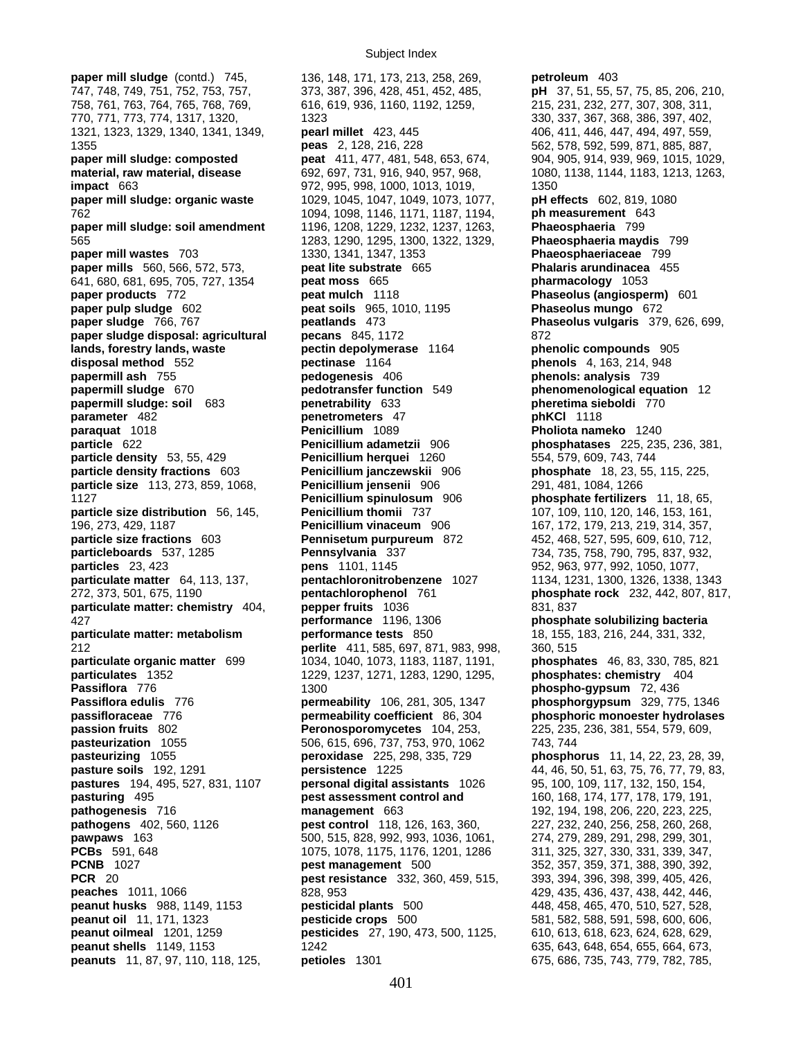**paper mill sludge** (contd.) 745, 747, 748, 749, 751, 752, 753, 757, 758, 761, 763, 764, 765, 768, 769, 770, 771, 773, 774, 1317, 1320, 1321, 1323, 1329, 1340, 1341, 1349, 1355
**paper mill sludge: composted material, raw material, disease impact** 663
**paper mill sludge: organic waste** 762
**paper mill sludge: soil amendment** 565
**paper mill wastes** 703
**paper mills** 560, 566, 572, 573, 641, 680, 681, 695, 705, 727, 1354
**paper products** 772
**paper pulp sludge** 602
**paper sludge** 766, 767
**paper sludge disposal: agricultural lands, forestry lands, waste disposal method** 552
**papermill ash** 755
**papermill sludge** 670
**papermill sludge: soil** 683
**parameter** 482
**paraquat** 1018
**particle** 622
**particle density** 53, 55, 429
**particle density fractions** 603
**particle size** 113, 273, 859, 1068, 1127
**particle size distribution** 56, 145, 196, 273, 429, 1187
**particle size fractions** 603
**particleboards** 537, 1285
**particles** 23, 423
**particulate matter** 64, 113, 137, 272, 373, 501, 675, 1190
**particulate matter: chemistry** 404, 427
**particulate matter: metabolism** 212
**particulate organic matter** 699
**particulates** 1352
**Passiflora** 776
**Passiflora edulis** 776
**passifloraceae** 776
**passion fruits** 802
**pasteurization** 1055
**pasteurizing** 1055
**pasture soils** 192, 1291
**pastures** 194, 495, 527, 831, 1107
**pasturing** 495
**pathogenesis** 716
**pathogens** 402, 560, 1126
**pawpaws** 163
**PCBs** 591, 648
**PCNB** 1027
**PCR** 20
**peaches** 1011, 1066
**peanut husks** 988, 1149, 1153
**peanut oil** 11, 171, 1323
**peanut oilmeal** 1201, 1259
**peanut shells** 1149, 1153
**peanuts** 11, 87, 97, 110, 118, 125, 136, 148, 171, 173, 213, 258, 269, 373, 387, 396, 428, 451, 452, 485, 616, 619, 936, 1160, 1192, 1259, 1323
**pearl millet** 423, 445
**peas** 2, 128, 216, 228
**peat** 411, 477, 481, 548, 653, 674, 692, 697, 731, 916, 940, 957, 968, 972, 995, 998, 1000, 1013, 1019, 1029, 1045, 1047, 1049, 1073, 1077, 1094, 1098, 1146, 1171, 1187, 1194, 1196, 1208, 1229, 1232, 1237, 1263, 1283, 1290, 1295, 1300, 1322, 1329, 1330, 1341, 1347, 1353
**peat lite substrate** 665
**peat moss** 665
**peat mulch** 1118
**peat soils** 965, 1010, 1195
**peatlands** 473
**pecans** 845, 1172
**pectin depolymerase** 1164
**pectinase** 1164
**pedogenesis** 406
**pedotransfer function** 549
**penetrability** 633
**penetrometers** 47
**Penicillium** 1089
**Penicillium adametzii** 906
**Penicillium herquei** 1260
**Penicillium janczewskii** 906
**Penicillium jensenii** 906
**Penicillium spinulosum** 906
**Penicillium thomii** 737
**Penicillium vinaceum** 906
**Pennisetum purpureum** 872
**Pennsylvania** 337
**pens** 1101, 1145
**pentachloronitrobenzene** 1027
**pentachlorophenol** 761
**pepper fruits** 1036
**performance** 1196, 1306
**performance tests** 850
**perlite** 411, 585, 697, 871, 983, 998, 1034, 1040, 1073, 1183, 1191, 1229, 1237, 1271, 1283, 1290, 1295, 1300
**permeability** 106, 281, 305, 1347
**permeability coefficient** 86, 304
**Peronosporomycetes** 104, 253, 506, 615, 696, 737, 753, 970, 1062
**peroxidase** 225, 298, 335, 729
**persistence** 1225
**personal digital assistants** 1026
**pest assessment control and management** 663
**pest control** 118, 126, 163, 360, 500, 515, 828, 992, 993, 1036, 1061, 1075, 1078, 1175, 1176, 1201, 1286
**pest management** 500
**pest resistance** 332, 360, 459, 515, 828, 953
**pesticidal plants** 500
**pesticide crops** 500
**pesticides** 27, 190, 473, 500, 1125, 1242
**petioles** 1301
**petroleum** 403
**pH** 37, 51, 55, 57, 75, 85, 206, 210, 215, 231, 232, 277, 307, 308, 311, 330, 337, 367, 368, 386, 397, 402, 406, 411, 446, 447, 494, 497, 559, 562, 578, 592, 599, 871, 885, 887, 904, 905, 914, 939, 969, 1015, 1029, 1080, 1138, 1144, 1183, 1213, 1263, 1350
**pH effects** 602, 819, 1080
**ph measurement** 643
**Phaeosphaeria** 799
**Phaeosphaeria maydis** 799
**Phaeosphaeriaceae** 799
**Phalaris arundinacea** 455
**pharmacology** 1053
**Phaseolus (angiosperm)** 601
**Phaseolus mungo** 672
**Phaseolus vulgaris** 379, 626, 699, 872
**phenolic compounds** 905
**phenols** 4, 163, 214, 948
**phenols: analysis** 739
**phenomenological equation** 12
**pheretima sieboldi** 770
**phKCl** 1118
**Pholiota nameko** 1240
**phosphatases** 225, 235, 236, 381, 554, 579, 609, 743, 744
**phosphate** 18, 23, 55, 115, 225, 291, 481, 1084, 1266
**phosphate fertilizers** 11, 18, 65, 107, 109, 110, 120, 146, 153, 161, 167, 172, 179, 213, 219, 314, 357, 452, 468, 527, 595, 609, 610, 712, 734, 735, 758, 790, 795, 837, 932, 952, 963, 977, 992, 1050, 1077, 1134, 1231, 1300, 1326, 1338, 1343
**phosphate rock** 232, 442, 807, 817, 831, 837
**phosphate solubilizing bacteria** 18, 155, 183, 216, 244, 331, 332, 360, 515
**phosphates** 46, 83, 330, 785, 821
**phosphates: chemistry** 404
**phospho-gypsum** 72, 436
**phosphorgypsum** 329, 775, 1346
**phosphoric monoester hydrolases** 225, 235, 236, 381, 554, 579, 609, 743, 744
**phosphorus** 11, 14, 22, 23, 28, 39, 44, 46, 50, 51, 63, 75, 76, 77, 79, 83, 95, 100, 109, 117, 132, 150, 154, 160, 168, 174, 177, 178, 179, 191, 192, 194, 198, 206, 220, 223, 225, 227, 232, 240, 256, 258, 260, 268, 274, 279, 289, 291, 298, 299, 301, 311, 325, 327, 330, 331, 339, 347, 352, 357, 359, 371, 388, 390, 392, 393, 394, 396, 398, 399, 405, 426, 429, 435, 436, 437, 438, 442, 446, 448, 458, 465, 470, 510, 527, 528, 581, 582, 588, 591, 598, 600, 606, 610, 613, 618, 623, 624, 628, 629, 635, 643, 648, 654, 655, 664, 673, 675, 686, 735, 743, 779, 782, 785,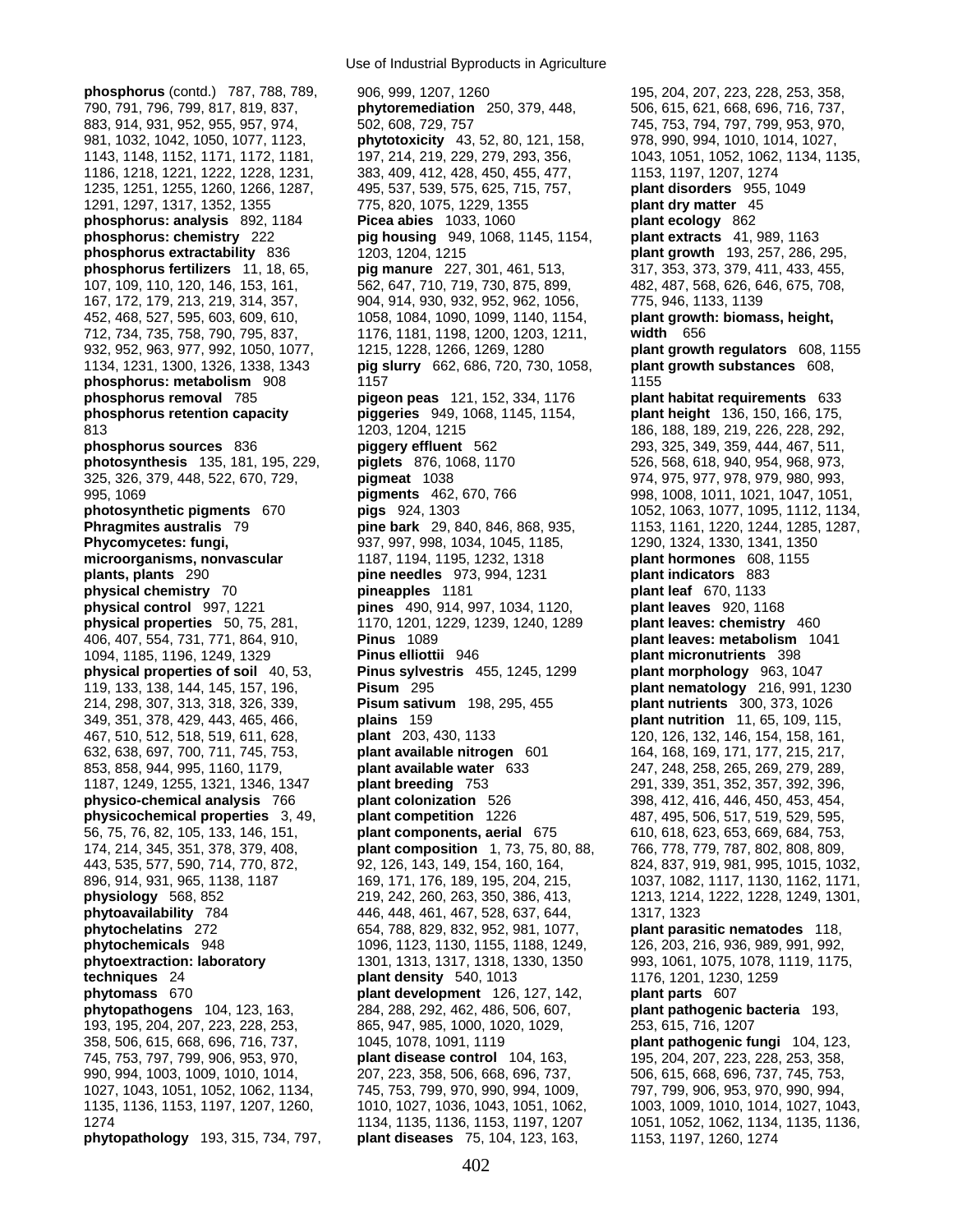**phosphorus** (contd.) 787, 788, 789, 790, 791, 796, 799, 817, 819, 837, 883, 914, 931, 952, 955, 957, 974, 981, 1032, 1042, 1050, 1077, 1123, 1143, 1148, 1152, 1171, 1172, 1181, 1186, 1218, 1221, 1222, 1228, 1231, 1235, 1251, 1255, 1260, 1266, 1287, 1291, 1297, 1317, 1352, 1355
**phosphorus: analysis** 892, 1184
**phosphorus: chemistry** 222
**phosphorus extractability** 836
**phosphorus fertilizers** 11, 18, 65, 107, 109, 110, 120, 146, 153, 161, 167, 172, 179, 213, 219, 314, 357, 452, 468, 527, 595, 603, 609, 610, 712, 734, 735, 758, 790, 795, 837, 932, 952, 963, 977, 992, 1050, 1077, 1134, 1231, 1300, 1326, 1338, 1343
**phosphorus: metabolism** 908
**phosphorus removal** 785
**phosphorus retention capacity** 813
**phosphorus sources** 836
**photosynthesis** 135, 181, 195, 229, 325, 326, 379, 448, 522, 670, 729, 995, 1069
**photosynthetic pigments** 670
**Phragmites australis** 79
**Phycomycetes: fungi, microorganisms, nonvascular plants, plants** 290
**physical chemistry** 70
**physical control** 997, 1221
**physical properties** 50, 75, 281, 406, 407, 554, 731, 771, 864, 910, 1094, 1185, 1196, 1249, 1329
**physical properties of soil** 40, 53, 119, 133, 138, 144, 145, 157, 196, 214, 298, 307, 313, 318, 326, 339, 349, 351, 378, 429, 443, 465, 466, 467, 510, 512, 518, 519, 611, 628, 632, 638, 697, 700, 711, 745, 753, 853, 858, 944, 995, 1160, 1179, 1187, 1249, 1255, 1321, 1346, 1347
**physico-chemical analysis** 766
**physicochemical properties** 3, 49, 56, 75, 76, 82, 105, 133, 146, 151, 174, 214, 345, 351, 378, 379, 408, 443, 535, 577, 590, 714, 770, 872, 896, 914, 931, 965, 1138, 1187
**physiology** 568, 852
**phytoavailability** 784
**phytochelatins** 272
**phytochemicals** 948
**phytoextraction: laboratory techniques** 24
**phytomass** 670
**phytopathogens** 104, 123, 163, 193, 195, 204, 207, 223, 228, 253, 358, 506, 615, 668, 696, 716, 737, 745, 753, 797, 799, 906, 953, 970, 990, 994, 1003, 1009, 1010, 1014, 1027, 1043, 1051, 1052, 1062, 1134, 1135, 1136, 1153, 1197, 1207, 1260, 1274
**phytopathology** 193, 315, 734, 797, 906, 999, 1207, 1260
**phytoremediation** 250, 379, 448, 502, 608, 729, 757
**phytotoxicity** 43, 52, 80, 121, 158, 197, 214, 219, 229, 279, 293, 356, 383, 409, 412, 428, 450, 455, 477, 495, 537, 539, 575, 625, 715, 757, 775, 820, 1075, 1229, 1355
**Picea abies** 1033, 1060
**pig housing** 949, 1068, 1145, 1154, 1203, 1204, 1215
**pig manure** 227, 301, 461, 513, 562, 647, 710, 719, 730, 875, 899, 904, 914, 930, 932, 952, 962, 1056, 1058, 1084, 1090, 1099, 1140, 1154, 1176, 1181, 1198, 1200, 1203, 1211, 1215, 1228, 1266, 1269, 1280
**pig slurry** 662, 686, 720, 730, 1058, 1157
**pigeon peas** 121, 152, 334, 1176
**piggeries** 949, 1068, 1145, 1154, 1203, 1204, 1215
**piggery effluent** 562
**piglets** 876, 1068, 1170
**pigmeat** 1038
**pigments** 462, 670, 766
**pigs** 924, 1303
**pine bark** 29, 840, 846, 868, 935, 937, 997, 998, 1034, 1045, 1185, 1187, 1194, 1195, 1232, 1318
**pine needles** 973, 994, 1231
**pineapples** 1181
**pines** 490, 914, 997, 1034, 1120, 1170, 1201, 1229, 1239, 1240, 1289
**Pinus** 1089
**Pinus elliottii** 946
**Pinus sylvestris** 455, 1245, 1299
**Pisum** 295
**Pisum sativum** 198, 295, 455
**plains** 159
**plant** 203, 430, 1133
**plant available nitrogen** 601
**plant available water** 633
**plant breeding** 753
**plant colonization** 526
**plant competition** 1226
**plant components, aerial** 675
**plant composition** 1, 73, 75, 80, 88, 92, 126, 143, 149, 154, 160, 164, 169, 171, 176, 189, 195, 204, 215, 219, 242, 260, 263, 350, 386, 413, 446, 448, 461, 467, 528, 637, 644, 654, 788, 829, 832, 952, 981, 1077, 1096, 1123, 1130, 1155, 1188, 1249, 1301, 1313, 1317, 1318, 1330, 1350
**plant density** 540, 1013
**plant development** 126, 127, 142, 284, 288, 292, 462, 486, 506, 607, 865, 947, 985, 1000, 1020, 1029, 1045, 1078, 1091, 1119
**plant disease control** 104, 163, 207, 223, 358, 506, 668, 696, 737, 745, 753, 799, 970, 990, 994, 1009, 1010, 1027, 1036, 1043, 1051, 1062, 1134, 1135, 1136, 1153, 1197, 1207
**plant diseases** 75, 104, 123, 163, 195, 204, 207, 223, 228, 253, 358, 506, 615, 621, 668, 696, 716, 737, 745, 753, 794, 797, 799, 953, 970, 978, 990, 994, 1010, 1014, 1027, 1043, 1051, 1052, 1062, 1134, 1135, 1153, 1197, 1207, 1274
**plant disorders** 955, 1049
**plant dry matter** 45
**plant ecology** 862
**plant extracts** 41, 989, 1163
**plant growth** 193, 257, 286, 295, 317, 353, 373, 379, 411, 433, 455, 482, 487, 568, 626, 646, 675, 708, 775, 946, 1133, 1139
**plant growth: biomass, height, width** 656
**plant growth regulators** 608, 1155
**plant growth substances** 608, 1155
**plant habitat requirements** 633
**plant height** 136, 150, 166, 175, 186, 188, 189, 219, 226, 228, 292, 293, 325, 349, 359, 444, 467, 511, 526, 568, 618, 940, 954, 968, 973, 974, 975, 977, 978, 979, 980, 993, 998, 1008, 1011, 1021, 1047, 1051, 1052, 1063, 1077, 1095, 1112, 1134, 1153, 1161, 1220, 1244, 1285, 1287, 1290, 1324, 1330, 1341, 1350
**plant hormones** 608, 1155
**plant indicators** 883
**plant leaf** 670, 1133
**plant leaves** 920, 1168
**plant leaves: chemistry** 460
**plant leaves: metabolism** 1041
**plant micronutrients** 398
**plant morphology** 963, 1047
**plant nematology** 216, 991, 1230
**plant nutrients** 300, 373, 1026
**plant nutrition** 11, 65, 109, 115, 120, 126, 132, 146, 154, 158, 161, 164, 168, 169, 171, 177, 215, 217, 247, 248, 258, 265, 269, 279, 289, 291, 339, 351, 352, 357, 392, 396, 398, 412, 416, 446, 450, 453, 454, 487, 495, 506, 517, 519, 529, 595, 610, 618, 623, 653, 669, 684, 753, 766, 778, 779, 787, 802, 808, 809, 824, 837, 919, 981, 995, 1015, 1032, 1037, 1082, 1117, 1130, 1162, 1171, 1213, 1214, 1222, 1228, 1249, 1301, 1317, 1323
**plant parasitic nematodes** 118, 126, 203, 216, 936, 989, 991, 992, 993, 1061, 1075, 1078, 1119, 1175, 1176, 1201, 1230, 1259
**plant parts** 607
**plant pathogenic bacteria** 193, 253, 615, 716, 1207
**plant pathogenic fungi** 104, 123, 195, 204, 207, 223, 228, 253, 358, 506, 615, 668, 696, 737, 745, 753, 797, 799, 906, 953, 970, 990, 994, 1003, 1009, 1010, 1014, 1027, 1043, 1051, 1052, 1062, 1134, 1135, 1136, 1153, 1197, 1260, 1274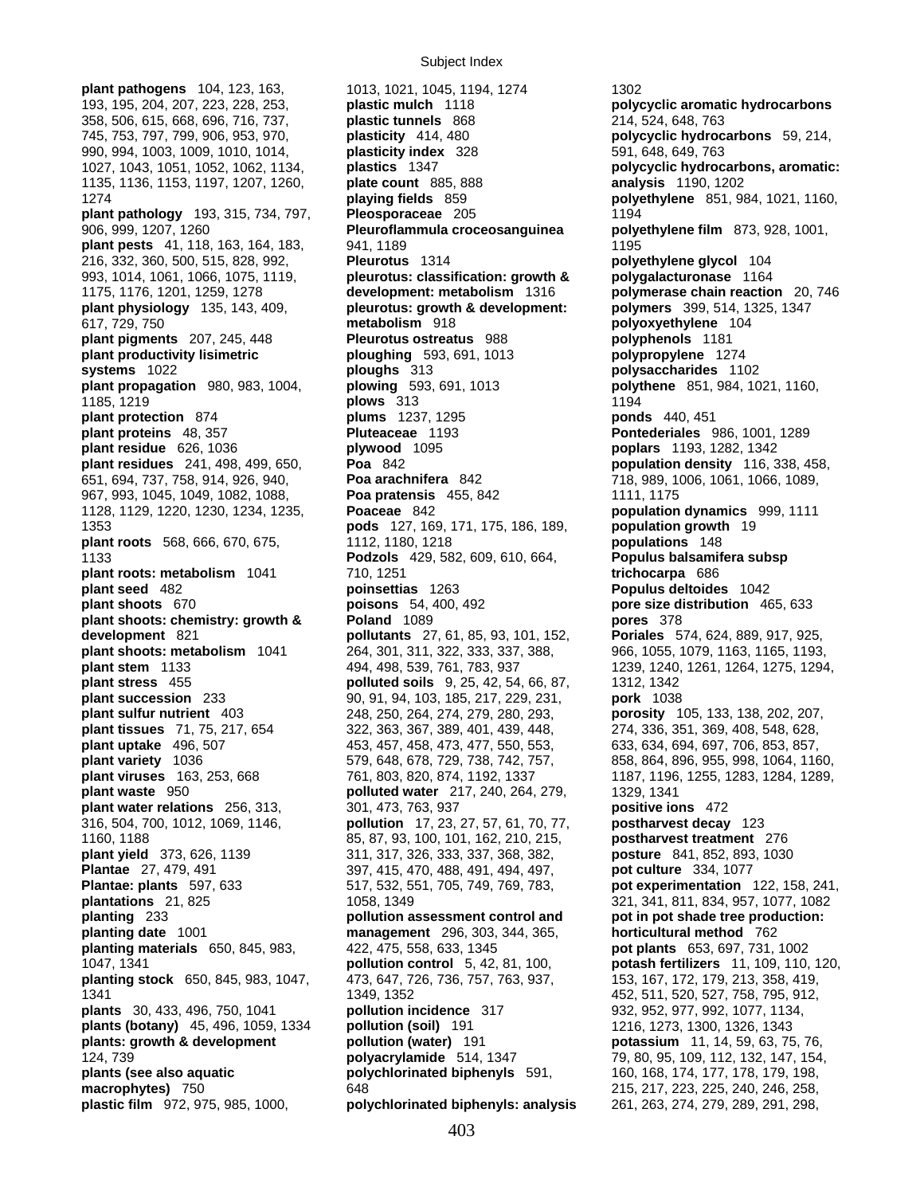**plant pathogens** 104, 123, 163, 193, 195, 204, 207, 223, 228, 253, 358, 506, 615, 668, 696, 716, 737, 745, 753, 797, 799, 906, 953, 970, 990, 994, 1003, 1009, 1010, 1014, 1027, 1043, 1051, 1052, 1062, 1134, 1135, 1136, 1153, 1197, 1207, 1260, 1274
**plant pathology** 193, 315, 734, 797, 906, 999, 1207, 1260
**plant pests** 41, 118, 163, 164, 183, 216, 332, 360, 500, 515, 828, 992, 993, 1014, 1061, 1066, 1075, 1119, 1175, 1176, 1201, 1259, 1278
**plant physiology** 135, 143, 409, 617, 729, 750
**plant pigments** 207, 245, 448
**plant productivity lisimetric systems** 1022
**plant propagation** 980, 983, 1004, 1185, 1219
**plant protection** 874
**plant proteins** 48, 357
**plant residue** 626, 1036
**plant residues** 241, 498, 499, 650, 651, 694, 737, 758, 914, 926, 940, 967, 993, 1045, 1049, 1082, 1088, 1128, 1129, 1220, 1230, 1234, 1235, 1353
**plant roots** 568, 666, 670, 675, 1133
**plant roots: metabolism** 1041
**plant seed** 482
**plant shoots** 670
**plant shoots: chemistry: growth & development** 821
**plant shoots: metabolism** 1041
**plant stem** 1133
**plant stress** 455
**plant succession** 233
**plant sulfur nutrient** 403
**plant tissues** 71, 75, 217, 654
**plant uptake** 496, 507
**plant variety** 1036
**plant viruses** 163, 253, 668
**plant waste** 950
**plant water relations** 256, 313, 316, 504, 700, 1012, 1069, 1146, 1160, 1188
**plant yield** 373, 626, 1139
**Plantae** 27, 479, 491
**Plantae: plants** 597, 633
**plantations** 21, 825
**planting** 233
**planting date** 1001
**planting materials** 650, 845, 983, 1047, 1341
**planting stock** 650, 845, 983, 1047, 1341
**plants** 30, 433, 496, 750, 1041
**plants (botany)** 45, 496, 1059, 1334
**plants: growth & development** 124, 739
**plants (see also aquatic macrophytes)** 750
**plastic film** 972, 975, 985, 1000, 1013, 1021, 1045, 1194, 1274
**plastic mulch** 1118
**plastic tunnels** 868
**plasticity** 414, 480
**plasticity index** 328
**plastics** 1347
**plate count** 885, 888
**playing fields** 859
**Pleosporaceae** 205
**Pleuroflammula croceosanguinea** 941, 1189
**Pleurotus** 1314
**pleurotus: classification: growth & development: metabolism** 1316
**pleurotus: growth & development: metabolism** 918
**Pleurotus ostreatus** 988
**ploughing** 593, 691, 1013
**ploughs** 313
**plowing** 593, 691, 1013
**plows** 313
**plums** 1237, 1295
**Pluteaceae** 1193
**plywood** 1095
**Poa** 842
**Poa arachnifera** 842
**Poa pratensis** 455, 842
**Poaceae** 842
**pods** 127, 169, 171, 175, 186, 189, 1112, 1180, 1218
**Podzols** 429, 582, 609, 610, 664, 710, 1251
**poinsettias** 1263
**poisons** 54, 400, 492
**Poland** 1089
**pollutants** 27, 61, 85, 93, 101, 152, 264, 301, 311, 322, 333, 337, 388, 494, 498, 539, 761, 783, 937
**polluted soils** 9, 25, 42, 54, 66, 87, 90, 91, 94, 103, 185, 217, 229, 231, 248, 250, 264, 274, 279, 280, 293, 322, 363, 367, 389, 401, 439, 448, 453, 457, 458, 473, 477, 550, 553, 579, 648, 678, 729, 738, 742, 757, 761, 803, 820, 874, 1192, 1337
**polluted water** 217, 240, 264, 279, 301, 473, 763, 937
**pollution** 17, 23, 27, 57, 61, 70, 77, 85, 87, 93, 100, 101, 162, 210, 215, 311, 317, 326, 333, 337, 368, 382, 397, 415, 470, 488, 491, 494, 497, 517, 532, 551, 705, 749, 769, 783, 1058, 1349
**pollution assessment control and management** 296, 303, 344, 365, 422, 475, 558, 633, 1345
**pollution control** 5, 42, 81, 100, 473, 647, 726, 736, 757, 763, 937, 1349, 1352
**pollution incidence** 317
**pollution (soil)** 191
**pollution (water)** 191
**polyacrylamide** 514, 1347
**polychlorinated biphenyls** 591, 648
**polychlorinated biphenyls: analysis** 1302
**polycyclic aromatic hydrocarbons** 214, 524, 648, 763
**polycyclic hydrocarbons** 59, 214, 591, 648, 649, 763
**polycyclic hydrocarbons, aromatic: analysis** 1190, 1202
**polyethylene** 851, 984, 1021, 1160, 1194
**polyethylene film** 873, 928, 1001, 1195
**polyethylene glycol** 104
**polygalacturonase** 1164
**polymerase chain reaction** 20, 746
**polymers** 399, 514, 1325, 1347
**polyoxyethylene** 104
**polyphenols** 1181
**polypropylene** 1274
**polysaccharides** 1102
**polythene** 851, 984, 1021, 1160, 1194
**ponds** 440, 451
**Pontederiales** 986, 1001, 1289
**poplars** 1193, 1282, 1342
**population density** 116, 338, 458, 718, 989, 1006, 1061, 1066, 1089, 1111, 1175
**population dynamics** 999, 1111
**population growth** 19
**populations** 148
**Populus balsamifera subsp trichocarpa** 686
**Populus deltoides** 1042
**pore size distribution** 465, 633
**pores** 378
**Poriales** 574, 624, 889, 917, 925, 966, 1055, 1079, 1163, 1165, 1193, 1239, 1240, 1261, 1264, 1275, 1294, 1312, 1342
**pork** 1038
**porosity** 105, 133, 138, 202, 207, 274, 336, 351, 369, 408, 548, 628, 633, 634, 694, 697, 706, 853, 857, 858, 864, 896, 955, 998, 1064, 1160, 1187, 1196, 1255, 1283, 1284, 1289, 1329, 1341
**positive ions** 472
**postharvest decay** 123
**postharvest treatment** 276
**posture** 841, 852, 893, 1030
**pot culture** 334, 1077
**pot experimentation** 122, 158, 241, 321, 341, 811, 834, 957, 1077, 1082
**pot in pot shade tree production: horticultural method** 762
**pot plants** 653, 697, 731, 1002
**potash fertilizers** 11, 109, 110, 120, 153, 167, 172, 179, 213, 358, 419, 452, 511, 520, 527, 758, 795, 912, 932, 952, 977, 992, 1077, 1134, 1216, 1273, 1300, 1326, 1343
**potassium** 11, 14, 59, 63, 75, 76, 79, 80, 95, 109, 112, 132, 147, 154, 160, 168, 174, 177, 178, 179, 198, 215, 217, 223, 225, 240, 246, 258, 261, 263, 274, 279, 289, 291, 298,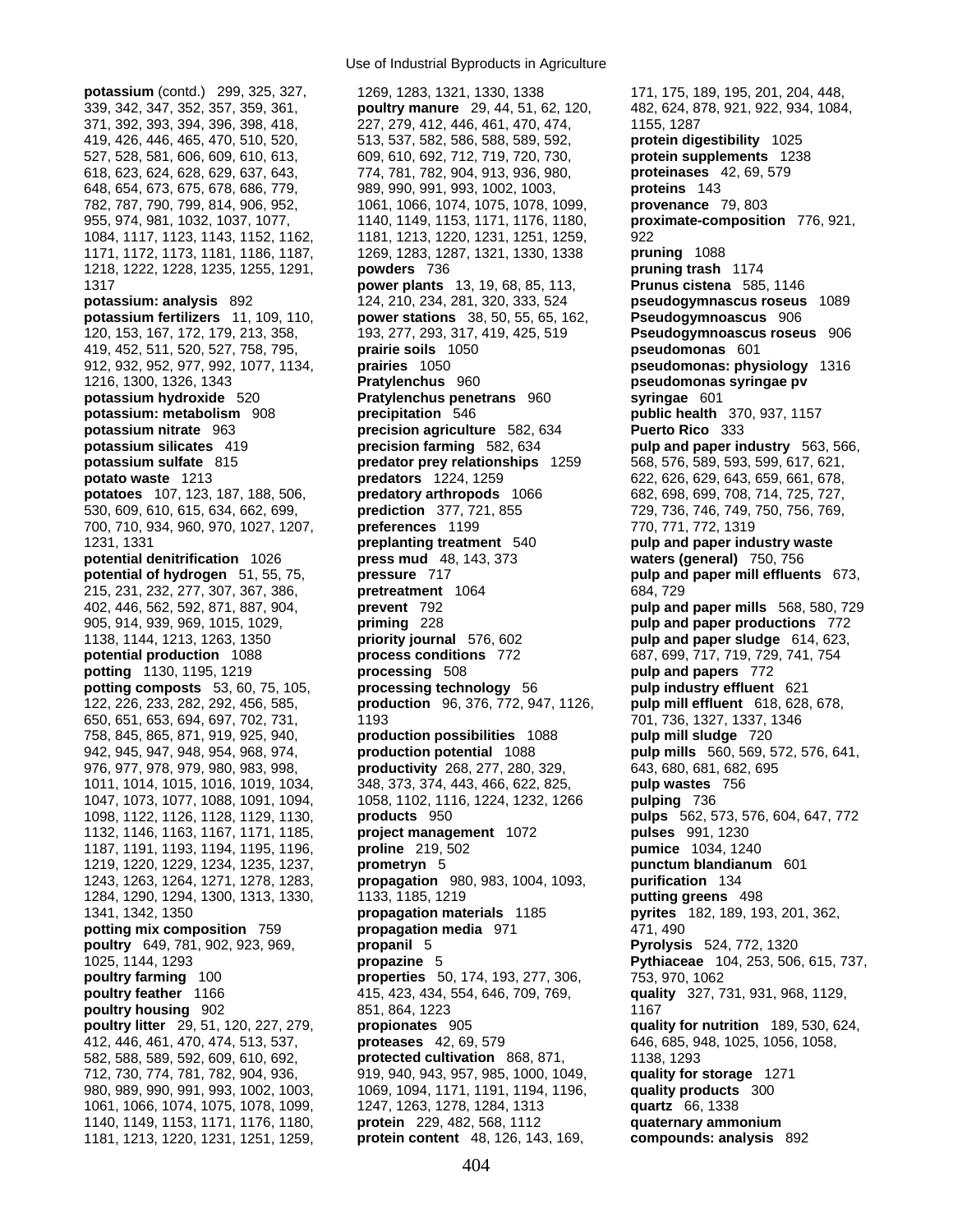**potassium** (contd.) 299, 325, 327, 339, 342, 347, 352, 357, 359, 361, 371, 392, 393, 394, 396, 398, 418, 419, 426, 446, 465, 470, 510, 520, 527, 528, 581, 606, 609, 610, 613, 618, 623, 624, 628, 629, 637, 643, 648, 654, 673, 675, 678, 686, 779, 782, 787, 790, 799, 814, 906, 952, 955, 974, 981, 1032, 1037, 1077, 1084, 1117, 1123, 1143, 1152, 1162, 1171, 1172, 1173, 1181, 1186, 1187, 1218, 1222, 1228, 1235, 1255, 1291, 1317

**potassium: analysis** 892

**potassium fertilizers** 11, 109, 110, 120, 153, 167, 172, 179, 213, 358, 419, 452, 511, 520, 527, 758, 795, 912, 932, 952, 977, 992, 1077, 1134, 1216, 1300, 1326, 1343

**potassium hydroxide** 520

**potassium: metabolism** 908

**potassium nitrate** 963

**potassium silicates** 419

**potassium sulfate** 815

**potato waste** 1213

**potatoes** 107, 123, 187, 188, 506, 530, 609, 610, 615, 634, 662, 699, 700, 710, 934, 960, 970, 1027, 1207, 1231, 1331

**potential denitrification** 1026

**potential of hydrogen** 51, 55, 75, 215, 231, 232, 277, 307, 367, 386, 402, 446, 562, 592, 871, 887, 904, 905, 914, 939, 969, 1015, 1029, 1138, 1144, 1213, 1263, 1350

**potential production** 1088

**potting** 1130, 1195, 1219

**potting composts** 53, 60, 75, 105, 122, 226, 233, 282, 292, 456, 585, 650, 651, 653, 694, 697, 702, 731, 758, 845, 865, 871, 919, 925, 940, 942, 945, 947, 948, 954, 968, 974, 976, 977, 978, 979, 980, 983, 998, 1011, 1014, 1015, 1016, 1019, 1034, 1047, 1073, 1077, 1088, 1091, 1094, 1098, 1122, 1126, 1128, 1129, 1130, 1132, 1146, 1163, 1167, 1171, 1185, 1187, 1191, 1193, 1194, 1195, 1196, 1219, 1220, 1229, 1234, 1235, 1237, 1243, 1263, 1264, 1271, 1278, 1283, 1284, 1290, 1294, 1300, 1313, 1330, 1341, 1342, 1350

**potting mix composition** 759

**poultry** 649, 781, 902, 923, 969, 1025, 1144, 1293

**poultry farming** 100

**poultry feather** 1166

**poultry housing** 902

**poultry litter** 29, 51, 120, 227, 279, 412, 446, 461, 470, 474, 513, 537, 582, 588, 589, 592, 609, 610, 692, 712, 730, 774, 781, 782, 904, 936, 980, 989, 990, 991, 993, 1002, 1003, 1061, 1066, 1074, 1075, 1078, 1099, 1140, 1149, 1153, 1171, 1176, 1180, 1181, 1213, 1220, 1231, 1251, 1259, 1269, 1283, 1321, 1330, 1338

**poultry manure** 29, 44, 51, 62, 120, 227, 279, 412, 446, 461, 470, 474, 513, 537, 582, 586, 588, 589, 592, 609, 610, 692, 712, 719, 720, 730, 774, 781, 782, 904, 913, 936, 980, 989, 990, 991, 993, 1002, 1003, 1061, 1066, 1074, 1075, 1078, 1099, 1140, 1149, 1153, 1171, 1176, 1180, 1181, 1213, 1220, 1231, 1251, 1259, 1269, 1283, 1287, 1321, 1330, 1338

**powders** 736

**power plants** 13, 19, 68, 85, 113, 124, 210, 234, 281, 320, 333, 524

**power stations** 38, 50, 55, 65, 162, 193, 277, 293, 317, 419, 425, 519

**prairie soils** 1050

**prairies** 1050

**Pratylenchus** 960

**Pratylenchus penetrans** 960

**precipitation** 546

**precision agriculture** 582, 634

**precision farming** 582, 634

**predator prey relationships** 1259

**predators** 1224, 1259

**predatory arthropods** 1066

**prediction** 377, 721, 855

**preferences** 1199

**preplanting treatment** 540

**press mud** 48, 143, 373

**pressure** 717

**pretreatment** 1064

**prevent** 792

**priming** 228

**priority journal** 576, 602

**process conditions** 772

**processing** 508

**processing technology** 56

**production** 96, 376, 772, 947, 1126, 1193

**production possibilities** 1088

**production potential** 1088

**productivity** 268, 277, 280, 329, 348, 373, 374, 443, 466, 622, 825, 1058, 1102, 1116, 1224, 1232, 1266

**products** 950

**project management** 1072

**proline** 219, 502

**prometryn** 5

**propagation** 980, 983, 1004, 1093, 1133, 1185, 1219

**propagation materials** 1185

**propagation media** 971

**propanil** 5

**propazine** 5

**properties** 50, 174, 193, 277, 306, 415, 423, 434, 554, 646, 709, 769, 851, 864, 1223

**propionates** 905

**proteases** 42, 69, 579

**protected cultivation** 868, 871, 919, 940, 943, 957, 985, 1000, 1049, 1069, 1094, 1171, 1191, 1194, 1196, 1247, 1263, 1278, 1284, 1313

**protein** 229, 482, 568, 1112

**protein content** 48, 126, 143, 169, 171, 175, 189, 195, 201, 204, 448, 482, 624, 878, 921, 922, 934, 1084, 1155, 1287

**protein digestibility** 1025

**protein supplements** 1238

**proteinases** 42, 69, 579

**proteins** 143

**provenance** 79, 803

**proximate-composition** 776, 921, 922

**pruning** 1088

**pruning trash** 1174

**Prunus cistena** 585, 1146

**pseudogymnascus roseus** 1089

**Pseudogymnoascus** 906

**Pseudogymnoascus roseus** 906

**pseudomonas** 601

**pseudomonas: physiology** 1316

**pseudomonas syringae pv syringae** 601

**public health** 370, 937, 1157

**Puerto Rico** 333

**pulp and paper industry** 563, 566, 568, 576, 589, 593, 599, 617, 621, 622, 626, 629, 643, 659, 661, 678, 682, 698, 699, 708, 714, 725, 727, 729, 736, 746, 749, 750, 756, 769, 770, 771, 772, 1319

**pulp and paper industry waste waters (general)** 750, 756

**pulp and paper mill effluents** 673, 684, 729

**pulp and paper mills** 568, 580, 729

**pulp and paper productions** 772

**pulp and paper sludge** 614, 623, 687, 699, 717, 719, 729, 741, 754

**pulp and papers** 772

**pulp industry effluent** 621

**pulp mill effluent** 618, 628, 678, 701, 736, 1327, 1337, 1346

**pulp mill sludge** 720

**pulp mills** 560, 569, 572, 576, 641, 643, 680, 681, 682, 695

**pulp wastes** 756

**pulping** 736

**pulps** 562, 573, 576, 604, 647, 772

**pulses** 991, 1230

**pumice** 1034, 1240

**punctum blandianum** 601

**purification** 134

**putting greens** 498

**pyrites** 182, 189, 193, 201, 362, 471, 490

**Pyrolysis** 524, 772, 1320

**Pythiaceae** 104, 253, 506, 615, 737, 753, 970, 1062

**quality** 327, 731, 931, 968, 1129, 1167

**quality for nutrition** 189, 530, 624, 646, 685, 948, 1025, 1056, 1058, 1138, 1293

**quality for storage** 1271

**quality products** 300

**quartz** 66, 1338

**quaternary ammonium compounds: analysis** 892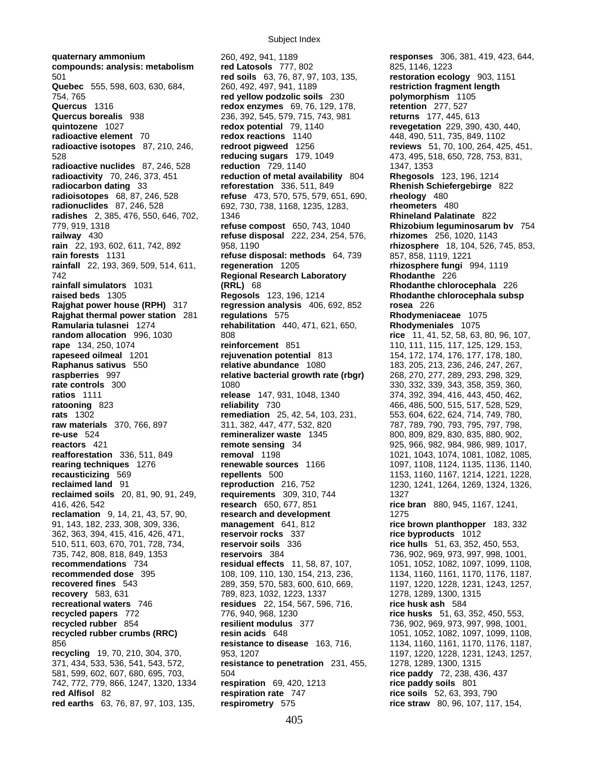**quaternary ammonium compounds: analysis: metabolism** 501
**Quebec** 555, 598, 603, 630, 684, 754, 765
**Quercus** 1316
**Quercus borealis** 938
**quintozene** 1027
**radioactive element** 70
**radioactive isotopes** 87, 210, 246, 528
**radioactive nuclides** 87, 246, 528
**radioactivity** 70, 246, 373, 451
**radiocarbon dating** 33
**radioisotopes** 68, 87, 246, 528
**radionuclides** 87, 246, 528
**radishes** 2, 385, 476, 550, 646, 702, 779, 919, 1318
**railway** 430
**rain** 22, 193, 602, 611, 742, 892
**rain forests** 1131
**rainfall** 22, 193, 369, 509, 514, 611, 742
**rainfall simulators** 1031
**raised beds** 1305
**Rajghat power house (RPH)** 317
**Rajghat thermal power station** 281
**Ramularia tulasnei** 1274
**random allocation** 996, 1030
**rape** 134, 250, 1074
**rapeseed oilmeal** 1201
**Raphanus sativus** 550
**raspberries** 997
**rate controls** 300
**ratios** 1111
**ratooning** 823
**rats** 1302
**raw materials** 370, 766, 897
**re-use** 524
**reactors** 421
**reafforestation** 336, 511, 849
**rearing techniques** 1276
**recausticizing** 569
**reclaimed land** 91
**reclaimed soils** 20, 81, 90, 91, 249, 416, 426, 542
**reclamation** 9, 14, 21, 43, 57, 90, 91, 143, 182, 233, 308, 309, 336, 362, 363, 394, 415, 416, 426, 471, 510, 511, 603, 670, 701, 728, 734, 735, 742, 808, 818, 849, 1353
**recommendations** 734
**recommended dose** 395
**recovered fines** 543
**recovery** 583, 631
**recreational waters** 746
**recycled papers** 772
**recycled rubber** 854
**recycled rubber crumbs (RRC)** 856
**recycling** 19, 70, 210, 304, 370, 371, 434, 533, 536, 541, 543, 572, 581, 599, 602, 607, 680, 695, 703, 742, 772, 779, 866, 1247, 1320, 1334
**red Alfisol** 82
**red earths** 63, 76, 87, 97, 103, 135, 260, 492, 941, 1189
**red Latosols** 777, 802
**red soils** 63, 76, 87, 97, 103, 135, 260, 492, 497, 941, 1189
**red yellow podzolic soils** 230
**redox enzymes** 69, 76, 129, 178, 236, 392, 545, 579, 715, 743, 981
**redox potential** 79, 1140
**redox reactions** 1140
**redroot pigweed** 1256
**reducing sugars** 179, 1049
**reduction** 729, 1140
**reduction of metal availability** 804
**reforestation** 336, 511, 849
**refuse** 473, 570, 575, 579, 651, 690, 692, 730, 738, 1168, 1235, 1283, 1346
**refuse compost** 650, 743, 1040
**refuse disposal** 222, 234, 254, 576, 958, 1190
**refuse disposal: methods** 64, 739
**regeneration** 1205
**Regional Research Laboratory (RRL)** 68
**Regosols** 123, 196, 1214
**regression analysis** 406, 692, 852
**regulations** 575
**rehabilitation** 440, 471, 621, 650, 808
**reinforcement** 851
**rejuvenation potential** 813
**relative abundance** 1080
**relative bacterial growth rate (rbgr)** 1080
**release** 147, 931, 1048, 1340
**reliability** 730
**remediation** 25, 42, 54, 103, 231, 311, 382, 447, 477, 532, 820
**remineralizer waste** 1345
**remote sensing** 34
**removal** 1198
**renewable sources** 1166
**repellents** 500
**reproduction** 216, 752
**requirements** 309, 310, 744
**research** 650, 677, 851
**research and development management** 641, 812
**reservoir rocks** 337
**reservoir soils** 336
**reservoirs** 384
**residual effects** 11, 58, 87, 107, 108, 109, 110, 130, 154, 213, 236, 289, 359, 570, 583, 600, 610, 669, 789, 823, 1032, 1223, 1337
**residues** 22, 154, 567, 596, 716, 776, 940, 968, 1230
**resilient modulus** 377
**resin acids** 648
**resistance to disease** 163, 716, 953, 1207
**resistance to penetration** 231, 455, 504
**respiration** 69, 420, 1213
**respiration rate** 747
**respirometry** 575
**responses** 306, 381, 419, 423, 644, 825, 1146, 1223
**restoration ecology** 903, 1151
**restriction fragment length polymorphism** 1105
**retention** 277, 527
**returns** 177, 445, 613
**revegetation** 229, 390, 430, 440, 448, 490, 511, 735, 849, 1102
**reviews** 51, 70, 100, 264, 425, 451, 473, 495, 518, 650, 728, 753, 831, 1347, 1353
**Rhegosols** 123, 196, 1214
**Rhenish Schiefergebirge** 822
**rheology** 480
**rheometers** 480
**Rhineland Palatinate** 822
**Rhizobium leguminosarum bv** 754
**rhizomes** 256, 1020, 1143
**rhizosphere** 18, 104, 526, 745, 853, 857, 858, 1119, 1221
**rhizosphere fungi** 994, 1119
**Rhodanthe** 226
**Rhodanthe chlorocephala** 226
**Rhodanthe chlorocephala subsp rosea** 226
**Rhodymeniaceae** 1075
**Rhodymeniales** 1075
**rice** 11, 41, 52, 58, 63, 80, 96, 107, 110, 111, 115, 117, 125, 129, 153, 154, 172, 174, 176, 177, 178, 180, 183, 205, 213, 236, 246, 247, 267, 268, 270, 277, 289, 293, 298, 329, 330, 332, 339, 343, 358, 359, 360, 374, 392, 394, 416, 443, 450, 462, 466, 486, 500, 515, 517, 528, 529, 553, 604, 622, 624, 714, 749, 780, 787, 789, 790, 793, 795, 797, 798, 800, 809, 829, 830, 835, 880, 902, 925, 966, 982, 984, 986, 989, 1017, 1021, 1043, 1074, 1081, 1082, 1085, 1097, 1108, 1124, 1135, 1136, 1140, 1153, 1160, 1167, 1214, 1221, 1228, 1230, 1241, 1264, 1269, 1324, 1326, 1327
**rice bran** 880, 945, 1167, 1241, 1275
**rice brown planthopper** 183, 332
**rice byproducts** 1012
**rice hulls** 51, 63, 352, 450, 553, 736, 902, 969, 973, 997, 998, 1001, 1051, 1052, 1082, 1097, 1099, 1108, 1134, 1160, 1161, 1170, 1176, 1187, 1197, 1220, 1228, 1231, 1243, 1257, 1278, 1289, 1300, 1315
**rice husk ash** 584
**rice husks** 51, 63, 352, 450, 553, 736, 902, 969, 973, 997, 998, 1001, 1051, 1052, 1082, 1097, 1099, 1108, 1134, 1160, 1161, 1170, 1176, 1187, 1197, 1220, 1228, 1231, 1243, 1257, 1278, 1289, 1300, 1315
**rice paddy** 72, 238, 436, 437
**rice paddy soils** 801
**rice soils** 52, 63, 393, 790
**rice straw** 80, 96, 107, 117, 154,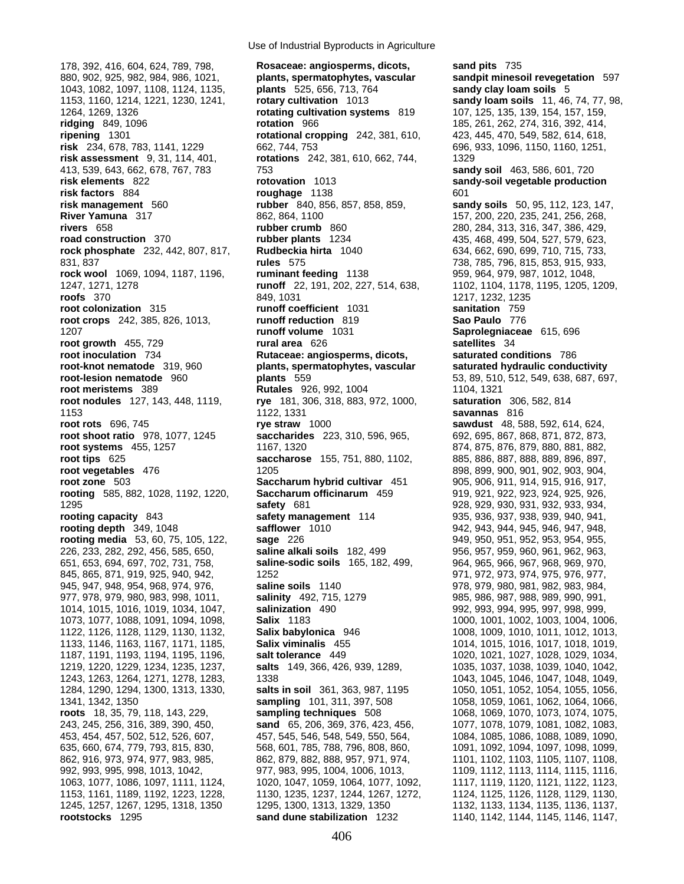178, 392, 416, 604, 624, 789, 798, 880, 902, 925, 982, 984, 986, 1021, 1043, 1082, 1097, 1108, 1124, 1135, 1153, 1160, 1214, 1221, 1230, 1241, 1264, 1269, 1326
**ridging** 849, 1096
**ripening** 1301
**risk** 234, 678, 783, 1141, 1229
**risk assessment** 9, 31, 114, 401, 413, 539, 643, 662, 678, 767, 783
**risk elements** 822
**risk factors** 884
**risk management** 560
**River Yamuna** 317
**rivers** 658
**road construction** 370
**rock phosphate** 232, 442, 807, 817, 831, 837
**rock wool** 1069, 1094, 1187, 1196, 1247, 1271, 1278
**roofs** 370
**root colonization** 315
**root crops** 242, 385, 826, 1013, 1207
**root growth** 455, 729
**root inoculation** 734
**root-knot nematode** 319, 960
**root-lesion nematode** 960
**root meristems** 389
**root nodules** 127, 143, 448, 1119, 1153
**root rots** 696, 745
**root shoot ratio** 978, 1077, 1245
**root systems** 455, 1257
**root tips** 625
**root vegetables** 476
**root zone** 503
**rooting** 585, 882, 1028, 1192, 1220, 1295
**rooting capacity** 843
**rooting depth** 349, 1048
**rooting media** 53, 60, 75, 105, 122, 226, 233, 282, 292, 456, 585, 650, 651, 653, 694, 697, 702, 731, 758, 845, 865, 871, 919, 925, 940, 942, 945, 947, 948, 954, 968, 974, 976, 977, 978, 979, 980, 983, 998, 1011, 1014, 1015, 1016, 1019, 1034, 1047, 1073, 1077, 1088, 1091, 1094, 1098, 1122, 1126, 1128, 1129, 1130, 1132, 1133, 1146, 1163, 1167, 1171, 1185, 1187, 1191, 1193, 1194, 1195, 1196, 1219, 1220, 1229, 1234, 1235, 1237, 1243, 1263, 1264, 1271, 1278, 1283, 1284, 1290, 1294, 1300, 1313, 1330, 1341, 1342, 1350
**roots** 18, 35, 79, 118, 143, 229, 243, 245, 256, 316, 389, 390, 450, 453, 454, 457, 502, 512, 526, 607, 635, 660, 674, 779, 793, 815, 830, 862, 916, 973, 974, 977, 983, 985, 992, 993, 995, 998, 1013, 1042, 1063, 1077, 1086, 1097, 1111, 1124, 1153, 1161, 1189, 1192, 1223, 1228, 1245, 1257, 1267, 1295, 1318, 1350
**rootstocks** 1295
**Rosaceae: angiosperms, dicots, plants, spermatophytes, vascular plants** 525, 656, 713, 764
**rotary cultivation** 1013
**rotating cultivation systems** 819
**rotation** 966
**rotational cropping** 242, 381, 610, 662, 744, 753
**rotations** 242, 381, 610, 662, 744, 753
**rotovation** 1013
**roughage** 1138
**rubber** 840, 856, 857, 858, 859, 862, 864, 1100
**rubber crumb** 860
**rubber plants** 1234
**Rudbeckia hirta** 1040
**rules** 575
**ruminant feeding** 1138
**runoff** 22, 191, 202, 227, 514, 638, 849, 1031
**runoff coefficient** 1031
**runoff reduction** 819
**runoff volume** 1031
**rural area** 626
**Rutaceae: angiosperms, dicots, plants, spermatophytes, vascular plants** 559
**Rutales** 926, 992, 1004
**rye** 181, 306, 318, 883, 972, 1000, 1122, 1331
**rye straw** 1000
**saccharides** 223, 310, 596, 965, 1167, 1320
**saccharose** 155, 751, 880, 1102, 1205
**Saccharum hybrid cultivar** 451
**Saccharum officinarum** 459
**safety** 681
**safety management** 114
**safflower** 1010
**sage** 226
**saline alkali soils** 182, 499
**saline-sodic soils** 165, 182, 499, 1252
**saline soils** 1140
**salinity** 492, 715, 1279
**salinization** 490
**Salix** 1183
**Salix babylonica** 946
**Salix viminalis** 455
**salt tolerance** 449
**salts** 149, 366, 426, 939, 1289, 1338
**salts in soil** 361, 363, 987, 1195
**sampling** 101, 311, 397, 508
**sampling techniques** 508
**sand** 65, 206, 369, 376, 423, 456, 457, 545, 546, 548, 549, 550, 564, 568, 601, 785, 788, 796, 808, 860, 862, 879, 882, 888, 957, 971, 974, 977, 983, 995, 1004, 1006, 1013, 1020, 1047, 1059, 1064, 1077, 1092, 1130, 1235, 1237, 1244, 1267, 1272, 1295, 1300, 1313, 1329, 1350
**sand dune stabilization** 1232
**sand pits** 735
**sandpit minesoil revegetation** 597
**sandy clay loam soils** 5
**sandy loam soils** 11, 46, 74, 77, 98, 107, 125, 135, 139, 154, 157, 159, 185, 261, 262, 274, 316, 392, 414, 423, 445, 470, 549, 582, 614, 618, 696, 933, 1096, 1150, 1160, 1251, 1329
**sandy soil** 463, 586, 601, 720
**sandy-soil vegetable production** 601
**sandy soils** 50, 95, 112, 123, 147, 157, 200, 220, 235, 241, 256, 268, 280, 284, 313, 316, 347, 386, 429, 435, 468, 499, 504, 527, 579, 623, 634, 662, 690, 699, 710, 715, 733, 738, 785, 796, 815, 853, 915, 933, 959, 964, 979, 987, 1012, 1048, 1102, 1104, 1178, 1195, 1205, 1209, 1217, 1232, 1235
**sanitation** 759
**Sao Paulo** 776
**Saprolegniaceae** 615, 696
**satellites** 34
**saturated conditions** 786
**saturated hydraulic conductivity** 53, 89, 510, 512, 549, 638, 687, 697, 1104, 1321
**saturation** 306, 582, 814
**savannas** 816
**sawdust** 48, 588, 592, 614, 624, 692, 695, 867, 868, 871, 872, 873, 874, 875, 876, 879, 880, 881, 882, 885, 886, 887, 888, 889, 896, 897, 898, 899, 900, 901, 902, 903, 904, 905, 906, 911, 914, 915, 916, 917, 919, 921, 922, 923, 924, 925, 926, 928, 929, 930, 931, 932, 933, 934, 935, 936, 937, 938, 939, 940, 941, 942, 943, 944, 945, 946, 947, 948, 949, 950, 951, 952, 953, 954, 955, 956, 957, 959, 960, 961, 962, 963, 964, 965, 966, 967, 968, 969, 970, 971, 972, 973, 974, 975, 976, 977, 978, 979, 980, 981, 982, 983, 984, 985, 986, 987, 988, 989, 990, 991, 992, 993, 994, 995, 997, 998, 999, 1000, 1001, 1002, 1003, 1004, 1006, 1008, 1009, 1010, 1011, 1012, 1013, 1014, 1015, 1016, 1017, 1018, 1019, 1020, 1021, 1027, 1028, 1029, 1034, 1035, 1037, 1038, 1039, 1040, 1042, 1043, 1045, 1046, 1047, 1048, 1049, 1050, 1051, 1052, 1054, 1055, 1056, 1058, 1059, 1061, 1062, 1064, 1066, 1068, 1069, 1070, 1073, 1074, 1075, 1077, 1078, 1079, 1081, 1082, 1083, 1084, 1085, 1086, 1088, 1089, 1090, 1091, 1092, 1094, 1097, 1098, 1099, 1101, 1102, 1103, 1105, 1107, 1108, 1109, 1112, 1113, 1114, 1115, 1116, 1117, 1119, 1120, 1121, 1122, 1123, 1124, 1125, 1126, 1128, 1129, 1130, 1132, 1133, 1134, 1135, 1136, 1137, 1140, 1142, 1144, 1145, 1146, 1147,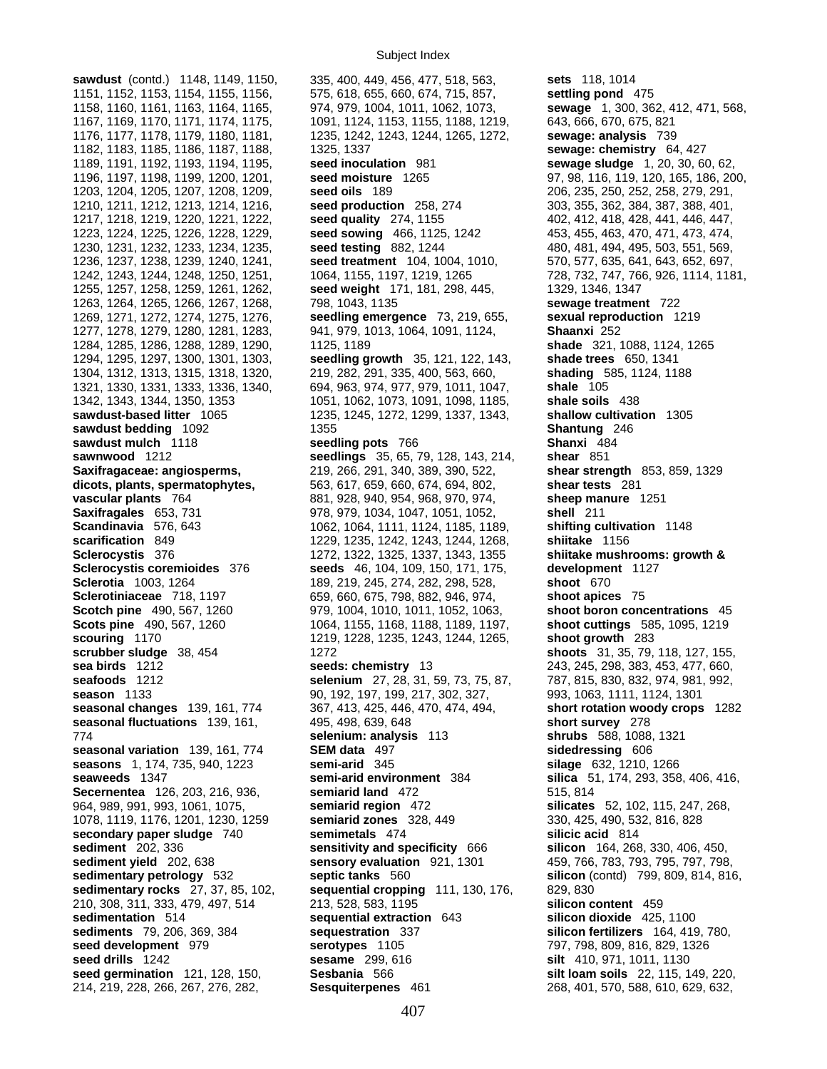**sawdust** (contd.) 1148, 1149, 1150, 1151, 1152, 1153, 1154, 1155, 1156, 1158, 1160, 1161, 1163, 1164, 1165, 1167, 1169, 1170, 1171, 1174, 1175, 1176, 1177, 1178, 1179, 1180, 1181, 1182, 1183, 1185, 1186, 1187, 1188, 1189, 1191, 1192, 1193, 1194, 1195, 1196, 1197, 1198, 1199, 1200, 1201, 1203, 1204, 1205, 1207, 1208, 1209, 1210, 1211, 1212, 1213, 1214, 1216, 1217, 1218, 1219, 1220, 1221, 1222, 1223, 1224, 1225, 1226, 1228, 1229, 1230, 1231, 1232, 1233, 1234, 1235, 1236, 1237, 1238, 1239, 1240, 1241, 1242, 1243, 1244, 1248, 1250, 1251, 1255, 1257, 1258, 1259, 1261, 1262, 1263, 1264, 1265, 1266, 1267, 1268, 1269, 1271, 1272, 1274, 1275, 1276, 1277, 1278, 1279, 1280, 1281, 1283, 1284, 1285, 1286, 1288, 1289, 1290, 1294, 1295, 1297, 1300, 1301, 1303, 1304, 1312, 1313, 1315, 1318, 1320, 1321, 1330, 1331, 1333, 1336, 1340, 1342, 1343, 1344, 1350, 1353
**sawdust-based litter** 1065
**sawdust bedding** 1092
**sawdust mulch** 1118
**sawnwood** 1212
**Saxifragaceae: angiosperms, dicots, plants, spermatophytes, vascular plants** 764
**Saxifragales** 653, 731
**Scandinavia** 576, 643
**scarification** 849
**Sclerocystis** 376
**Sclerocystis coremioides** 376
**Sclerotia** 1003, 1264
**Sclerotiniaceae** 718, 1197
**Scotch pine** 490, 567, 1260
**Scots pine** 490, 567, 1260
**scouring** 1170
**scrubber sludge** 38, 454
**sea birds** 1212
**seafoods** 1212
**season** 1133
**seasonal changes** 139, 161, 774
**seasonal fluctuations** 139, 161, 774
**seasonal variation** 139, 161, 774
**seasons** 1, 174, 735, 940, 1223
**seaweeds** 1347
**Secernentea** 126, 203, 216, 936, 964, 989, 991, 993, 1061, 1075, 1078, 1119, 1176, 1201, 1230, 1259
**secondary paper sludge** 740
**sediment** 202, 336
**sediment yield** 202, 638
**sedimentary petrology** 532
**sedimentary rocks** 27, 37, 85, 102, 210, 308, 311, 333, 479, 497, 514
**sedimentation** 514
**sediments** 79, 206, 369, 384
**seed development** 979
**seed drills** 1242
**seed germination** 121, 128, 150, 214, 219, 228, 266, 267, 276, 282, 335, 400, 449, 456, 477, 518, 563, 575, 618, 655, 660, 674, 715, 857, 974, 979, 1004, 1011, 1062, 1073, 1091, 1124, 1153, 1155, 1188, 1219, 1235, 1242, 1243, 1244, 1265, 1272, 1325, 1337
**seed inoculation** 981
**seed moisture** 1265
**seed oils** 189
**seed production** 258, 274
**seed quality** 274, 1155
**seed sowing** 466, 1125, 1242
**seed testing** 882, 1244
**seed treatment** 104, 1004, 1010, 1064, 1155, 1197, 1219, 1265
**seed weight** 171, 181, 298, 445, 798, 1043, 1135
**seedling emergence** 73, 219, 655, 941, 979, 1013, 1064, 1091, 1124, 1125, 1189
**seedling growth** 35, 121, 122, 143, 219, 282, 291, 335, 400, 563, 660, 694, 963, 974, 977, 979, 1011, 1047, 1051, 1062, 1073, 1091, 1098, 1185, 1235, 1245, 1272, 1299, 1337, 1343, 1355
**seedling pots** 766
**seedlings** 35, 65, 79, 128, 143, 214, 219, 266, 291, 340, 389, 390, 522, 563, 617, 659, 660, 674, 694, 802, 881, 928, 940, 954, 968, 970, 974, 978, 979, 1034, 1047, 1051, 1052, 1062, 1064, 1111, 1124, 1185, 1189, 1229, 1235, 1242, 1243, 1244, 1268, 1272, 1322, 1325, 1337, 1343, 1355
**seeds** 46, 104, 109, 150, 171, 175, 189, 219, 245, 274, 282, 298, 528, 659, 660, 675, 798, 882, 946, 974, 979, 1004, 1010, 1011, 1052, 1063, 1064, 1155, 1168, 1188, 1189, 1197, 1219, 1228, 1235, 1243, 1244, 1265, 1272
**seeds: chemistry** 13
**selenium** 27, 28, 31, 59, 73, 75, 87, 90, 192, 197, 199, 217, 302, 327, 367, 413, 425, 446, 470, 474, 494, 495, 498, 639, 648
**selenium: analysis** 113
**SEM data** 497
**semi-arid** 345
**semi-arid environment** 384
**semiarid land** 472
**semiarid region** 472
**semiarid zones** 328, 449
**semimetals** 474
**sensitivity and specificity** 666
**sensory evaluation** 921, 1301
**septic tanks** 560
**sequential cropping** 111, 130, 176, 213, 528, 583, 1195
**sequential extraction** 643
**sequestration** 337
**serotypes** 1105
**sesame** 299, 616
**Sesbania** 566
**Sesquiterpenes** 461
**sets** 118, 1014
**settling pond** 475
**sewage** 1, 300, 362, 412, 471, 568, 643, 666, 670, 675, 821
**sewage: analysis** 739
**sewage: chemistry** 64, 427
**sewage sludge** 1, 20, 30, 60, 62, 97, 98, 116, 119, 120, 165, 186, 200, 206, 235, 250, 252, 258, 279, 291, 303, 355, 362, 384, 387, 388, 401, 402, 412, 418, 428, 441, 446, 447, 453, 455, 463, 470, 471, 473, 474, 480, 481, 494, 495, 503, 551, 569, 570, 577, 635, 641, 643, 652, 697, 728, 732, 747, 766, 926, 1114, 1181, 1329, 1346, 1347
**sewage treatment** 722
**sexual reproduction** 1219
**Shaanxi** 252
**shade** 321, 1088, 1124, 1265
**shade trees** 650, 1341
**shading** 585, 1124, 1188
**shale** 105
**shale soils** 438
**shallow cultivation** 1305
**Shantung** 246
**Shanxi** 484
**shear** 851
**shear strength** 853, 859, 1329
**shear tests** 281
**sheep manure** 1251
**shell** 211
**shifting cultivation** 1148
**shiitake** 1156
**shiitake mushrooms: growth & development** 1127
**shoot** 670
**shoot apices** 75
**shoot boron concentrations** 45
**shoot cuttings** 585, 1095, 1219
**shoot growth** 283
**shoots** 31, 35, 79, 118, 127, 155, 243, 245, 298, 383, 453, 477, 660, 787, 815, 830, 832, 974, 981, 992, 993, 1063, 1111, 1124, 1301
**short rotation woody crops** 1282
**short survey** 278
**shrubs** 588, 1088, 1321
**sidedressing** 606
**silage** 632, 1210, 1266
**silica** 51, 174, 293, 358, 406, 416, 515, 814
**silicates** 52, 102, 115, 247, 268, 330, 425, 490, 532, 816, 828
**silicic acid** 814
**silicon** 164, 268, 330, 406, 450, 459, 766, 783, 793, 795, 797, 798,
**silicon** (contd) 799, 809, 814, 816, 829, 830
**silicon content** 459
**silicon dioxide** 425, 1100
**silicon fertilizers** 164, 419, 780, 797, 798, 809, 816, 829, 1326
**silt** 410, 971, 1011, 1130
**silt loam soils** 22, 115, 149, 220, 268, 401, 570, 588, 610, 629, 632,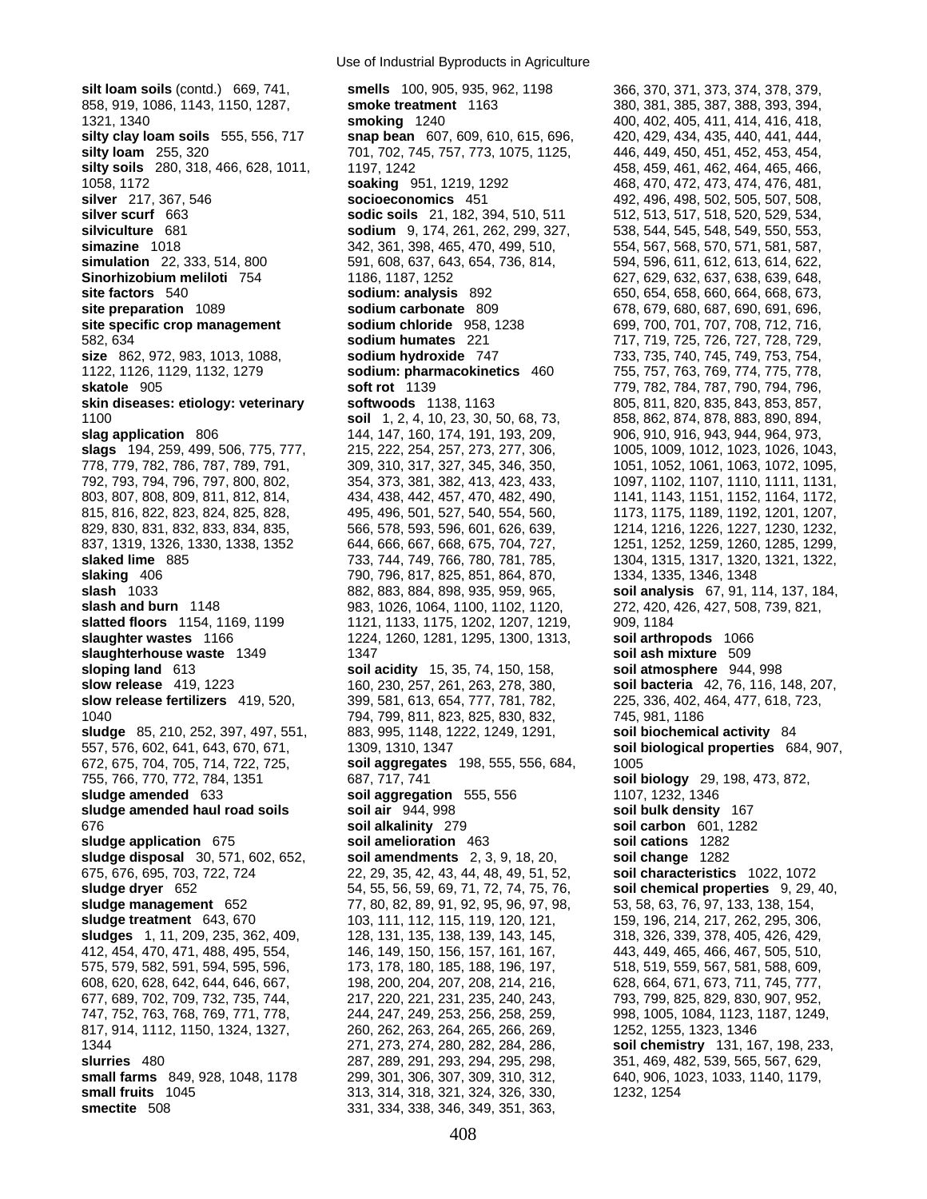**silt loam soils** (contd.) 669, 741, 858, 919, 1086, 1143, 1150, 1287, 1321, 1340
**silty clay loam soils** 555, 556, 717
**silty loam** 255, 320
**silty soils** 280, 318, 466, 628, 1011, 1058, 1172
**silver** 217, 367, 546
**silver scurf** 663
**silviculture** 681
**simazine** 1018
**simulation** 22, 333, 514, 800
**Sinorhizobium meliloti** 754
**site factors** 540
**site preparation** 1089
**site specific crop management** 582, 634
**size** 862, 972, 983, 1013, 1088, 1122, 1126, 1129, 1132, 1279
**skatole** 905
**skin diseases: etiology: veterinary** 1100
**slag application** 806
**slags** 194, 259, 499, 506, 775, 777, 778, 779, 782, 786, 787, 789, 791, 792, 793, 794, 796, 797, 800, 802, 803, 807, 808, 809, 811, 812, 814, 815, 816, 822, 823, 824, 825, 828, 829, 830, 831, 832, 833, 834, 835, 837, 1319, 1326, 1330, 1338, 1352
**slaked lime** 885
**slaking** 406
**slash** 1033
**slash and burn** 1148
**slatted floors** 1154, 1169, 1199
**slaughter wastes** 1166
**slaughterhouse waste** 1349
**sloping land** 613
**slow release** 419, 1223
**slow release fertilizers** 419, 520, 1040
**sludge** 85, 210, 252, 397, 497, 551, 557, 576, 602, 641, 643, 670, 671, 672, 675, 704, 705, 714, 722, 725, 755, 766, 770, 772, 784, 1351
**sludge amended** 633
**sludge amended haul road soils** 676
**sludge application** 675
**sludge disposal** 30, 571, 602, 652, 675, 676, 695, 703, 722, 724
**sludge dryer** 652
**sludge management** 652
**sludge treatment** 643, 670
**sludges** 1, 11, 209, 235, 362, 409, 412, 454, 470, 471, 488, 495, 554, 575, 579, 582, 591, 594, 595, 596, 608, 620, 628, 642, 644, 646, 667, 677, 689, 702, 709, 732, 735, 744, 747, 752, 763, 768, 769, 771, 778, 817, 914, 1112, 1150, 1324, 1327, 1344
**slurries** 480
**small farms** 849, 928, 1048, 1178
**small fruits** 1045
**smectite** 508
**smells** 100, 905, 935, 962, 1198
**smoke treatment** 1163
**smoking** 1240
**snap bean** 607, 609, 610, 615, 696, 701, 702, 745, 757, 773, 1075, 1125, 1197, 1242
**soaking** 951, 1219, 1292
**socioeconomics** 451
**sodic soils** 21, 182, 394, 510, 511
**sodium** 9, 174, 261, 262, 299, 327, 342, 361, 398, 465, 470, 499, 510, 591, 608, 637, 643, 654, 736, 814, 1186, 1187, 1252
**sodium: analysis** 892
**sodium carbonate** 809
**sodium chloride** 958, 1238
**sodium humates** 221
**sodium hydroxide** 747
**sodium: pharmacokinetics** 460
**soft rot** 1139
**softwoods** 1138, 1163
**soil** 1, 2, 4, 10, 23, 30, 50, 68, 73, 144, 147, 160, 174, 191, 193, 209, 215, 222, 254, 257, 273, 277, 306, 309, 310, 317, 327, 345, 346, 350, 354, 373, 381, 382, 413, 423, 433, 434, 438, 442, 457, 470, 482, 490, 495, 496, 501, 527, 540, 554, 560, 566, 578, 593, 596, 601, 626, 639, 644, 666, 667, 668, 675, 704, 727, 733, 744, 749, 766, 780, 781, 785, 790, 796, 817, 825, 851, 864, 870, 882, 883, 884, 898, 935, 959, 965, 983, 1026, 1064, 1100, 1102, 1120, 1121, 1133, 1175, 1202, 1207, 1219, 1224, 1260, 1281, 1295, 1300, 1313, 1347
**soil acidity** 15, 35, 74, 150, 158, 160, 230, 257, 261, 263, 278, 380, 399, 581, 613, 654, 777, 781, 782, 794, 799, 811, 823, 825, 830, 832, 883, 995, 1148, 1222, 1249, 1291, 1309, 1310, 1347
**soil aggregates** 198, 555, 556, 684, 687, 717, 741
**soil aggregation** 555, 556
**soil air** 944, 998
**soil alkalinity** 279
**soil amelioration** 463
**soil amendments** 2, 3, 9, 18, 20, 22, 29, 35, 42, 43, 44, 48, 49, 51, 52, 54, 55, 56, 59, 69, 71, 72, 74, 75, 76, 77, 80, 82, 89, 91, 92, 95, 96, 97, 98, 103, 111, 112, 115, 119, 120, 121, 128, 131, 135, 138, 139, 143, 145, 146, 149, 150, 156, 157, 161, 167, 173, 178, 180, 185, 188, 196, 197, 198, 200, 204, 207, 208, 214, 216, 217, 220, 221, 231, 235, 240, 243, 244, 247, 249, 253, 256, 258, 259, 260, 262, 263, 264, 265, 266, 269, 271, 273, 274, 280, 282, 284, 286, 287, 289, 291, 293, 294, 295, 298, 299, 301, 306, 307, 309, 310, 312, 313, 314, 318, 321, 324, 326, 330, 331, 334, 338, 346, 349, 351, 363, 366, 370, 371, 373, 374, 378, 379, 380, 381, 385, 387, 388, 393, 394, 400, 402, 405, 411, 414, 416, 418, 420, 429, 434, 435, 440, 441, 444, 446, 449, 450, 451, 452, 453, 454, 458, 459, 461, 462, 464, 465, 466, 468, 470, 472, 473, 474, 476, 481, 492, 496, 498, 502, 505, 507, 508, 512, 513, 517, 518, 520, 529, 534, 538, 544, 545, 548, 549, 550, 553, 554, 567, 568, 570, 571, 581, 587, 594, 596, 611, 612, 613, 614, 622, 627, 629, 632, 637, 638, 639, 648, 650, 654, 658, 660, 664, 668, 673, 678, 679, 680, 687, 690, 691, 696, 699, 700, 701, 707, 708, 712, 716, 717, 719, 725, 726, 727, 728, 729, 733, 735, 740, 745, 749, 753, 754, 755, 757, 763, 769, 774, 775, 778, 779, 782, 784, 787, 790, 794, 796, 805, 811, 820, 835, 843, 853, 857, 858, 862, 874, 878, 883, 890, 894, 906, 910, 916, 943, 944, 964, 973, 1005, 1009, 1012, 1023, 1026, 1043, 1051, 1052, 1061, 1063, 1072, 1095, 1097, 1102, 1107, 1110, 1111, 1131, 1141, 1143, 1151, 1152, 1164, 1172, 1173, 1175, 1189, 1192, 1201, 1207, 1214, 1216, 1226, 1227, 1230, 1232, 1251, 1252, 1259, 1260, 1285, 1299, 1304, 1315, 1317, 1320, 1321, 1322, 1334, 1335, 1346, 1348
**soil analysis** 67, 91, 114, 137, 184, 272, 420, 426, 427, 508, 739, 821, 909, 1184
**soil arthropods** 1066
**soil ash mixture** 509
**soil atmosphere** 944, 998
**soil bacteria** 42, 76, 116, 148, 207, 225, 336, 402, 464, 477, 618, 723, 745, 981, 1186
**soil biochemical activity** 84
**soil biological properties** 684, 907, 1005
**soil biology** 29, 198, 473, 872, 1107, 1232, 1346
**soil bulk density** 167
**soil carbon** 601, 1282
**soil cations** 1282
**soil change** 1282
**soil characteristics** 1022, 1072
**soil chemical properties** 9, 29, 40, 53, 58, 63, 76, 97, 133, 138, 154, 159, 196, 214, 217, 262, 295, 306, 318, 326, 339, 378, 405, 426, 429, 443, 449, 465, 466, 467, 505, 510, 518, 519, 559, 567, 581, 588, 609, 628, 664, 671, 673, 711, 745, 777, 793, 799, 825, 829, 830, 907, 952, 998, 1005, 1084, 1123, 1187, 1249, 1252, 1255, 1323, 1346
**soil chemistry** 131, 167, 198, 233, 351, 469, 482, 539, 565, 567, 629, 640, 906, 1023, 1033, 1140, 1179, 1232, 1254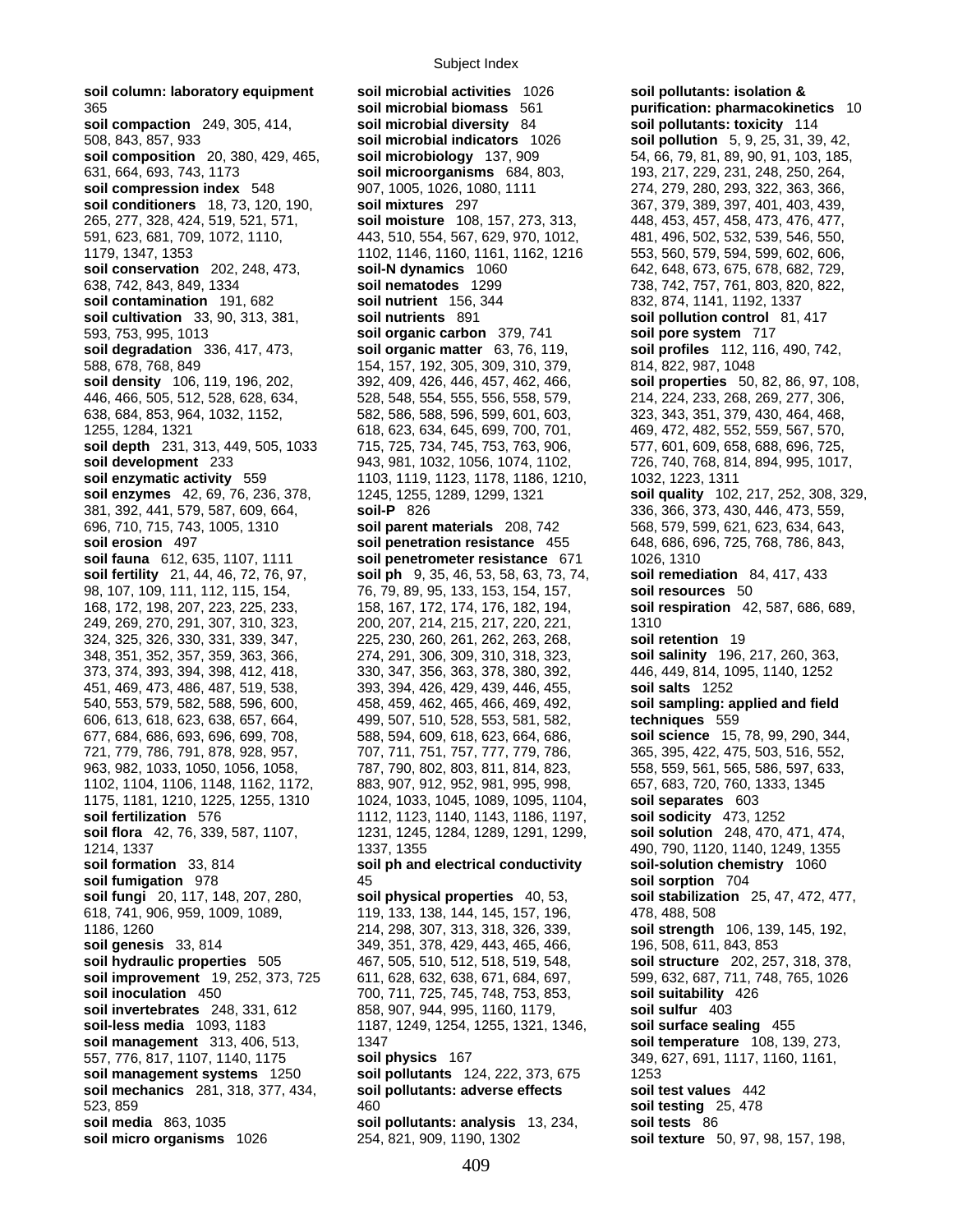**soil column: laboratory equipment** 365
**soil compaction** 249, 305, 414, 508, 843, 857, 933
**soil composition** 20, 380, 429, 465, 631, 664, 693, 743, 1173
**soil compression index** 548
**soil conditioners** 18, 73, 120, 190, 265, 277, 328, 424, 519, 521, 571, 591, 623, 681, 709, 1072, 1110, 1179, 1347, 1353
**soil conservation** 202, 248, 473, 638, 742, 843, 849, 1334
**soil contamination** 191, 682
**soil cultivation** 33, 90, 313, 381, 593, 753, 995, 1013
**soil degradation** 336, 417, 473, 588, 678, 768, 849
**soil density** 106, 119, 196, 202, 446, 466, 505, 512, 528, 628, 634, 638, 684, 853, 964, 1032, 1152, 1255, 1284, 1321
**soil depth** 231, 313, 449, 505, 1033
**soil development** 233
**soil enzymatic activity** 559
**soil enzymes** 42, 69, 76, 236, 378, 381, 392, 441, 579, 587, 609, 664, 696, 710, 715, 743, 1005, 1310
**soil erosion** 497
**soil fauna** 612, 635, 1107, 1111
**soil fertility** 21, 44, 46, 72, 76, 97, 98, 107, 109, 111, 112, 115, 154, 168, 172, 198, 207, 223, 225, 233, 249, 269, 270, 291, 307, 310, 323, 324, 325, 326, 330, 331, 339, 347, 348, 351, 352, 357, 359, 363, 366, 373, 374, 393, 394, 398, 412, 418, 451, 469, 473, 486, 487, 519, 538, 540, 553, 579, 582, 588, 596, 600, 606, 613, 618, 623, 638, 657, 664, 677, 684, 686, 693, 696, 699, 708, 721, 779, 786, 791, 878, 928, 957, 963, 982, 1033, 1050, 1056, 1058, 1102, 1104, 1106, 1148, 1162, 1172, 1175, 1181, 1210, 1225, 1255, 1310
**soil fertilization** 576
**soil flora** 42, 76, 339, 587, 1107, 1214, 1337
**soil formation** 33, 814
**soil fumigation** 978
**soil fungi** 20, 117, 148, 207, 280, 618, 741, 906, 959, 1009, 1089, 1186, 1260
**soil genesis** 33, 814
**soil hydraulic properties** 505
**soil improvement** 19, 252, 373, 725
**soil inoculation** 450
**soil invertebrates** 248, 331, 612
**soil-less media** 1093, 1183
**soil management** 313, 406, 513, 557, 776, 817, 1107, 1140, 1175
**soil management systems** 1250
**soil mechanics** 281, 318, 377, 434, 523, 859
**soil media** 863, 1035
**soil micro organisms** 1026
**soil microbial activities** 1026
**soil microbial biomass** 561
**soil microbial diversity** 84
**soil microbial indicators** 1026
**soil microbiology** 137, 909
**soil microorganisms** 684, 803, 907, 1005, 1026, 1080, 1111
**soil mixtures** 297
**soil moisture** 108, 157, 273, 313, 443, 510, 554, 567, 629, 970, 1012, 1102, 1146, 1160, 1161, 1162, 1216
**soil-N dynamics** 1060
**soil nematodes** 1299
**soil nutrient** 156, 344
**soil nutrients** 891
**soil organic carbon** 379, 741
**soil organic matter** 63, 76, 119, 154, 157, 192, 305, 309, 310, 379, 392, 409, 426, 446, 457, 462, 466, 528, 548, 554, 555, 556, 558, 579, 582, 586, 588, 596, 599, 601, 603, 618, 623, 634, 645, 699, 700, 701, 715, 725, 734, 745, 753, 763, 906, 943, 981, 1032, 1056, 1074, 1102, 1103, 1119, 1123, 1178, 1186, 1210, 1245, 1255, 1289, 1299, 1321
**soil-P** 826
**soil parent materials** 208, 742
**soil penetration resistance** 455
**soil penetrometer resistance** 671
**soil ph** 9, 35, 46, 53, 58, 63, 73, 74, 76, 79, 89, 95, 133, 153, 154, 157, 158, 167, 172, 174, 176, 182, 194, 200, 207, 214, 215, 217, 220, 221, 225, 230, 260, 261, 262, 263, 268, 274, 291, 306, 309, 310, 318, 323, 330, 347, 356, 363, 378, 380, 392, 393, 394, 426, 429, 439, 446, 455, 458, 459, 462, 465, 466, 469, 492, 499, 507, 510, 528, 553, 581, 582, 588, 594, 609, 618, 623, 664, 686, 707, 711, 751, 757, 777, 779, 786, 787, 790, 802, 803, 811, 814, 823, 883, 907, 912, 952, 981, 995, 998, 1024, 1033, 1045, 1089, 1095, 1104, 1112, 1123, 1140, 1143, 1186, 1197, 1231, 1245, 1284, 1289, 1291, 1299, 1337, 1355
**soil ph and electrical conductivity** 45
**soil physical properties** 40, 53, 119, 133, 138, 144, 145, 157, 196, 214, 298, 307, 313, 318, 326, 339, 349, 351, 378, 429, 443, 465, 466, 467, 505, 510, 512, 518, 519, 548, 611, 628, 632, 638, 671, 684, 697, 700, 711, 725, 745, 748, 753, 853, 858, 907, 944, 995, 1160, 1179, 1187, 1249, 1254, 1255, 1321, 1346, 1347
**soil physics** 167
**soil pollutants** 124, 222, 373, 675
**soil pollutants: adverse effects** 460
**soil pollutants: analysis** 13, 234, 254, 821, 909, 1190, 1302
**soil pollutants: isolation & purification: pharmacokinetics** 10
**soil pollutants: toxicity** 114
**soil pollution** 5, 9, 25, 31, 39, 42, 54, 66, 79, 81, 89, 90, 91, 103, 185, 193, 217, 229, 231, 248, 250, 264, 274, 279, 280, 293, 322, 363, 366, 367, 379, 389, 397, 401, 403, 439, 448, 453, 457, 458, 473, 476, 477, 481, 496, 502, 532, 539, 546, 550, 553, 560, 579, 594, 599, 602, 606, 642, 648, 673, 675, 678, 682, 729, 738, 742, 757, 761, 803, 820, 822, 832, 874, 1141, 1192, 1337
**soil pollution control** 81, 417
**soil pore system** 717
**soil profiles** 112, 116, 490, 742, 814, 822, 987, 1048
**soil properties** 50, 82, 86, 97, 108, 214, 224, 233, 268, 269, 277, 306, 323, 343, 351, 379, 430, 464, 468, 469, 472, 482, 552, 559, 567, 570, 577, 601, 609, 658, 688, 696, 725, 726, 740, 768, 814, 894, 995, 1017, 1032, 1223, 1311
**soil quality** 102, 217, 252, 308, 329, 336, 366, 373, 430, 446, 473, 559, 568, 579, 599, 621, 623, 634, 643, 648, 686, 696, 725, 768, 786, 843, 1026, 1310
**soil remediation** 84, 417, 433
**soil resources** 50
**soil respiration** 42, 587, 686, 689, 1310
**soil retention** 19
**soil salinity** 196, 217, 260, 363, 446, 449, 814, 1095, 1140, 1252
**soil salts** 1252
**soil sampling: applied and field techniques** 559
**soil science** 15, 78, 99, 290, 344, 365, 395, 422, 475, 503, 516, 552, 558, 559, 561, 565, 586, 597, 633, 657, 683, 720, 760, 1333, 1345
**soil separates** 603
**soil sodicity** 473, 1252
**soil solution** 248, 470, 471, 474, 490, 790, 1120, 1140, 1249, 1355
**soil-solution chemistry** 1060
**soil sorption** 704
**soil stabilization** 25, 47, 472, 477, 478, 488, 508
**soil strength** 106, 139, 145, 192, 196, 508, 611, 843, 853
**soil structure** 202, 257, 318, 378, 599, 632, 687, 711, 748, 765, 1026
**soil suitability** 426
**soil sulfur** 403
**soil surface sealing** 455
**soil temperature** 108, 139, 273, 349, 627, 691, 1117, 1160, 1161, 1253
**soil test values** 442
**soil testing** 25, 478
**soil tests** 86
**soil texture** 50, 97, 98, 157, 198,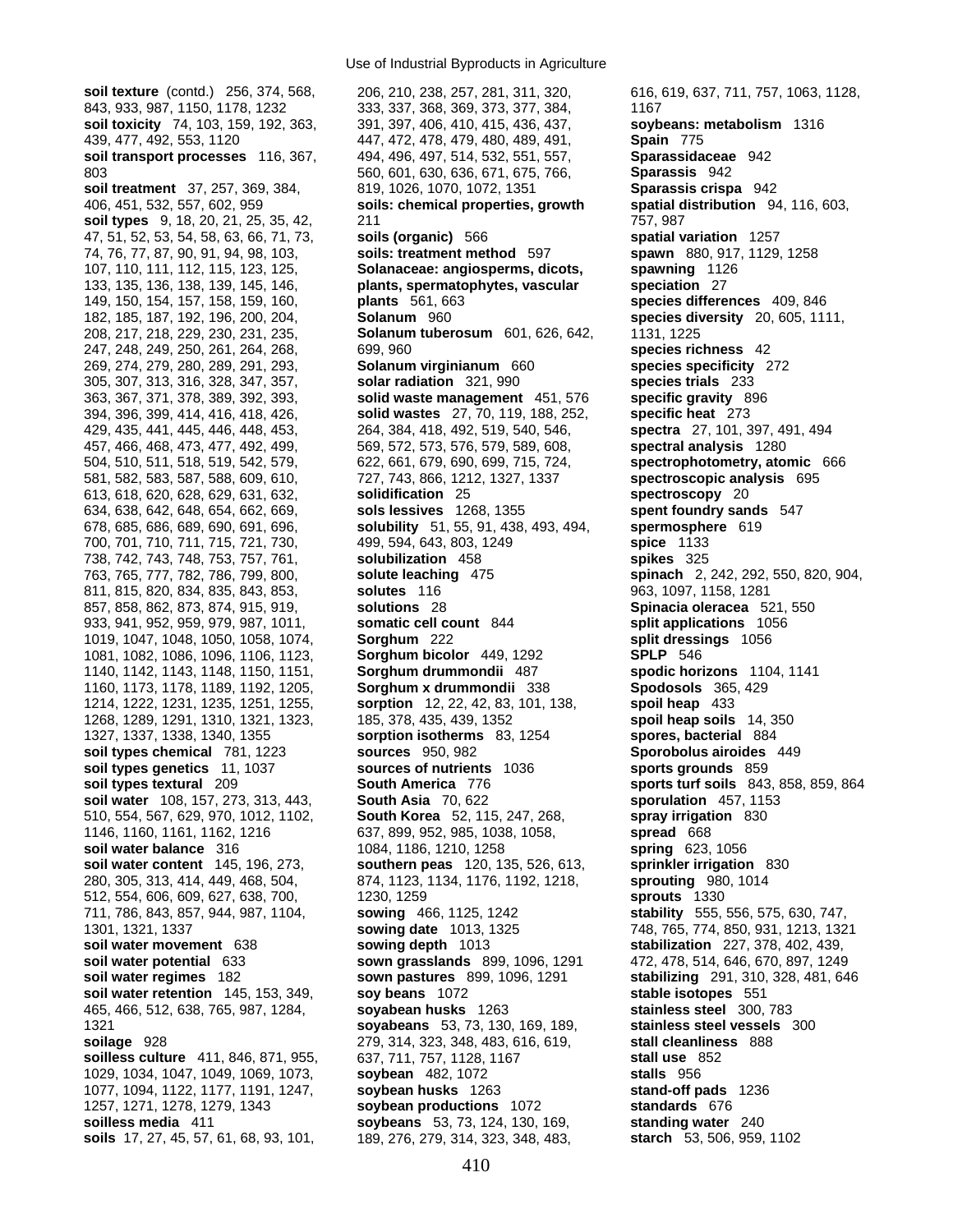**soil texture** (contd.) 256, 374, 568, 843, 933, 987, 1150, 1178, 1232
**soil toxicity** 74, 103, 159, 192, 363, 439, 477, 492, 553, 1120
**soil transport processes** 116, 367, 803
**soil treatment** 37, 257, 369, 384, 406, 451, 532, 557, 602, 959
**soil types** 9, 18, 20, 21, 25, 35, 42, 47, 51, 52, 53, 54, 58, 63, 66, 71, 73, 74, 76, 77, 87, 90, 91, 94, 98, 103, 107, 110, 111, 112, 115, 123, 125, 133, 135, 136, 138, 139, 145, 146, 149, 150, 154, 157, 158, 159, 160, 182, 185, 187, 192, 196, 200, 204, 208, 217, 218, 229, 230, 231, 235, 247, 248, 249, 250, 261, 264, 268, 269, 274, 279, 280, 289, 291, 293, 305, 307, 313, 316, 328, 347, 357, 363, 367, 371, 378, 389, 392, 393, 394, 396, 399, 414, 416, 418, 426, 429, 435, 441, 445, 446, 448, 453, 457, 466, 468, 473, 477, 492, 499, 504, 510, 511, 518, 519, 542, 579, 581, 582, 583, 587, 588, 609, 610, 613, 618, 620, 628, 629, 631, 632, 634, 638, 642, 648, 654, 662, 669, 678, 685, 686, 689, 690, 691, 696, 700, 701, 710, 711, 715, 721, 730, 738, 742, 743, 748, 753, 757, 761, 763, 765, 777, 782, 786, 799, 800, 811, 815, 820, 834, 835, 843, 853, 857, 858, 862, 873, 874, 915, 919, 933, 941, 952, 959, 979, 987, 1011, 1019, 1047, 1048, 1050, 1058, 1074, 1081, 1082, 1086, 1096, 1106, 1123, 1140, 1142, 1143, 1148, 1150, 1151, 1160, 1173, 1178, 1189, 1192, 1205, 1214, 1222, 1231, 1235, 1251, 1255, 1268, 1289, 1291, 1310, 1321, 1323, 1327, 1337, 1338, 1340, 1355
**soil types chemical** 781, 1223
**soil types genetics** 11, 1037
**soil types textural** 209
**soil water** 108, 157, 273, 313, 443, 510, 554, 567, 629, 970, 1012, 1102, 1146, 1160, 1161, 1162, 1216
**soil water balance** 316
**soil water content** 145, 196, 273, 280, 305, 313, 414, 449, 468, 504, 512, 554, 606, 609, 627, 638, 700, 711, 786, 843, 857, 944, 987, 1104, 1301, 1321, 1337
**soil water movement** 638
**soil water potential** 633
**soil water regimes** 182
**soil water retention** 145, 153, 349, 465, 466, 512, 638, 765, 987, 1284, 1321
**soilage** 928
**soilless culture** 411, 846, 871, 955, 1029, 1034, 1047, 1049, 1069, 1073, 1077, 1094, 1122, 1177, 1191, 1247, 1257, 1271, 1278, 1279, 1343
**soilless media** 411
**soils** 17, 27, 45, 57, 61, 68, 93, 101, 206, 210, 238, 257, 281, 311, 320, 333, 337, 368, 369, 373, 377, 384, 391, 397, 406, 410, 415, 436, 437, 447, 472, 478, 479, 480, 489, 491, 494, 496, 497, 514, 532, 551, 557, 560, 601, 630, 636, 671, 675, 766, 819, 1026, 1070, 1072, 1351
**soils: chemical properties, growth** 211
**soils (organic)** 566
**soils: treatment method** 597
**Solanaceae: angiosperms, dicots, plants, spermatophytes, vascular plants** 561, 663
**Solanum** 960
**Solanum tuberosum** 601, 626, 642, 699, 960
**Solanum virginianum** 660
**solar radiation** 321, 990
**solid waste management** 451, 576
**solid wastes** 27, 70, 119, 188, 252, 264, 384, 418, 492, 519, 540, 546, 569, 572, 573, 576, 579, 589, 608, 622, 661, 679, 690, 699, 715, 724, 727, 743, 866, 1212, 1327, 1337
**solidification** 25
**sols lessives** 1268, 1355
**solubility** 51, 55, 91, 438, 493, 494, 499, 594, 643, 803, 1249
**solubilization** 458
**solute leaching** 475
**solutes** 116
**solutions** 28
**somatic cell count** 844
**Sorghum** 222
**Sorghum bicolor** 449, 1292
**Sorghum drummondii** 487
**Sorghum x drummondii** 338
**sorption** 12, 22, 42, 83, 101, 138, 185, 378, 435, 439, 1352
**sorption isotherms** 83, 1254
**sources** 950, 982
**sources of nutrients** 1036
**South America** 776
**South Asia** 70, 622
**South Korea** 52, 115, 247, 268, 637, 899, 952, 985, 1038, 1058, 1084, 1186, 1210, 1258
**southern peas** 120, 135, 526, 613, 874, 1123, 1134, 1176, 1192, 1218, 1230, 1259
**sowing** 466, 1125, 1242
**sowing date** 1013, 1325
**sowing depth** 1013
**sown grasslands** 899, 1096, 1291
**sown pastures** 899, 1096, 1291
**soy beans** 1072
**soyabean husks** 1263
**soyabeans** 53, 73, 130, 169, 189, 279, 314, 323, 348, 483, 616, 619, 637, 711, 757, 1128, 1167
**soybean** 482, 1072
**soybean husks** 1263
**soybean productions** 1072
**soybeans** 53, 73, 124, 130, 169, 189, 276, 279, 314, 323, 348, 483, 616, 619, 637, 711, 757, 1063, 1128, 1167
**soybeans: metabolism** 1316
**Spain** 775
**Sparassidaceae** 942
**Sparassis** 942
**Sparassis crispa** 942
**spatial distribution** 94, 116, 603, 757, 987
**spatial variation** 1257
**spawn** 880, 917, 1129, 1258
**spawning** 1126
**speciation** 27
**species differences** 409, 846
**species diversity** 20, 605, 1111, 1131, 1225
**species richness** 42
**species specificity** 272
**species trials** 233
**specific gravity** 896
**specific heat** 273
**spectra** 27, 101, 397, 491, 494
**spectral analysis** 1280
**spectrophotometry, atomic** 666
**spectroscopic analysis** 695
**spectroscopy** 20
**spent foundry sands** 547
**spermosphere** 619
**spice** 1133
**spikes** 325
**spinach** 2, 242, 292, 550, 820, 904, 963, 1097, 1158, 1281
**Spinacia oleracea** 521, 550
**split applications** 1056
**split dressings** 1056
**SPLP** 546
**spodic horizons** 1104, 1141
**Spodosols** 365, 429
**spoil heap** 433
**spoil heap soils** 14, 350
**spores, bacterial** 884
**Sporobolus airoides** 449
**sports grounds** 859
**sports turf soils** 843, 858, 859, 864
**sporulation** 457, 1153
**spray irrigation** 830
**spread** 668
**spring** 623, 1056
**sprinkler irrigation** 830
**sprouting** 980, 1014
**sprouts** 1330
**stability** 555, 556, 575, 630, 747, 748, 765, 774, 850, 931, 1213, 1321
**stabilization** 227, 378, 402, 439, 472, 478, 514, 646, 670, 897, 1249
**stabilizing** 291, 310, 328, 481, 646
**stable isotopes** 551
**stainless steel** 300, 783
**stainless steel vessels** 300
**stall cleanliness** 888
**stall use** 852
**stalls** 956
**stand-off pads** 1236
**standards** 676
**standing water** 240
**starch** 53, 506, 959, 1102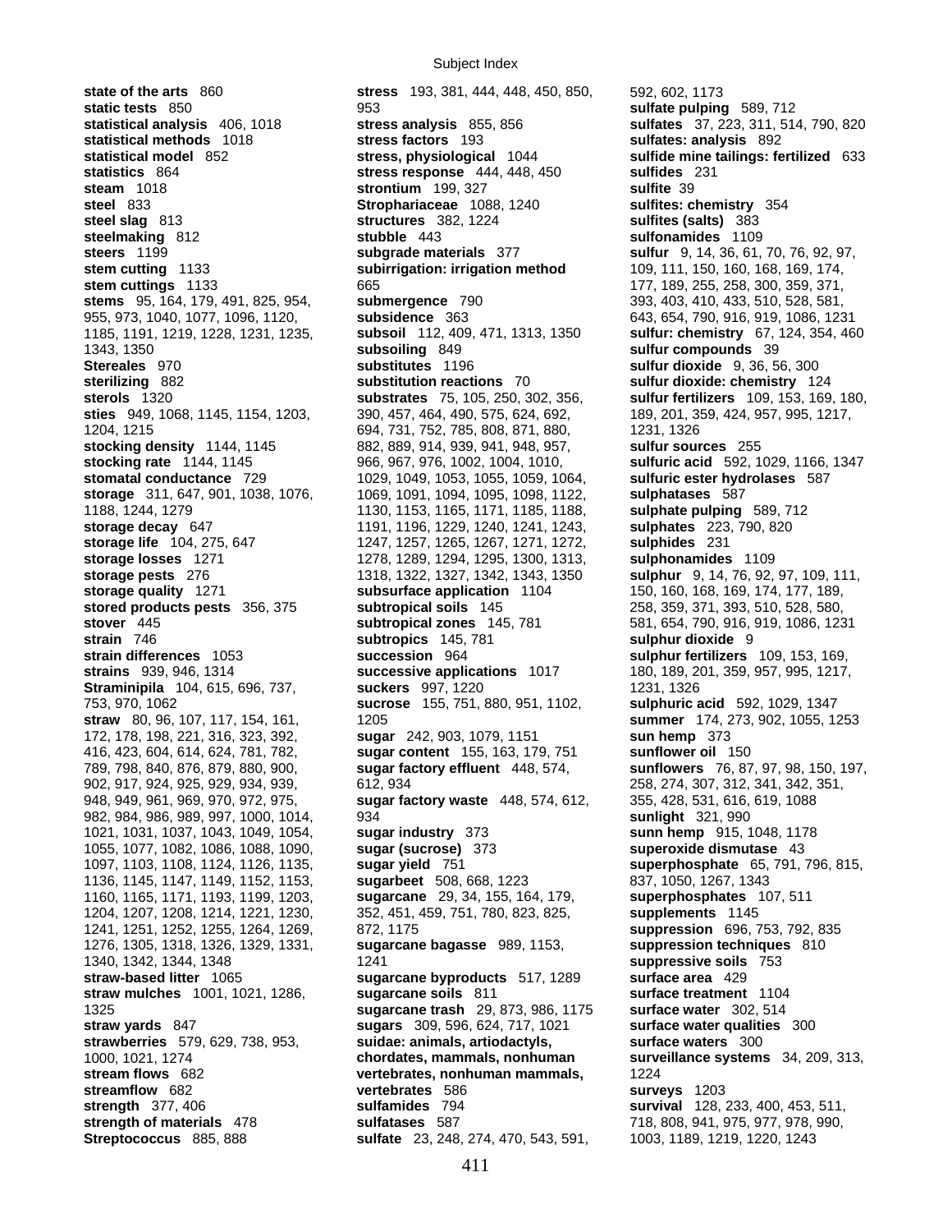**state of the arts** 860
**static tests** 850
**statistical analysis** 406, 1018
**statistical methods** 1018
**statistical model** 852
**statistics** 864
**steam** 1018
**steel** 833
**steel slag** 813
**steelmaking** 812
**steers** 1199
**stem cutting** 1133
**stem cuttings** 1133
**stems** 95, 164, 179, 491, 825, 954, 955, 973, 1040, 1077, 1096, 1120, 1185, 1191, 1219, 1228, 1231, 1235, 1343, 1350
**Stereales** 970
**sterilizing** 882
**sterols** 1320
**sties** 949, 1068, 1145, 1154, 1203, 1204, 1215
**stocking density** 1144, 1145
**stocking rate** 1144, 1145
**stomatal conductance** 729
**storage** 311, 647, 901, 1038, 1076, 1188, 1244, 1279
**storage decay** 647
**storage life** 104, 275, 647
**storage losses** 1271
**storage pests** 276
**storage quality** 1271
**stored products pests** 356, 375
**stover** 445
**strain** 746
**strain differences** 1053
**strains** 939, 946, 1314
**Straminipila** 104, 615, 696, 737, 753, 970, 1062
**straw** 80, 96, 107, 117, 154, 161, 172, 178, 198, 221, 316, 323, 392, 416, 423, 604, 614, 624, 781, 782, 789, 798, 840, 876, 879, 880, 900, 902, 917, 924, 925, 929, 934, 939, 948, 949, 961, 969, 970, 972, 975, 982, 984, 986, 989, 997, 1000, 1014, 1021, 1031, 1037, 1043, 1049, 1054, 1055, 1077, 1082, 1086, 1088, 1090, 1097, 1103, 1108, 1124, 1126, 1135, 1136, 1145, 1147, 1149, 1152, 1153, 1160, 1165, 1171, 1193, 1199, 1203, 1204, 1207, 1208, 1214, 1221, 1230, 1241, 1251, 1252, 1255, 1264, 1269, 1276, 1305, 1318, 1326, 1329, 1331, 1340, 1342, 1344, 1348
**straw-based litter** 1065
**straw mulches** 1001, 1021, 1286, 1325
**straw yards** 847
**strawberries** 579, 629, 738, 953, 1000, 1021, 1274
**stream flows** 682
**streamflow** 682
**strength** 377, 406
**strength of materials** 478
**Streptococcus** 885, 888
**stress** 193, 381, 444, 448, 450, 850, 953
**stress analysis** 855, 856
**stress factors** 193
**stress, physiological** 1044
**stress response** 444, 448, 450
**strontium** 199, 327
**Strophariaceae** 1088, 1240
**structures** 382, 1224
**stubble** 443
**subgrade materials** 377
**subirrigation: irrigation method** 665
**submergence** 790
**subsidence** 363
**subsoil** 112, 409, 471, 1313, 1350
**subsoiling** 849
**substitutes** 1196
**substitution reactions** 70
**substrates** 75, 105, 250, 302, 356, 390, 457, 464, 490, 575, 624, 692, 694, 731, 752, 785, 808, 871, 880, 882, 889, 914, 939, 941, 948, 957, 966, 967, 976, 1002, 1004, 1010, 1029, 1049, 1053, 1055, 1059, 1064, 1069, 1091, 1094, 1095, 1098, 1122, 1130, 1153, 1165, 1171, 1185, 1188, 1191, 1196, 1229, 1240, 1241, 1243, 1247, 1257, 1265, 1267, 1271, 1272, 1278, 1289, 1294, 1295, 1300, 1313, 1318, 1322, 1327, 1342, 1343, 1350
**subsurface application** 1104
**subtropical soils** 145
**subtropical zones** 145, 781
**subtropics** 145, 781
**succession** 964
**successive applications** 1017
**suckers** 997, 1220
**sucrose** 155, 751, 880, 951, 1102, 1205
**sugar** 242, 903, 1079, 1151
**sugar content** 155, 163, 179, 751
**sugar factory effluent** 448, 574, 612, 934
**sugar factory waste** 448, 574, 612, 934
**sugar industry** 373
**sugar (sucrose)** 373
**sugar yield** 751
**sugarbeet** 508, 668, 1223
**sugarcane** 29, 34, 155, 164, 179, 352, 451, 459, 751, 780, 823, 825, 872, 1175
**sugarcane bagasse** 989, 1153, 1241
**sugarcane byproducts** 517, 1289
**sugarcane soils** 811
**sugarcane trash** 29, 873, 986, 1175
**sugars** 309, 596, 624, 717, 1021
**suidae: animals, artiodactyls, chordates, mammals, nonhuman vertebrates, nonhuman mammals, vertebrates** 586
**sulfamides** 794
**sulfatases** 587
**sulfate** 23, 248, 274, 470, 543, 591, 592, 602, 1173
**sulfate pulping** 589, 712
**sulfates** 37, 223, 311, 514, 790, 820
**sulfates: analysis** 892
**sulfide mine tailings: fertilized** 633
**sulfides** 231
**sulfite** 39
**sulfites: chemistry** 354
**sulfites (salts)** 383
**sulfonamides** 1109
**sulfur** 9, 14, 36, 61, 70, 76, 92, 97, 109, 111, 150, 160, 168, 169, 174, 177, 189, 255, 258, 300, 359, 371, 393, 403, 410, 433, 510, 528, 581, 643, 654, 790, 916, 919, 1086, 1231
**sulfur: chemistry** 67, 124, 354, 460
**sulfur compounds** 39
**sulfur dioxide** 9, 36, 56, 300
**sulfur dioxide: chemistry** 124
**sulfur fertilizers** 109, 153, 169, 180, 189, 201, 359, 424, 957, 995, 1217, 1231, 1326
**sulfur sources** 255
**sulfuric acid** 592, 1029, 1166, 1347
**sulfuric ester hydrolases** 587
**sulphatases** 587
**sulphate pulping** 589, 712
**sulphates** 223, 790, 820
**sulphides** 231
**sulphonamides** 1109
**sulphur** 9, 14, 76, 92, 97, 109, 111, 150, 160, 168, 169, 174, 177, 189, 258, 359, 371, 393, 510, 528, 580, 581, 654, 790, 916, 919, 1086, 1231
**sulphur dioxide** 9
**sulphur fertilizers** 109, 153, 169, 180, 189, 201, 359, 957, 995, 1217, 1231, 1326
**sulphuric acid** 592, 1029, 1347
**summer** 174, 273, 902, 1055, 1253
**sun hemp** 373
**sunflower oil** 150
**sunflowers** 76, 87, 97, 98, 150, 197, 258, 274, 307, 312, 341, 342, 351, 355, 428, 531, 616, 619, 1088
**sunlight** 321, 990
**sunn hemp** 915, 1048, 1178
**superoxide dismutase** 43
**superphosphate** 65, 791, 796, 815, 837, 1050, 1267, 1343
**superphosphates** 107, 511
**supplements** 1145
**suppression** 696, 753, 792, 835
**suppression techniques** 810
**suppressive soils** 753
**surface area** 429
**surface treatment** 1104
**surface water** 302, 514
**surface water qualities** 300
**surface waters** 300
**surveillance systems** 34, 209, 313, 1224
**surveys** 1203
**survival** 128, 233, 400, 453, 511, 718, 808, 941, 975, 977, 978, 990, 1003, 1189, 1219, 1220, 1243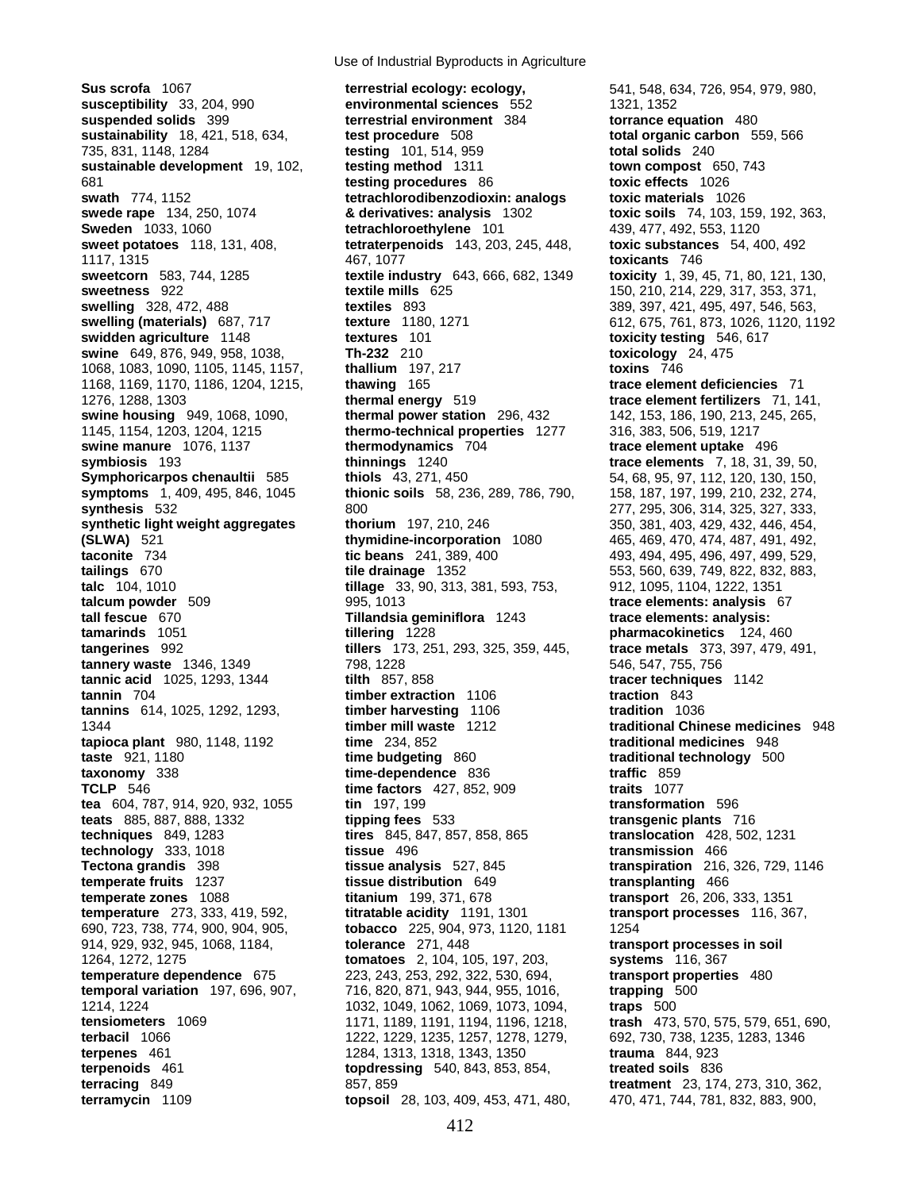**Sus scrofa** 1067
**susceptibility** 33, 204, 990
**suspended solids** 399
**sustainability** 18, 421, 518, 634, 735, 831, 1148, 1284
**sustainable development** 19, 102, 681
**swath** 774, 1152
**swede rape** 134, 250, 1074
**Sweden** 1033, 1060
**sweet potatoes** 118, 131, 408, 1117, 1315
**sweetcorn** 583, 744, 1285
**sweetness** 922
**swelling** 328, 472, 488
**swelling (materials)** 687, 717
**swidden agriculture** 1148
**swine** 649, 876, 949, 958, 1038, 1068, 1083, 1090, 1105, 1145, 1157, 1168, 1169, 1170, 1186, 1204, 1215, 1276, 1288, 1303
**swine housing** 949, 1068, 1090, 1145, 1154, 1203, 1204, 1215
**swine manure** 1076, 1137
**symbiosis** 193
**Symphoricarpos chenaultii** 585
**symptoms** 1, 409, 495, 846, 1045
**synthesis** 532
**synthetic light weight aggregates (SLWA)** 521
**taconite** 734
**tailings** 670
**talc** 104, 1010
**talcum powder** 509
**tall fescue** 670
**tamarinds** 1051
**tangerines** 992
**tannery waste** 1346, 1349
**tannic acid** 1025, 1293, 1344
**tannin** 704
**tannins** 614, 1025, 1292, 1293, 1344
**tapioca plant** 980, 1148, 1192
**taste** 921, 1180
**taxonomy** 338
**TCLP** 546
**tea** 604, 787, 914, 920, 932, 1055
**teats** 885, 887, 888, 1332
**techniques** 849, 1283
**technology** 333, 1018
**Tectona grandis** 398
**temperate fruits** 1237
**temperate zones** 1088
**temperature** 273, 333, 419, 592, 690, 723, 738, 774, 900, 904, 905, 914, 929, 932, 945, 1068, 1184, 1264, 1272, 1275
**temperature dependence** 675
**temporal variation** 197, 696, 907, 1214, 1224
**tensiometers** 1069
**terbacil** 1066
**terpenes** 461
**terpenoids** 461
**terracing** 849
**terramycin** 1109
**terrestrial ecology: ecology, environmental sciences** 552
**terrestrial environment** 384
**test procedure** 508
**testing** 101, 514, 959
**testing method** 1311
**testing procedures** 86
**tetrachlorodibenzodioxin: analogs & derivatives: analysis** 1302
**tetrachloroethylene** 101
**tetraterpenoids** 143, 203, 245, 448, 467, 1077
**textile industry** 643, 666, 682, 1349
**textile mills** 625
**textiles** 893
**texture** 1180, 1271
**textures** 101
**Th-232** 210
**thallium** 197, 217
**thawing** 165
**thermal energy** 519
**thermal power station** 296, 432
**thermo-technical properties** 1277
**thermodynamics** 704
**thinnings** 1240
**thiols** 43, 271, 450
**thionic soils** 58, 236, 289, 786, 790, 800
**thorium** 197, 210, 246
**thymidine-incorporation** 1080
**tic beans** 241, 389, 400
**tile drainage** 1352
**tillage** 33, 90, 313, 381, 593, 753, 995, 1013
**Tillandsia geminiflora** 1243
**tillering** 1228
**tillers** 173, 251, 293, 325, 359, 445, 798, 1228
**tilth** 857, 858
**timber extraction** 1106
**timber harvesting** 1106
**timber mill waste** 1212
**time** 234, 852
**time budgeting** 860
**time-dependence** 836
**time factors** 427, 852, 909
**tin** 197, 199
**tipping fees** 533
**tires** 845, 847, 857, 858, 865
**tissue** 496
**tissue analysis** 527, 845
**tissue distribution** 649
**titanium** 199, 371, 678
**titratable acidity** 1191, 1301
**tobacco** 225, 904, 973, 1120, 1181
**tolerance** 271, 448
**tomatoes** 2, 104, 105, 197, 203, 223, 243, 253, 292, 322, 530, 694, 716, 820, 871, 943, 944, 955, 1016, 1032, 1049, 1062, 1069, 1073, 1094, 1171, 1189, 1191, 1194, 1196, 1218, 1222, 1229, 1235, 1257, 1278, 1279, 1284, 1313, 1318, 1343, 1350
**topdressing** 540, 843, 853, 854, 857, 859
**topsoil** 28, 103, 409, 453, 471, 480, 541, 548, 634, 726, 954, 979, 980, 1321, 1352
**torrance equation** 480
**total organic carbon** 559, 566
**total solids** 240
**town compost** 650, 743
**toxic effects** 1026
**toxic materials** 1026
**toxic soils** 74, 103, 159, 192, 363, 439, 477, 492, 553, 1120
**toxic substances** 54, 400, 492
**toxicants** 746
**toxicity** 1, 39, 45, 71, 80, 121, 130, 150, 210, 214, 229, 317, 353, 371, 389, 397, 421, 495, 497, 546, 563, 612, 675, 761, 873, 1026, 1120, 1192
**toxicity testing** 546, 617
**toxicology** 24, 475
**toxins** 746
**trace element deficiencies** 71
**trace element fertilizers** 71, 141, 142, 153, 186, 190, 213, 245, 265, 316, 383, 506, 519, 1217
**trace element uptake** 496
**trace elements** 7, 18, 31, 39, 50, 54, 68, 95, 97, 112, 120, 130, 150, 158, 187, 197, 199, 210, 232, 274, 277, 295, 306, 314, 325, 327, 333, 350, 381, 403, 429, 432, 446, 454, 465, 469, 470, 474, 487, 491, 492, 493, 494, 495, 496, 497, 499, 529, 553, 560, 639, 749, 822, 832, 883, 912, 1095, 1104, 1222, 1351
**trace elements: analysis** 67
**trace elements: analysis: pharmacokinetics** 124, 460
**trace metals** 373, 397, 479, 491, 546, 547, 755, 756
**tracer techniques** 1142
**traction** 843
**tradition** 1036
**traditional Chinese medicines** 948
**traditional medicines** 948
**traditional technology** 500
**traffic** 859
**traits** 1077
**transformation** 596
**transgenic plants** 716
**translocation** 428, 502, 1231
**transmission** 466
**transpiration** 216, 326, 729, 1146
**transplanting** 466
**transport** 26, 206, 333, 1351
**transport processes** 116, 367, 1254
**transport processes in soil systems** 116, 367
**transport properties** 480
**trapping** 500
**traps** 500
**trash** 473, 570, 575, 579, 651, 690, 692, 730, 738, 1235, 1283, 1346
**trauma** 844, 923
**treated soils** 836
**treatment** 23, 174, 273, 310, 362, 470, 471, 744, 781, 832, 883, 900,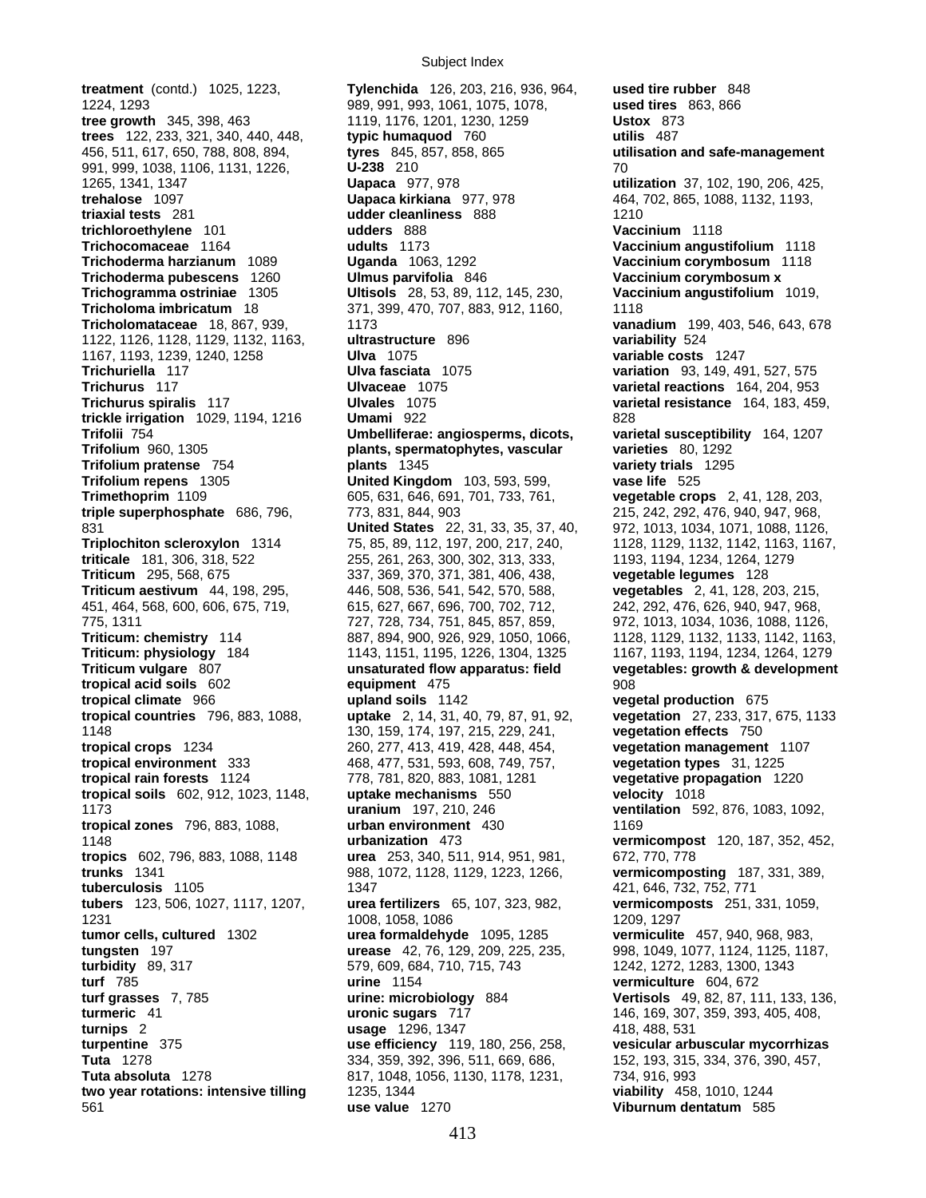**treatment** (contd.) 1025, 1223, 1224, 1293
**tree growth** 345, 398, 463
**trees** 122, 233, 321, 340, 440, 448, 456, 511, 617, 650, 788, 808, 894, 991, 999, 1038, 1106, 1131, 1226, 1265, 1341, 1347
**trehalose** 1097
**triaxial tests** 281
**trichloroethylene** 101
**Trichocomaceae** 1164
**Trichoderma harzianum** 1089
**Trichoderma pubescens** 1260
**Trichogramma ostriniae** 1305
**Tricholoma imbricatum** 18
**Tricholomataceae** 18, 867, 939, 1122, 1126, 1128, 1129, 1132, 1163, 1167, 1193, 1239, 1240, 1258
**Trichuriella** 117
**Trichurus** 117
**Trichurus spiralis** 117
**trickle irrigation** 1029, 1194, 1216
**Trifolii** 754
**Trifolium** 960, 1305
**Trifolium pratense** 754
**Trifolium repens** 1305
**Trimethoprim** 1109
**triple superphosphate** 686, 796, 831
**Triplochiton scleroxylon** 1314
**triticale** 181, 306, 318, 522
**Triticum** 295, 568, 675
**Triticum aestivum** 44, 198, 295, 451, 464, 568, 600, 606, 675, 719, 775, 1311
**Triticum: chemistry** 114
**Triticum: physiology** 184
**Triticum vulgare** 807
**tropical acid soils** 602
**tropical climate** 966
**tropical countries** 796, 883, 1088, 1148
**tropical crops** 1234
**tropical environment** 333
**tropical rain forests** 1124
**tropical soils** 602, 912, 1023, 1148, 1173
**tropical zones** 796, 883, 1088, 1148
**tropics** 602, 796, 883, 1088, 1148
**trunks** 1341
**tuberculosis** 1105
**tubers** 123, 506, 1027, 1117, 1207, 1231
**tumor cells, cultured** 1302
**tungsten** 197
**turbidity** 89, 317
**turf** 785
**turf grasses** 7, 785
**turmeric** 41
**turnips** 2
**turpentine** 375
**Tuta** 1278
**Tuta absoluta** 1278
**two year rotations: intensive tilling** 561
**Tylenchida** 126, 203, 216, 936, 964, 989, 991, 993, 1061, 1075, 1078, 1119, 1176, 1201, 1230, 1259
**typic humaquod** 760
**tyres** 845, 857, 858, 865
**U-238** 210
**Uapaca** 977, 978
**Uapaca kirkiana** 977, 978
**udder cleanliness** 888
**udders** 888
**udults** 1173
**Uganda** 1063, 1292
**Ulmus parvifolia** 846
**Ultisols** 28, 53, 89, 112, 145, 230, 371, 399, 470, 707, 883, 912, 1160, 1173
**ultrastructure** 896
**Ulva** 1075
**Ulva fasciata** 1075
**Ulvaceae** 1075
**Ulvales** 1075
**Umami** 922
**Umbelliferae: angiosperms, dicots, plants, spermatophytes, vascular plants** 1345
**United Kingdom** 103, 593, 599, 605, 631, 646, 691, 701, 733, 761, 773, 831, 844, 903
**United States** 22, 31, 33, 35, 37, 40, 75, 85, 89, 112, 197, 200, 217, 240, 255, 261, 263, 300, 302, 313, 333, 337, 369, 370, 371, 381, 406, 438, 446, 508, 536, 541, 542, 570, 588, 615, 627, 667, 696, 700, 702, 712, 727, 728, 734, 751, 845, 857, 859, 887, 894, 900, 926, 929, 1050, 1066, 1143, 1151, 1195, 1226, 1304, 1325
**unsaturated flow apparatus: field equipment** 475
**upland soils** 1142
**uptake** 2, 14, 31, 40, 79, 87, 91, 92, 130, 159, 174, 197, 215, 229, 241, 260, 277, 413, 419, 428, 448, 454, 468, 477, 531, 593, 608, 749, 757, 778, 781, 820, 883, 1081, 1281
**uptake mechanisms** 550
**uranium** 197, 210, 246
**urban environment** 430
**urbanization** 473
**urea** 253, 340, 511, 914, 951, 981, 988, 1072, 1128, 1129, 1223, 1266, 1347
**urea fertilizers** 65, 107, 323, 982, 1008, 1058, 1086
**urea formaldehyde** 1095, 1285
**urease** 42, 76, 129, 209, 225, 235, 579, 609, 684, 710, 715, 743
**urine** 1154
**urine: microbiology** 884
**uronic sugars** 717
**usage** 1296, 1347
**use efficiency** 119, 180, 256, 258, 334, 359, 392, 396, 511, 669, 686, 817, 1048, 1056, 1130, 1178, 1231, 1235, 1344
**use value** 1270
**used tire rubber** 848
**used tires** 863, 866
**Ustox** 873
**utilis** 487
**utilisation and safe-management** 70
**utilization** 37, 102, 190, 206, 425, 464, 702, 865, 1088, 1132, 1193, 1210
**Vaccinium** 1118
**Vaccinium angustifolium** 1118
**Vaccinium corymbosum** 1118
**Vaccinium corymbosum x Vaccinium angustifolium** 1019, 1118
**vanadium** 199, 403, 546, 643, 678
**variability** 524
**variable costs** 1247
**variation** 93, 149, 491, 527, 575
**varietal reactions** 164, 204, 953
**varietal resistance** 164, 183, 459, 828
**varietal susceptibility** 164, 1207
**varieties** 80, 1292
**variety trials** 1295
**vase life** 525
**vegetable crops** 2, 41, 128, 203, 215, 242, 292, 476, 626, 940, 947, 968, 972, 1013, 1034, 1071, 1088, 1126, 1128, 1129, 1132, 1142, 1163, 1167, 1193, 1194, 1234, 1264, 1279
**vegetable legumes** 128
**vegetables** 2, 41, 128, 203, 215, 242, 292, 476, 626, 940, 947, 968, 972, 1013, 1034, 1036, 1088, 1126, 1128, 1129, 1132, 1133, 1142, 1163, 1167, 1193, 1194, 1234, 1264, 1279
**vegetables: growth & development** 908
**vegetal production** 675
**vegetation** 27, 233, 317, 675, 1133
**vegetation effects** 750
**vegetation management** 1107
**vegetation types** 31, 1225
**vegetative propagation** 1220
**velocity** 1018
**ventilation** 592, 876, 1083, 1092, 1169
**vermicompost** 120, 187, 352, 452, 672, 770, 778
**vermicomposting** 187, 331, 389, 421, 646, 732, 752, 771
**vermicomposts** 251, 331, 1059, 1209, 1297
**vermiculite** 457, 940, 968, 983, 998, 1049, 1077, 1124, 1125, 1187, 1242, 1272, 1283, 1300, 1343
**vermiculture** 604, 672
**Vertisols** 49, 82, 87, 111, 133, 136, 146, 169, 307, 359, 393, 405, 408, 418, 488, 531
**vesicular arbuscular mycorrhizas** 152, 193, 315, 334, 376, 390, 457, 734, 916, 993
**viability** 458, 1010, 1244
**Viburnum dentatum** 585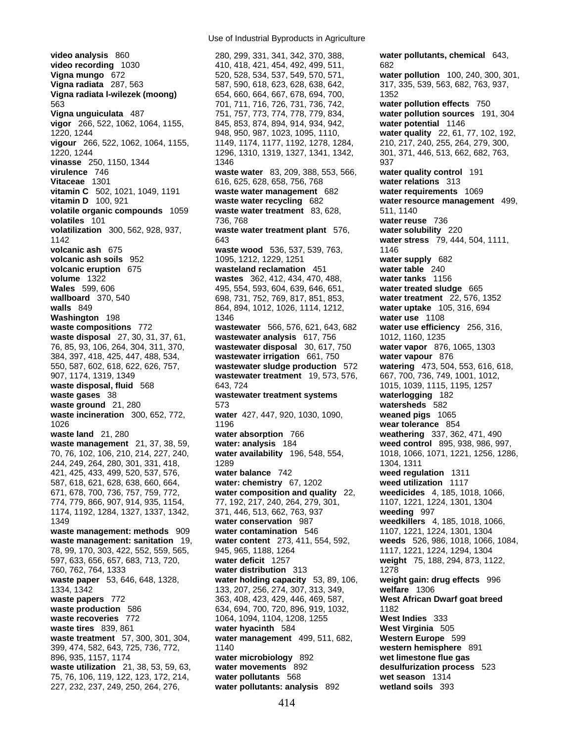**video analysis** 860
**video recording** 1030
**Vigna mungo** 672
**Vigna radiata** 287, 563
**Vigna radiata l-wilezek (moong)** 563
**Vigna unguiculata** 487
**vigor** 266, 522, 1062, 1064, 1155, 1220, 1244
**vigour** 266, 522, 1062, 1064, 1155, 1220, 1244
**vinasse** 250, 1150, 1344
**virulence** 746
**Vitaceae** 1301
**vitamin C** 502, 1021, 1049, 1191
**vitamin D** 100, 921
**volatile organic compounds** 1059
**volatiles** 101
**volatilization** 300, 562, 928, 937, 1142
**volcanic ash** 675
**volcanic ash soils** 952
**volcanic eruption** 675
**volume** 1322
**Wales** 599, 606
**wallboard** 370, 540
**walls** 849
**Washington** 198
**waste compositions** 772
**waste disposal** 27, 30, 31, 37, 61, 76, 85, 93, 106, 264, 304, 311, 370, 384, 397, 418, 425, 447, 488, 534, 550, 587, 602, 618, 622, 626, 757, 907, 1174, 1319, 1349
**waste disposal, fluid** 568
**waste gases** 38
**waste ground** 21, 280
**waste incineration** 300, 652, 772, 1026
**waste land** 21, 280
**waste management** 21, 37, 38, 59, 70, 76, 102, 106, 210, 214, 227, 240, 244, 249, 264, 280, 301, 331, 418, 421, 425, 433, 499, 520, 537, 576, 587, 618, 621, 628, 638, 660, 664, 671, 678, 700, 736, 757, 759, 772, 774, 779, 866, 907, 914, 935, 1154, 1174, 1192, 1284, 1327, 1337, 1342, 1349
**waste management: methods** 909
**waste management: sanitation** 19, 78, 99, 170, 303, 422, 552, 559, 565, 597, 633, 656, 657, 683, 713, 720, 760, 762, 764, 1333
**waste paper** 53, 646, 648, 1328, 1334, 1342
**waste papers** 772
**waste production** 586
**waste recoveries** 772
**waste tires** 839, 861
**waste treatment** 57, 300, 301, 304, 399, 474, 582, 643, 725, 736, 772, 896, 935, 1157, 1174
**waste utilization** 21, 38, 53, 59, 63, 75, 76, 106, 119, 122, 123, 172, 214, 227, 232, 237, 249, 250, 264, 276, 280, 299, 331, 341, 342, 370, 388, 410, 418, 421, 454, 492, 499, 511, 520, 528, 534, 537, 549, 570, 571, 587, 590, 618, 623, 628, 638, 642, 654, 660, 664, 667, 678, 694, 700, 701, 711, 716, 726, 731, 736, 742, 751, 757, 773, 774, 778, 779, 834, 845, 853, 874, 894, 914, 934, 942, 948, 950, 987, 1023, 1095, 1110, 1149, 1174, 1177, 1192, 1278, 1284, 1296, 1310, 1319, 1327, 1341, 1342, 1346
**waste water** 83, 209, 388, 553, 566, 616, 625, 628, 658, 756, 768
**waste water management** 682
**waste water recycling** 682
**waste water treatment** 83, 628, 736, 768
**waste water treatment plant** 576, 643
**waste wood** 536, 537, 539, 763, 1095, 1212, 1229, 1251
**wasteland reclamation** 451
**wastes** 362, 412, 434, 470, 488, 495, 554, 593, 604, 639, 646, 651, 698, 731, 752, 769, 817, 851, 853, 864, 894, 1012, 1026, 1114, 1212, 1346
**wastewater** 566, 576, 621, 643, 682
**wastewater analysis** 617, 756
**wastewater disposal** 30, 617, 750
**wastewater irrigation** 661, 750
**wastewater sludge production** 572
**wastewater treatment** 19, 573, 576, 643, 724
**wastewater treatment systems** 573
**water** 427, 447, 920, 1030, 1090, 1196
**water absorption** 766
**water: analysis** 184
**water availability** 196, 548, 554, 1289
**water balance** 742
**water: chemistry** 67, 1202
**water composition and quality** 22, 77, 192, 217, 240, 264, 279, 301, 371, 446, 513, 662, 763, 937
**water conservation** 987
**water contamination** 546
**water content** 273, 411, 554, 592, 945, 965, 1188, 1264
**water deficit** 1257
**water distribution** 313
**water holding capacity** 53, 89, 106, 133, 207, 256, 274, 307, 313, 349, 363, 408, 423, 429, 446, 469, 587, 634, 694, 700, 720, 896, 919, 1032, 1064, 1094, 1104, 1208, 1255
**water hyacinth** 584
**water management** 499, 511, 682, 1140
**water microbiology** 892
**water movements** 892
**water pollutants** 568
**water pollutants: analysis** 892
**water pollutants, chemical** 643, 682
**water pollution** 100, 240, 300, 301, 317, 335, 539, 563, 682, 763, 937, 1352
**water pollution effects** 750
**water pollution sources** 191, 304
**water potential** 1146
**water quality** 22, 61, 77, 102, 192, 210, 217, 240, 255, 264, 279, 300, 301, 371, 446, 513, 662, 682, 763, 937
**water quality control** 191
**water relations** 313
**water requirements** 1069
**water resource management** 499, 511, 1140
**water reuse** 736
**water solubility** 220
**water stress** 79, 444, 504, 1111, 1146
**water supply** 682
**water table** 240
**water tanks** 1156
**water treated sludge** 665
**water treatment** 22, 576, 1352
**water uptake** 105, 316, 694
**water use** 1108
**water use efficiency** 256, 316, 1012, 1160, 1235
**water vapor** 876, 1065, 1303
**water vapour** 876
**watering** 473, 504, 553, 616, 618, 667, 700, 736, 749, 1001, 1012, 1015, 1039, 1115, 1195, 1257
**waterlogging** 182
**watersheds** 582
**weaned pigs** 1065
**wear tolerance** 854
**weathering** 337, 362, 471, 490
**weed control** 895, 938, 986, 997, 1018, 1066, 1071, 1221, 1256, 1286, 1304, 1311
**weed regulation** 1311
**weed utilization** 1117
**weedicides** 4, 185, 1018, 1066, 1107, 1221, 1224, 1301, 1304
**weeding** 997
**weedkillers** 4, 185, 1018, 1066, 1107, 1221, 1224, 1301, 1304
**weeds** 526, 986, 1018, 1066, 1084, 1117, 1221, 1224, 1294, 1304
**weight** 75, 188, 294, 873, 1122, 1278
**weight gain: drug effects** 996
**welfare** 1306
**West African Dwarf goat breed** 1182
**West Indies** 333
**West Virginia** 505
**Western Europe** 599
**western hemisphere** 891
**wet limestone flue gas desulfurization process** 523
**wet season** 1314
**wetland soils** 393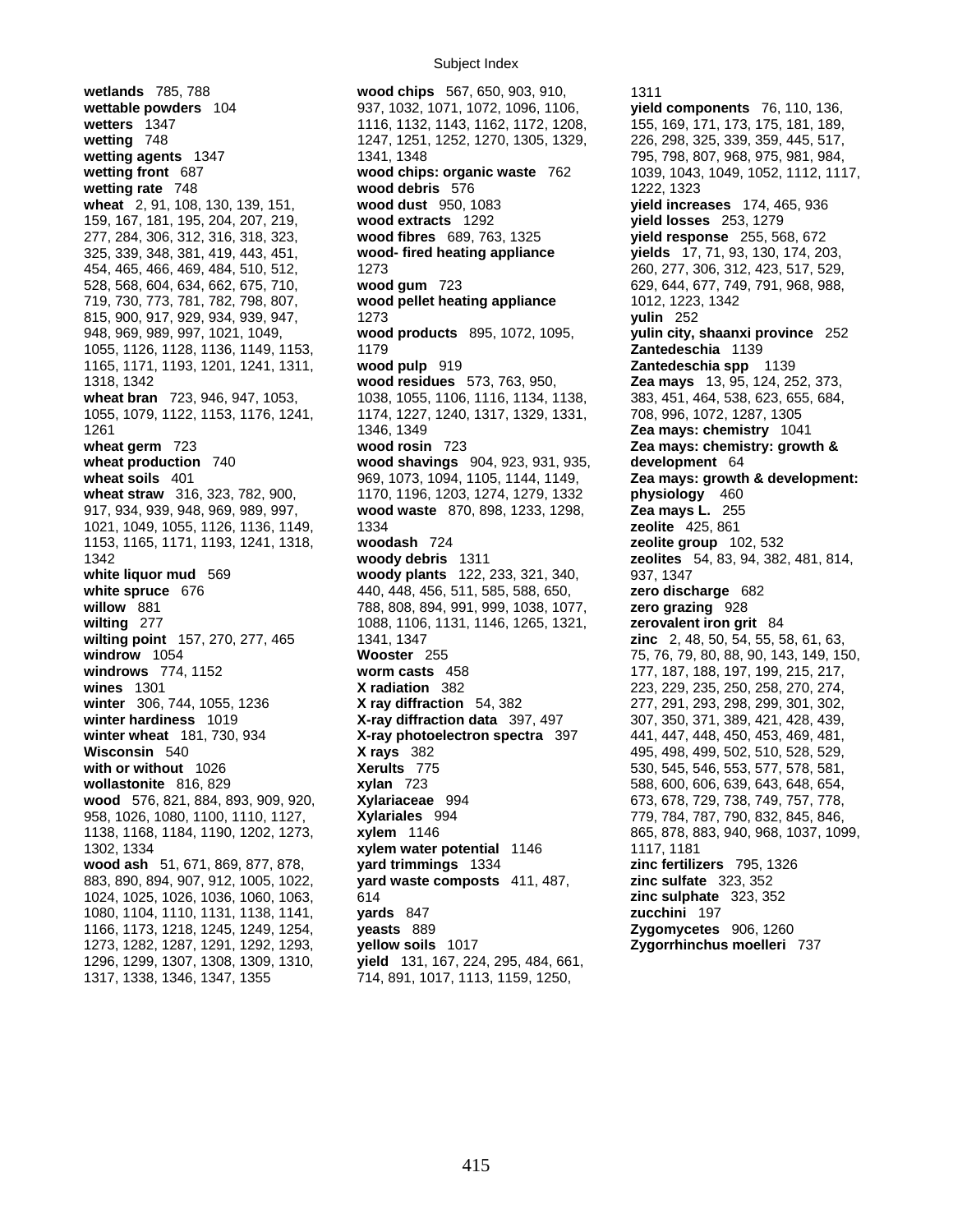**wetlands** 785, 788
**wettable powders** 104
**wetters** 1347
**wetting** 748
**wetting agents** 1347
**wetting front** 687
**wetting rate** 748
**wheat** 2, 91, 108, 130, 139, 151, 159, 167, 181, 195, 204, 207, 219, 277, 284, 306, 312, 316, 318, 323, 325, 339, 348, 381, 419, 443, 451, 454, 465, 466, 469, 484, 510, 512, 528, 568, 604, 634, 662, 675, 710, 719, 730, 773, 781, 782, 798, 807, 815, 900, 917, 929, 934, 939, 947, 948, 969, 989, 997, 1021, 1049, 1055, 1126, 1128, 1136, 1149, 1153, 1165, 1171, 1193, 1201, 1241, 1311, 1318, 1342
**wheat bran** 723, 946, 947, 1053, 1055, 1079, 1122, 1153, 1176, 1241, 1261
**wheat germ** 723
**wheat production** 740
**wheat soils** 401
**wheat straw** 316, 323, 782, 900, 917, 934, 939, 948, 969, 989, 997, 1021, 1049, 1055, 1126, 1136, 1149, 1153, 1165, 1171, 1193, 1241, 1318, 1342
**white liquor mud** 569
**white spruce** 676
**willow** 881
**wilting** 277
**wilting point** 157, 270, 277, 465
**windrow** 1054
**windrows** 774, 1152
**wines** 1301
**winter** 306, 744, 1055, 1236
**winter hardiness** 1019
**winter wheat** 181, 730, 934
**Wisconsin** 540
**with or without** 1026
**wollastonite** 816, 829
**wood** 576, 821, 884, 893, 909, 920, 958, 1026, 1080, 1100, 1110, 1127, 1138, 1168, 1184, 1190, 1202, 1273, 1302, 1334
**wood ash** 51, 671, 869, 877, 878, 883, 890, 894, 907, 912, 1005, 1022, 1024, 1025, 1026, 1036, 1060, 1063, 1080, 1104, 1110, 1131, 1138, 1141, 1166, 1173, 1218, 1245, 1249, 1254, 1273, 1282, 1287, 1291, 1292, 1293, 1296, 1299, 1307, 1308, 1309, 1310, 1317, 1338, 1346, 1347, 1355
**wood chips** 567, 650, 903, 910, 937, 1032, 1071, 1072, 1096, 1106, 1116, 1132, 1143, 1162, 1172, 1208, 1247, 1251, 1252, 1270, 1305, 1329, 1341, 1348
**wood chips: organic waste** 762
**wood debris** 576
**wood dust** 950, 1083
**wood extracts** 1292
**wood fibres** 689, 763, 1325
**wood- fired heating appliance** 1273
**wood gum** 723
**wood pellet heating appliance** 1273
**wood products** 895, 1072, 1095, 1179
**wood pulp** 919
**wood residues** 573, 763, 950, 1038, 1055, 1106, 1116, 1134, 1138, 1174, 1227, 1240, 1317, 1329, 1331, 1346, 1349
**wood rosin** 723
**wood shavings** 904, 923, 931, 935, 969, 1073, 1094, 1105, 1144, 1149, 1170, 1196, 1203, 1274, 1279, 1332
**wood waste** 870, 898, 1233, 1298, 1334
**woodash** 724
**woody debris** 1311
**woody plants** 122, 233, 321, 340, 440, 448, 456, 511, 585, 588, 650, 788, 808, 894, 991, 999, 1038, 1077, 1088, 1106, 1131, 1146, 1265, 1321, 1341, 1347
**Wooster** 255
**worm casts** 458
**X radiation** 382
**X ray diffraction** 54, 382
**X-ray diffraction data** 397, 497
**X-ray photoelectron spectra** 397
**X rays** 382
**Xerults** 775
**xylan** 723
**Xylariaceae** 994
**Xylariales** 994
**xylem** 1146
**xylem water potential** 1146
**yard trimmings** 1334
**yard waste composts** 411, 487, 614
**yards** 847
**yeasts** 889
**yellow soils** 1017
**yield** 131, 167, 224, 295, 484, 661, 714, 891, 1017, 1113, 1159, 1250, 1311
**yield components** 76, 110, 136, 155, 169, 171, 173, 175, 181, 189, 226, 298, 325, 339, 359, 445, 517, 795, 798, 807, 968, 975, 981, 984, 1039, 1043, 1049, 1052, 1112, 1117, 1222, 1323
**yield increases** 174, 465, 936
**yield losses** 253, 1279
**yield response** 255, 568, 672
**yields** 17, 71, 93, 130, 174, 203, 260, 277, 306, 312, 423, 517, 529, 629, 644, 677, 749, 791, 968, 988, 1012, 1223, 1342
**yulin** 252
**yulin city, shaanxi province** 252
**Zantedeschia** 1139
**Zantedeschia spp** 1139
**Zea mays** 13, 95, 124, 252, 373, 383, 451, 464, 538, 623, 655, 684, 708, 996, 1072, 1287, 1305
**Zea mays: chemistry** 1041
**Zea mays: chemistry: growth & development** 64
**Zea mays: growth & development: physiology** 460
**Zea mays L.** 255
**zeolite** 425, 861
**zeolite group** 102, 532
**zeolites** 54, 83, 94, 382, 481, 814, 937, 1347
**zero discharge** 682
**zero grazing** 928
**zerovalent iron grit** 84
**zinc** 2, 48, 50, 54, 55, 58, 61, 63, 75, 76, 79, 80, 88, 90, 143, 149, 150, 177, 187, 188, 197, 199, 215, 217, 223, 229, 235, 250, 258, 270, 274, 277, 291, 293, 298, 299, 301, 302, 307, 350, 371, 389, 421, 428, 439, 441, 447, 448, 450, 453, 469, 481, 495, 498, 499, 502, 510, 528, 529, 530, 545, 546, 553, 577, 578, 581, 588, 600, 606, 639, 643, 648, 654, 673, 678, 729, 738, 749, 757, 778, 779, 784, 787, 790, 832, 845, 846, 865, 878, 883, 940, 968, 1037, 1099, 1117, 1181
**zinc fertilizers** 795, 1326
**zinc sulfate** 323, 352
**zinc sulphate** 323, 352
**zucchini** 197
**Zygomycetes** 906, 1260
**Zygorrhinchus moelleri** 737